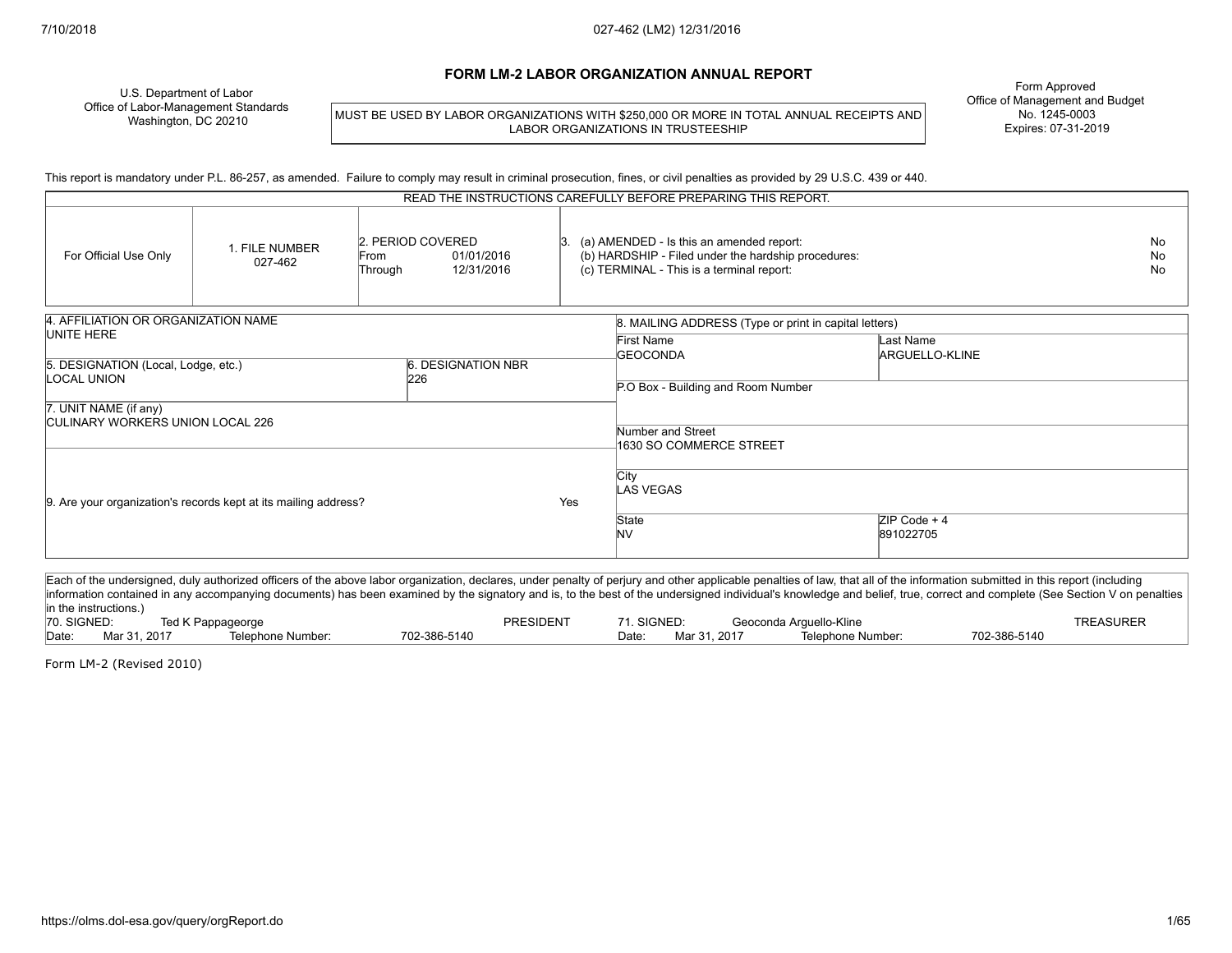# FORM LM-2 LABOR ORGANIZATION ANNUAL REPORT

U.S. Department of Labor
Office of Labor-Management Standards
Washington, DC 20210

MUST BE USED BY LABOR ORGANIZATIONS WITH $250,000 OR MORE IN TOTAL ANNUAL RECEIPTS AND LABOR ORGANIZATIONS IN TRUSTEESHIP

Form Approved
Office of Management and Budget
No. 1245-0003
Expires: 07-31-2019

This report is mandatory under P.L. 86-257, as amended. Failure to comply may result in criminal prosecution, fines, or civil penalties as provided by 29 U.S.C. 439 or 440.

READ THE INSTRUCTIONS CAREFULLY BEFORE PREPARING THIS REPORT.

| For Official Use Only | 1. FILE NUMBER | 2. PERIOD COVERED | 3. |
|---|---|---|---|
| | 027-462 | From 01/01/2016<br>Through 12/31/2016 | (a) AMENDED - Is this an amended report: No<br>(b) HARDSHIP - Filed under the hardship procedures: No<br>(c) TERMINAL - This is a terminal report: No |

| Field | Value |
|---|---|
| 4. AFFILIATION OR ORGANIZATION NAME | UNITE HERE |
| 5. DESIGNATION (Local, Lodge, etc.) | LOCAL UNION |
| 6. DESIGNATION NBR | 226 |
| 7. UNIT NAME (if any) | CULINARY WORKERS UNION LOCAL 226 |
| 9. Are your organization's records kept at its mailing address? | Yes |

**8. MAILING ADDRESS (Type or print in capital letters)**

| Field | Value |
|---|---|
| First Name | GEOCONDA |
| Last Name | ARGUELLO-KLINE |
| P.O Box - Building and Room Number | |
| Number and Street | 1630 SO COMMERCE STREET |
| City | LAS VEGAS |
| State | NV |
| ZIP Code + 4 | 891022705 |

Each of the undersigned, duly authorized officers of the above labor organization, declares, under penalty of perjury and other applicable penalties of law, that all of the information submitted in this report (including information contained in any accompanying documents) has been examined by the signatory and is, to the best of the undersigned individual's knowledge and belief, true, correct and complete (See Section V on penalties in the instructions.)

| 70. SIGNED: | Ted K Pappageorge | PRESIDENT | 71. SIGNED: | Geoconda Arguello-Kline | TREASURER |
|---|---|---|---|---|---|
| Date: | Mar 31, 2017 | Telephone Number: 702-386-5140 | Date: | Mar 31, 2017 | Telephone Number: 702-386-5140 |

Form LM-2 (Revised 2010)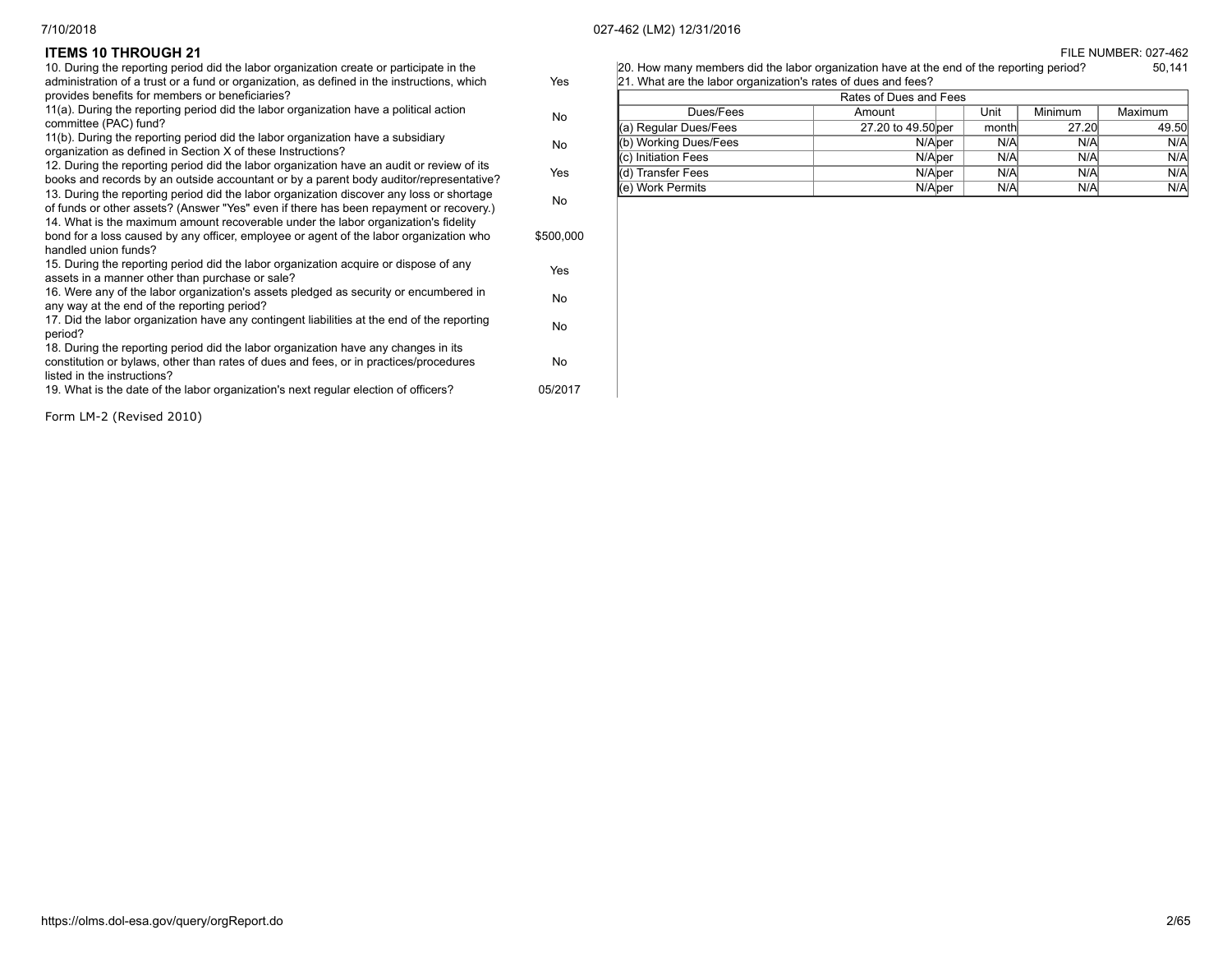## ITEMS 10 THROUGH 21

FILE NUMBER: 027-462

| Question | Answer |
|---|---|
| 10. During the reporting period did the labor organization create or participate in the administration of a trust or a fund or organization, as defined in the instructions, which provides benefits for members or beneficiaries? | Yes |
| 11(a). During the reporting period did the labor organization have a political action committee (PAC) fund? | No |
| 11(b). During the reporting period did the labor organization have a subsidiary organization as defined in Section X of these Instructions? | No |
| 12. During the reporting period did the labor organization have an audit or review of its books and records by an outside accountant or by a parent body auditor/representative? | Yes |
| 13. During the reporting period did the labor organization discover any loss or shortage of funds or other assets? (Answer "Yes" even if there has been repayment or recovery.) | No |
| 14. What is the maximum amount recoverable under the labor organization's fidelity bond for a loss caused by any officer, employee or agent of the labor organization who handled union funds? | $500,000 |
| 15. During the reporting period did the labor organization acquire or dispose of any assets in a manner other than purchase or sale? | Yes |
| 16. Were any of the labor organization's assets pledged as security or encumbered in any way at the end of the reporting period? | No |
| 17. Did the labor organization have any contingent liabilities at the end of the reporting period? | No |
| 18. During the reporting period did the labor organization have any changes in its constitution or bylaws, other than rates of dues and fees, or in practices/procedures listed in the instructions? | No |
| 19. What is the date of the labor organization's next regular election of officers? | 05/2017 |

20. How many members did the labor organization have at the end of the reporting period? 50,141

21. What are the labor organization's rates of dues and fees?

| Rates of Dues and Fees | | | | | |
|---|---|---|---|---|---|
| Dues/Fees | Amount | | Unit | Minimum | Maximum |
| (a) Regular Dues/Fees | 27.20 to 49.50 | per | month | 27.20 | 49.50 |
| (b) Working Dues/Fees | N/A | per | N/A | N/A | N/A |
| (c) Initiation Fees | N/A | per | N/A | N/A | N/A |
| (d) Transfer Fees | N/A | per | N/A | N/A | N/A |
| (e) Work Permits | N/A | per | N/A | N/A | N/A |

Form LM-2 (Revised 2010)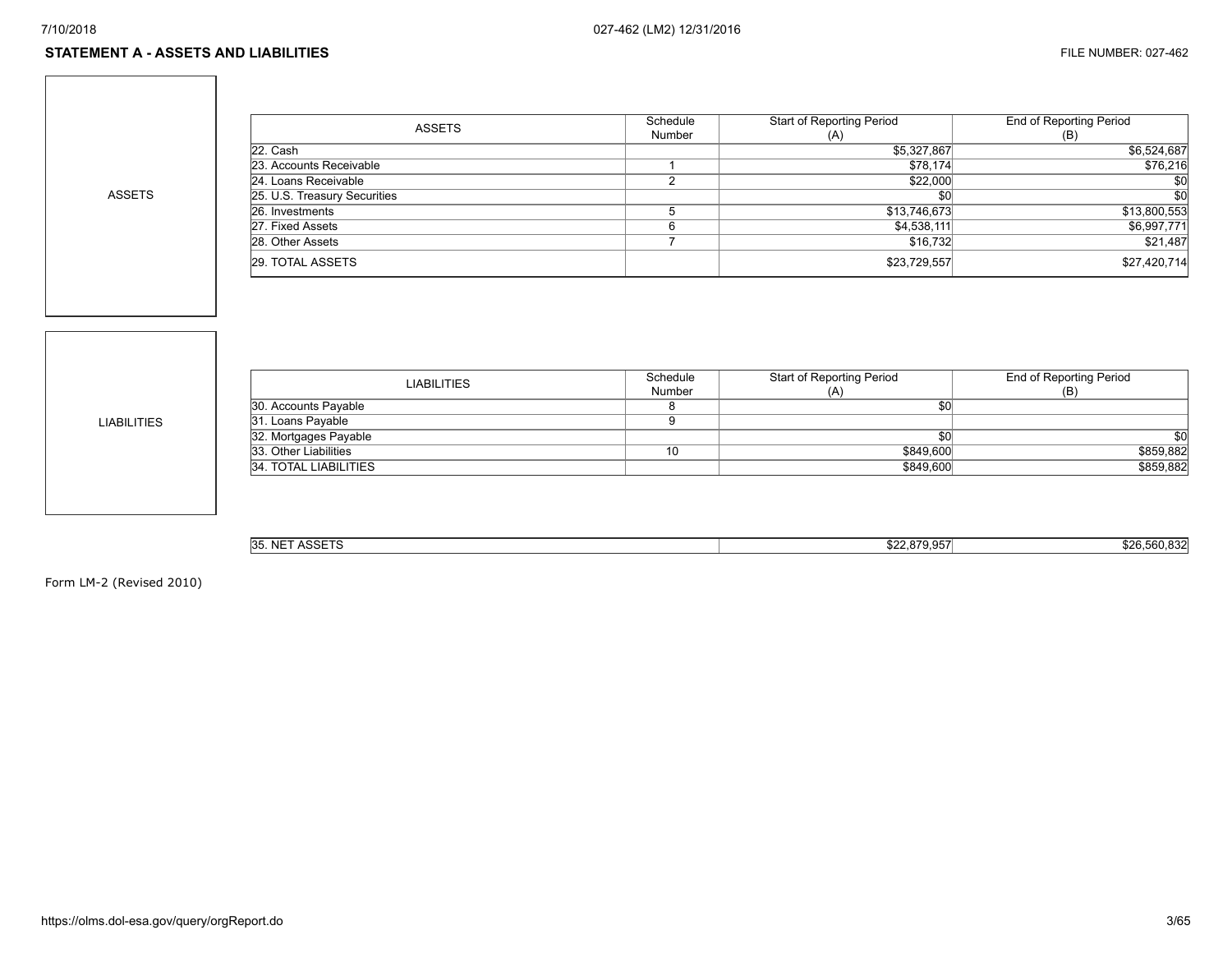## STATEMENT A - ASSETS AND LIABILITIES

FILE NUMBER: 027-462

ASSETS

| ASSETS | Schedule Number | Start of Reporting Period (A) | End of Reporting Period (B) |
|---|---|---|---|
| 22. Cash | | $5,327,867 | $6,524,687 |
| 23. Accounts Receivable | 1 | $78,174 | $76,216 |
| 24. Loans Receivable | 2 | $22,000 | $0 |
| 25. U.S. Treasury Securities | | $0 | $0 |
| 26. Investments | 5 | $13,746,673 | $13,800,553 |
| 27. Fixed Assets | 6 | $4,538,111 | $6,997,771 |
| 28. Other Assets | 7 | $16,732 | $21,487 |
| 29. TOTAL ASSETS | | $23,729,557 | $27,420,714 |

LIABILITIES

| LIABILITIES | Schedule Number | Start of Reporting Period (A) | End of Reporting Period (B) |
|---|---|---|---|
| 30. Accounts Payable | 8 | $0 | |
| 31. Loans Payable | 9 | | |
| 32. Mortgages Payable | | $0 | $0 |
| 33. Other Liabilities | 10 | $849,600 | $859,882 |
| 34. TOTAL LIABILITIES | | $849,600 | $859,882 |

| | Start of Reporting Period (A) | End of Reporting Period (B) |
|---|---|---|
| 35. NET ASSETS | $22,879,957 | $26,560,832 |

Form LM-2 (Revised 2010)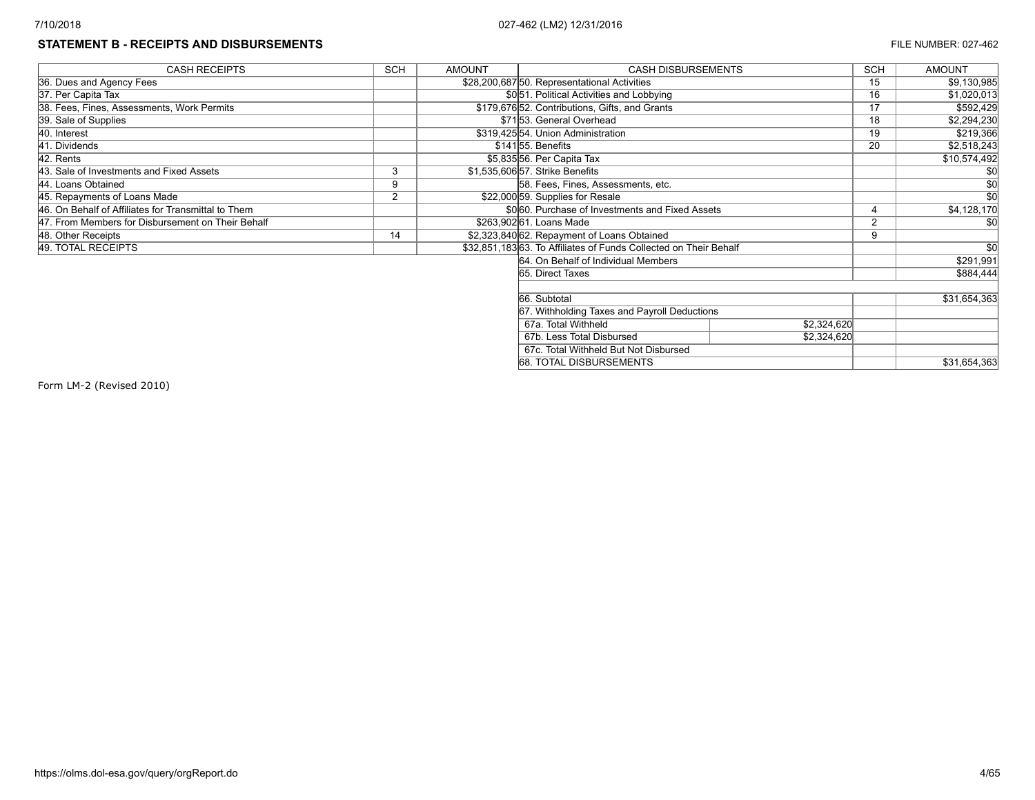## STATEMENT B - RECEIPTS AND DISBURSEMENTS

FILE NUMBER: 027-462

| CASH RECEIPTS | SCH | AMOUNT | CASH DISBURSEMENTS | | SCH | AMOUNT |
|---|---|---|---|---|---|---|
| 36. Dues and Agency Fees | | $28,200,687 | 50. Representational Activities | | 15 | $9,130,985 |
| 37. Per Capita Tax | | $0 | 51. Political Activities and Lobbying | | 16 | $1,020,013 |
| 38. Fees, Fines, Assessments, Work Permits | | $179,676 | 52. Contributions, Gifts, and Grants | | 17 | $592,429 |
| 39. Sale of Supplies | | $71 | 53. General Overhead | | 18 | $2,294,230 |
| 40. Interest | | $319,425 | 54. Union Administration | | 19 | $219,366 |
| 41. Dividends | | $141 | 55. Benefits | | 20 | $2,518,243 |
| 42. Rents | | $5,835 | 56. Per Capita Tax | | | $10,574,492 |
| 43. Sale of Investments and Fixed Assets | 3 | $1,535,606 | 57. Strike Benefits | | | $0 |
| 44. Loans Obtained | 9 | | 58. Fees, Fines, Assessments, etc. | | | $0 |
| 45. Repayments of Loans Made | 2 | $22,000 | 59. Supplies for Resale | | | $0 |
| 46. On Behalf of Affiliates for Transmittal to Them | | $0 | 60. Purchase of Investments and Fixed Assets | | 4 | $4,128,170 |
| 47. From Members for Disbursement on Their Behalf | | $263,902 | 61. Loans Made | | 2 | $0 |
| 48. Other Receipts | 14 | $2,323,840 | 62. Repayment of Loans Obtained | | 9 | |
| 49. TOTAL RECEIPTS | | $32,851,183 | 63. To Affiliates of Funds Collected on Their Behalf | | | $0 |
| | | | 64. On Behalf of Individual Members | | | $291,991 |
| | | | 65. Direct Taxes | | | $884,444 |
| | | | | | | |
| | | | 66. Subtotal | | | $31,654,363 |
| | | | 67. Withholding Taxes and Payroll Deductions | | | |
| | | | 67a. Total Withheld | $2,324,620 | | |
| | | | 67b. Less Total Disbursed | $2,324,620 | | |
| | | | 67c. Total Withheld But Not Disbursed | | | |
| | | | 68. TOTAL DISBURSEMENTS | | | $31,654,363 |

Form LM-2 (Revised 2010)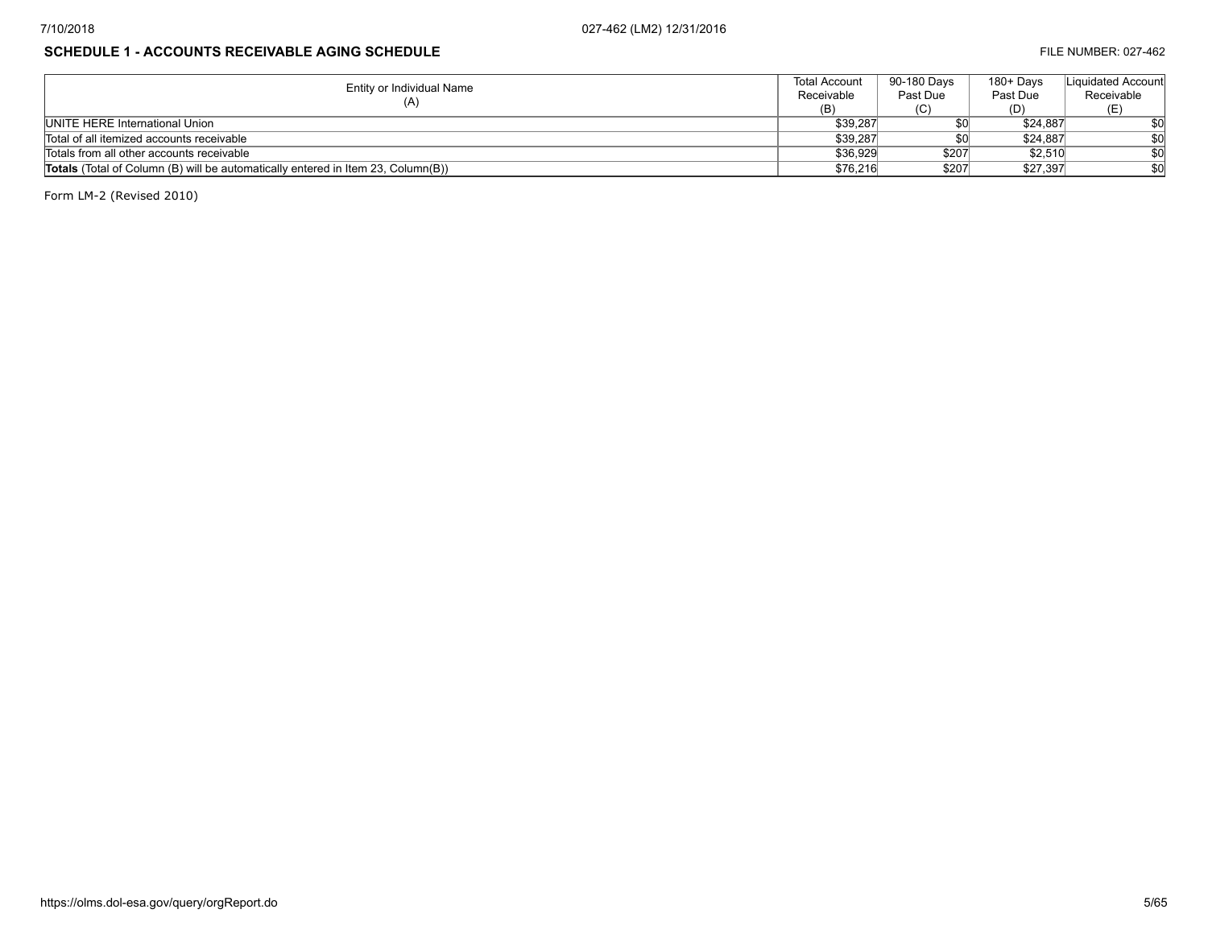## SCHEDULE 1 - ACCOUNTS RECEIVABLE AGING SCHEDULE

FILE NUMBER: 027-462

| Entity or Individual Name (A) | Total Account Receivable (B) | 90-180 Days Past Due (C) | 180+ Days Past Due (D) | Liquidated Account Receivable (E) |
|---|---|---|---|---|
| UNITE HERE International Union | $39,287 | $0 | $24,887 | $0 |
| Total of all itemized accounts receivable | $39,287 | $0 | $24,887 | $0 |
| Totals from all other accounts receivable | $36,929 | $207 | $2,510 | $0 |
| **Totals** (Total of Column (B) will be automatically entered in Item 23, Column(B)) | $76,216 | $207 | $27,397 | $0 |

Form LM-2 (Revised 2010)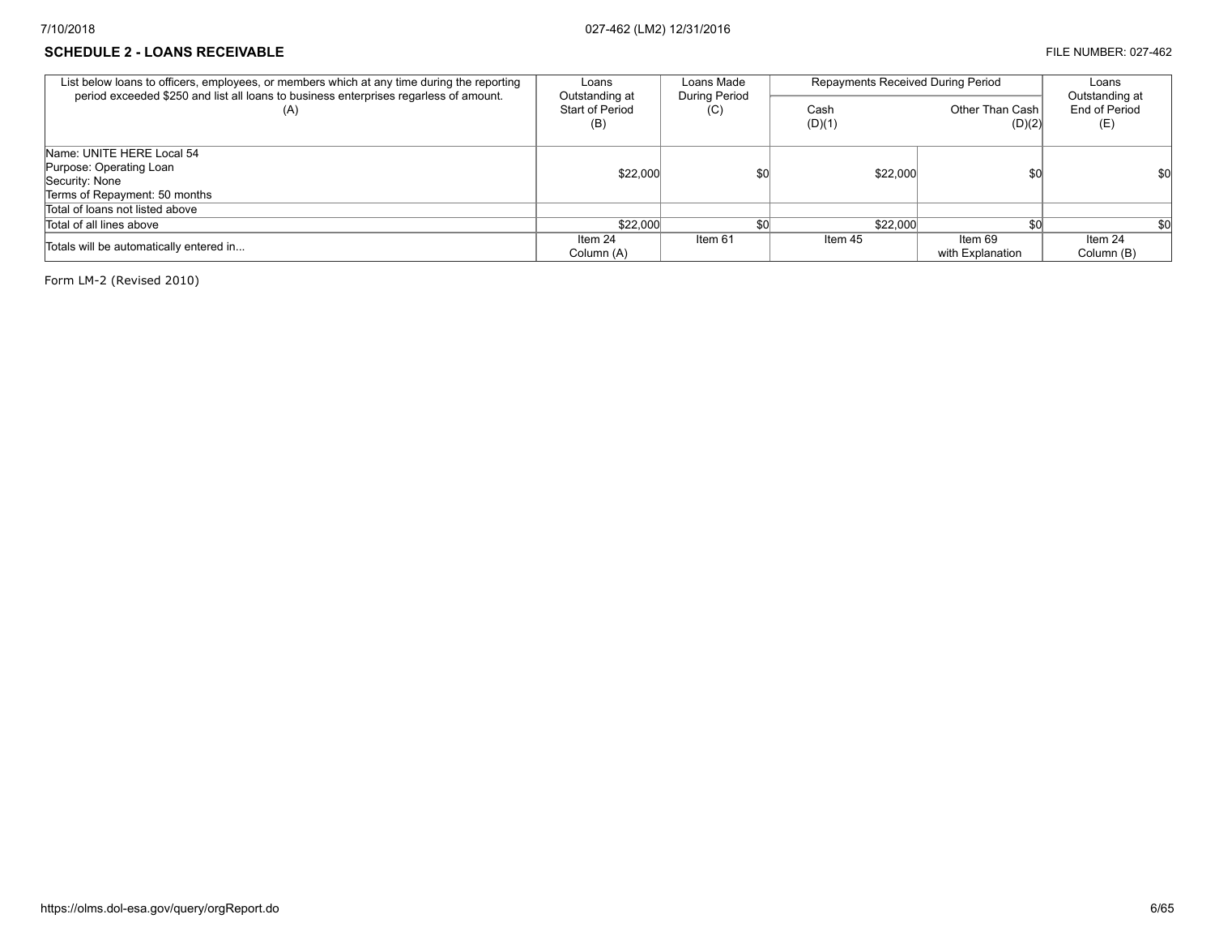**SCHEDULE 2 - LOANS RECEIVABLE**

FILE NUMBER: 027-462

| List below loans to officers, employees, or members which at any time during the reporting period exceeded $250 and list all loans to business enterprises regarless of amount. (A) | Loans Outstanding at Start of Period (B) | Loans Made During Period (C) | Repayments Received During Period | | Loans Outstanding at End of Period (E) |
|---|---|---|---|---|---|
| | | | Cash (D)(1) | Other Than Cash (D)(2) | |
| Name: UNITE HERE Local 54<br>Purpose: Operating Loan<br>Security: None<br>Terms of Repayment: 50 months | $22,000 | $0 | $22,000 | $0 | $0 |
| Total of loans not listed above | | | | | |
| Total of all lines above | $22,000 | $0 | $22,000 | $0 | $0 |
| Totals will be automatically entered in... | Item 24 Column (A) | Item 61 | Item 45 | Item 69 with Explanation | Item 24 Column (B) |

Form LM-2 (Revised 2010)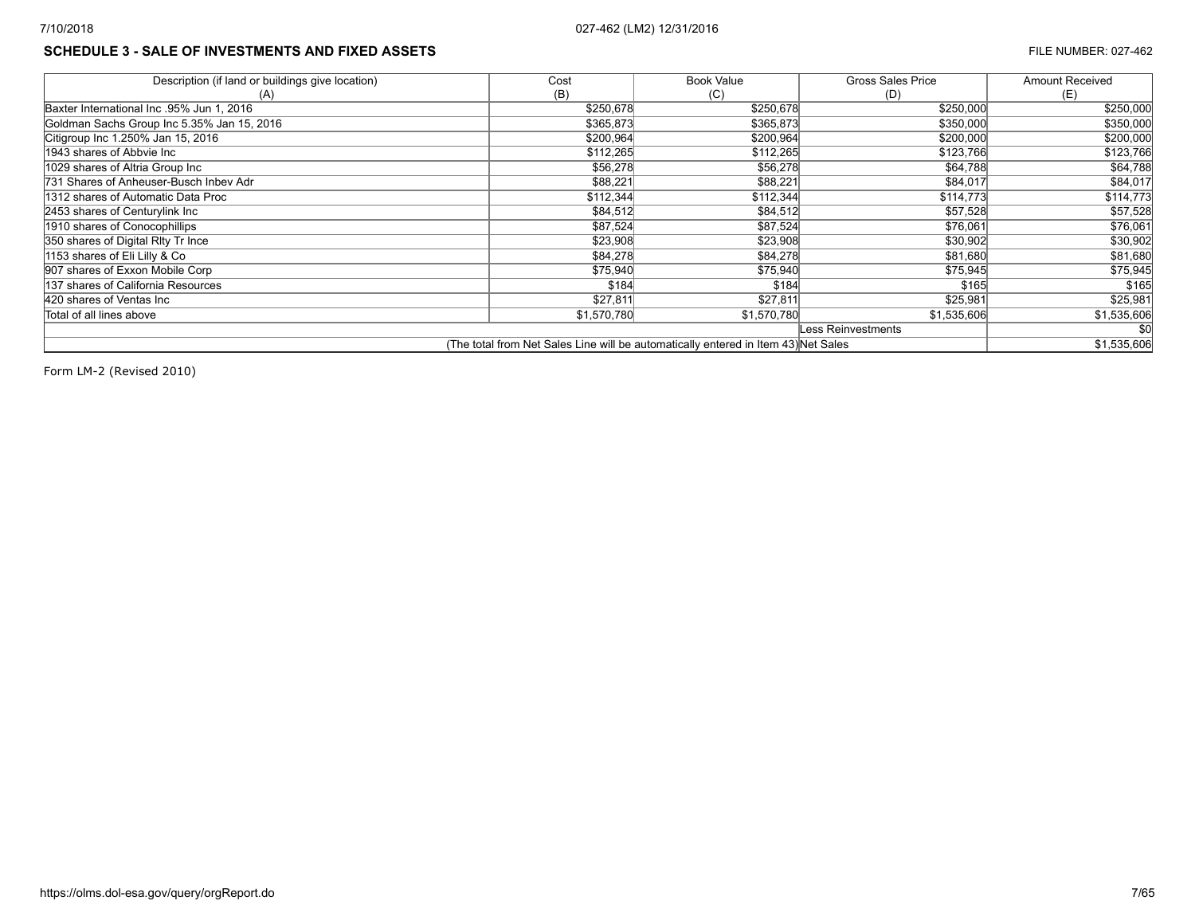## SCHEDULE 3 - SALE OF INVESTMENTS AND FIXED ASSETS

FILE NUMBER: 027-462

| Description (if land or buildings give location) (A) | Cost (B) | Book Value (C) | Gross Sales Price (D) | Amount Received (E) |
|---|---|---|---|---|
| Baxter International Inc .95% Jun 1, 2016 | $250,678 | $250,678 | $250,000 | $250,000 |
| Goldman Sachs Group Inc 5.35% Jan 15, 2016 | $365,873 | $365,873 | $350,000 | $350,000 |
| Citigroup Inc 1.250% Jan 15, 2016 | $200,964 | $200,964 | $200,000 | $200,000 |
| 1943 shares of Abbvie Inc | $112,265 | $112,265 | $123,766 | $123,766 |
| 1029 shares of Altria Group Inc | $56,278 | $56,278 | $64,788 | $64,788 |
| 731 Shares of Anheuser-Busch Inbev Adr | $88,221 | $88,221 | $84,017 | $84,017 |
| 1312 shares of Automatic Data Proc | $112,344 | $112,344 | $114,773 | $114,773 |
| 2453 shares of Centurylink Inc | $84,512 | $84,512 | $57,528 | $57,528 |
| 1910 shares of Conocophillips | $87,524 | $87,524 | $76,061 | $76,061 |
| 350 shares of Digital Rlty Tr Ince | $23,908 | $23,908 | $30,902 | $30,902 |
| 1153 shares of Eli Lilly & Co | $84,278 | $84,278 | $81,680 | $81,680 |
| 907 shares of Exxon Mobile Corp | $75,940 | $75,940 | $75,945 | $75,945 |
| 137 shares of California Resources | $184 | $184 | $165 | $165 |
| 420 shares of Ventas Inc | $27,811 | $27,811 | $25,981 | $25,981 |
| Total of all lines above | $1,570,780 | $1,570,780 | $1,535,606 | $1,535,606 |
| | | | Less Reinvestments | $0 |
| (The total from Net Sales Line will be automatically entered in Item 43) | | | Net Sales | $1,535,606 |

Form LM-2 (Revised 2010)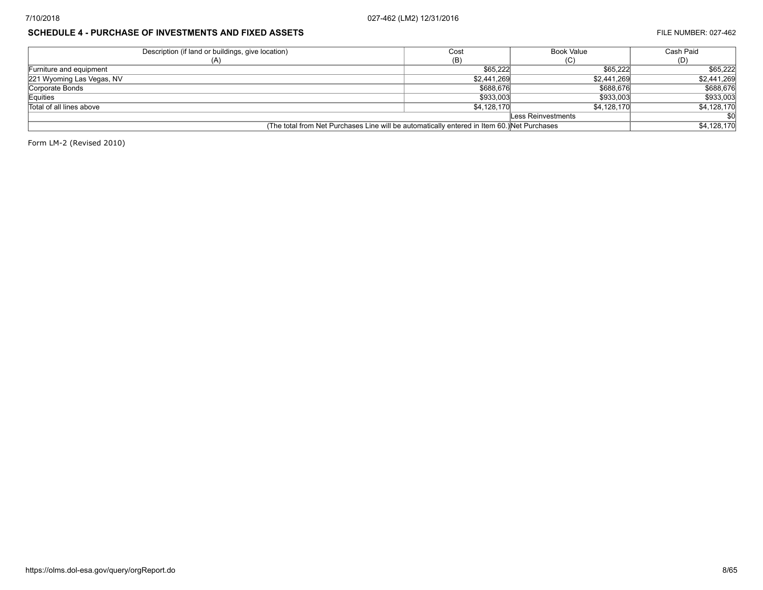## SCHEDULE 4 - PURCHASE OF INVESTMENTS AND FIXED ASSETS

FILE NUMBER: 027-462

| Description (if land or buildings, give location) (A) | Cost (B) | Book Value (C) | Cash Paid (D) |
|---|---|---|---|
| Furniture and equipment | $65,222 | $65,222 | $65,222 |
| 221 Wyoming Las Vegas, NV | $2,441,269 | $2,441,269 | $2,441,269 |
| Corporate Bonds | $688,676 | $688,676 | $688,676 |
| Equities | $933,003 | $933,003 | $933,003 |
| Total of all lines above | $4,128,170 | $4,128,170 | $4,128,170 |
| | | Less Reinvestments | $0 |
| (The total from Net Purchases Line will be automatically entered in Item 60.) | | Net Purchases | $4,128,170 |

Form LM-2 (Revised 2010)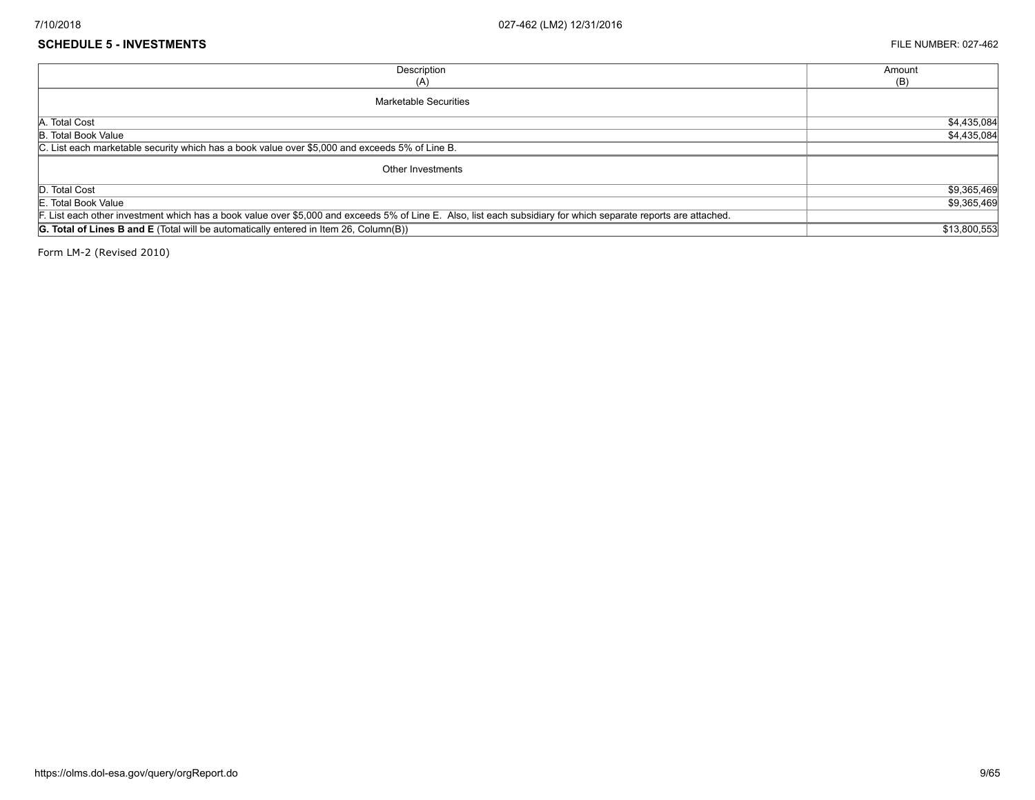## SCHEDULE 5 - INVESTMENTS

FILE NUMBER: 027-462

| Description (A) | Amount (B) |
|---|---|
| Marketable Securities | |
| A. Total Cost | $4,435,084 |
| B. Total Book Value | $4,435,084 |
| C. List each marketable security which has a book value over $5,000 and exceeds 5% of Line B. | |
| Other Investments | |
| D. Total Cost | $9,365,469 |
| E. Total Book Value | $9,365,469 |
| F. List each other investment which has a book value over $5,000 and exceeds 5% of Line E. Also, list each subsidiary for which separate reports are attached. | |
| **G. Total of Lines B and E** (Total will be automatically entered in Item 26, Column(B)) | $13,800,553 |

Form LM-2 (Revised 2010)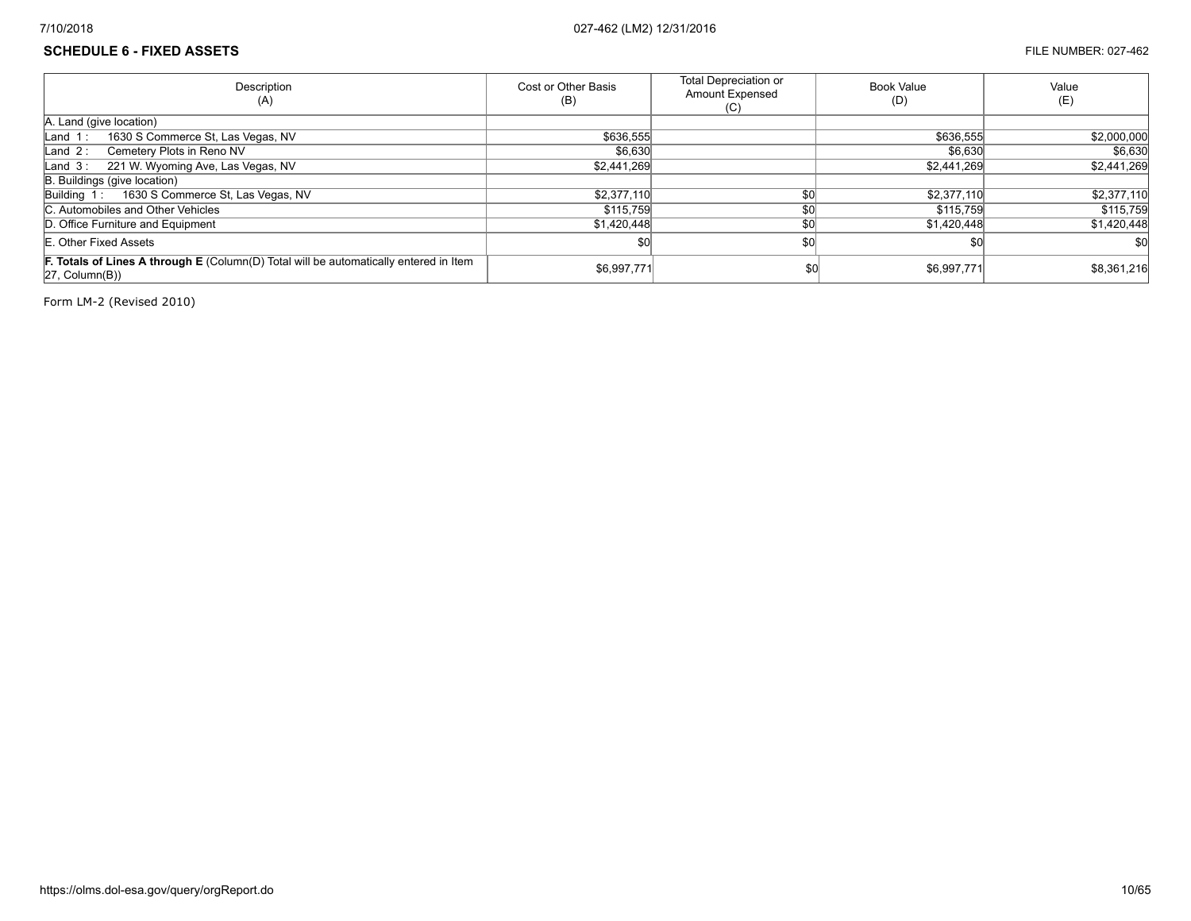## SCHEDULE 6 - FIXED ASSETS

FILE NUMBER: 027-462

| Description (A) | Cost or Other Basis (B) | Total Depreciation or Amount Expensed (C) | Book Value (D) | Value (E) |
|---|---|---|---|---|
| A. Land (give location) | | | | |
| Land 1 : 1630 S Commerce St, Las Vegas, NV | $636,555 | | $636,555 | $2,000,000 |
| Land 2 : Cemetery Plots in Reno NV | $6,630 | | $6,630 | $6,630 |
| Land 3 : 221 W. Wyoming Ave, Las Vegas, NV | $2,441,269 | | $2,441,269 | $2,441,269 |
| B. Buildings (give location) | | | | |
| Building 1 : 1630 S Commerce St, Las Vegas, NV | $2,377,110 | $0 | $2,377,110 | $2,377,110 |
| C. Automobiles and Other Vehicles | $115,759 | $0 | $115,759 | $115,759 |
| D. Office Furniture and Equipment | $1,420,448 | $0 | $1,420,448 | $1,420,448 |
| E. Other Fixed Assets | $0 | $0 | $0 | $0 |
| **F. Totals of Lines A through E** (Column(D) Total will be automatically entered in Item 27, Column(B)) | $6,997,771 | $0 | $6,997,771 | $8,361,216 |

Form LM-2 (Revised 2010)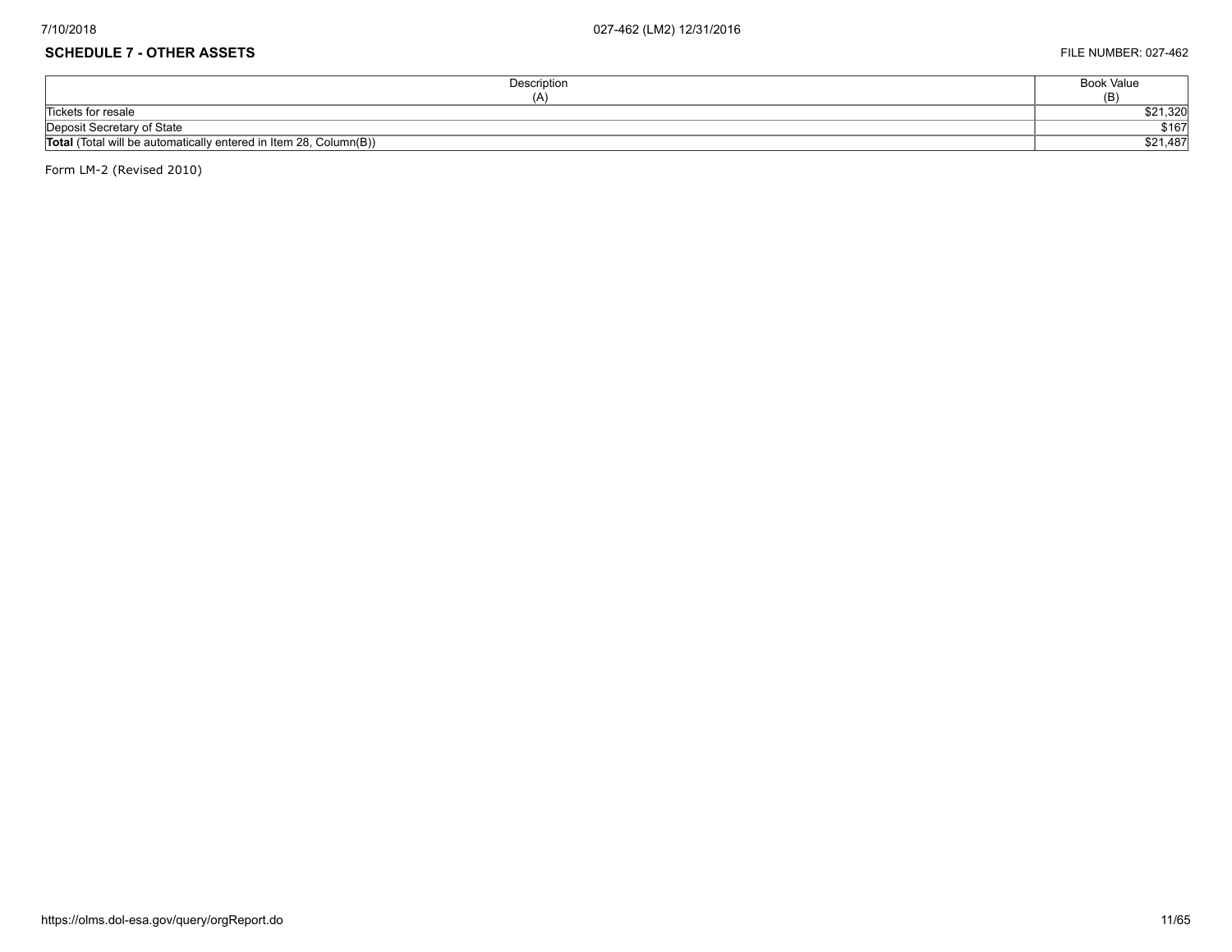## SCHEDULE 7 - OTHER ASSETS

FILE NUMBER: 027-462

| Description (A) | Book Value (B) |
|---|---|
| Tickets for resale | $21,320 |
| Deposit Secretary of State | $167 |
| **Total** (Total will be automatically entered in Item 28, Column(B)) | $21,487 |

Form LM-2 (Revised 2010)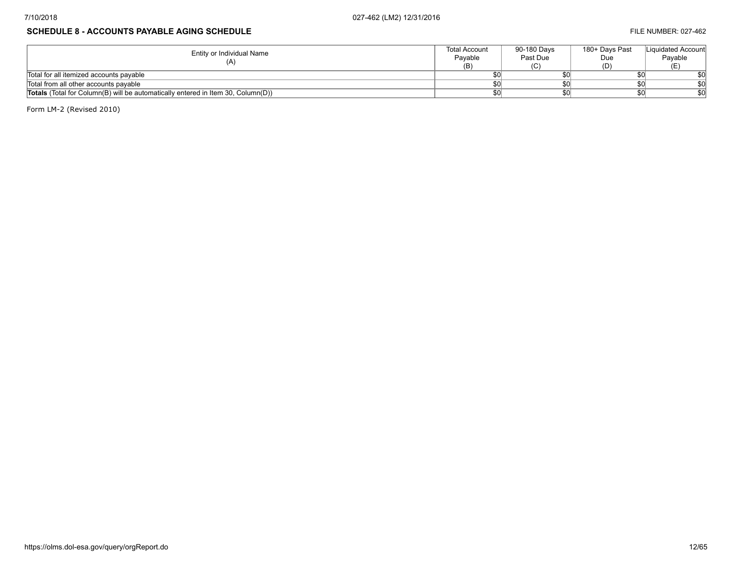## SCHEDULE 8 - ACCOUNTS PAYABLE AGING SCHEDULE

FILE NUMBER: 027-462

| Entity or Individual Name (A) | Total Account Payable (B) | 90-180 Days Past Due (C) | 180+ Days Past Due (D) | Liquidated Account Payable (E) |
|---|---|---|---|---|
| Total for all itemized accounts payable | $0 | $0 | $0 | $0 |
| Total from all other accounts payable | $0 | $0 | $0 | $0 |
| **Totals** (Total for Column(B) will be automatically entered in Item 30, Column(D)) | $0 | $0 | $0 | $0 |

Form LM-2 (Revised 2010)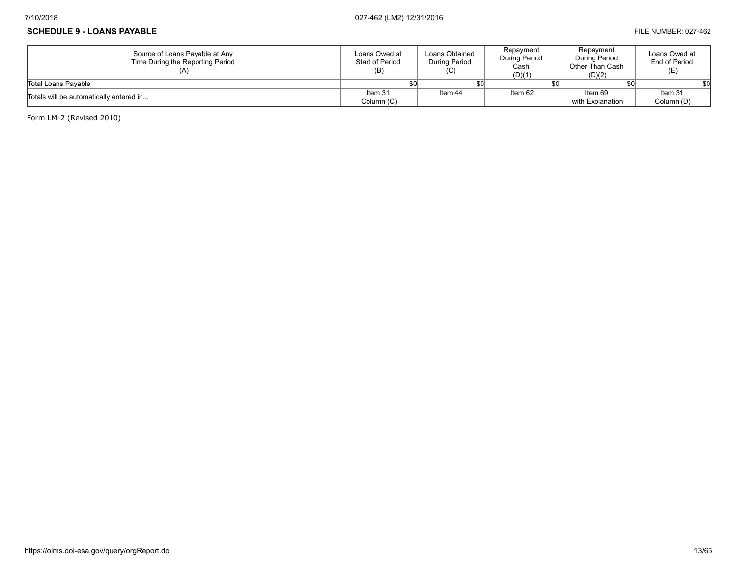## SCHEDULE 9 - LOANS PAYABLE

FILE NUMBER: 027-462

| Source of Loans Payable at Any Time During the Reporting Period (A) | Loans Owed at Start of Period (B) | Loans Obtained During Period (C) | Repayment During Period Cash (D)(1) | Repayment During Period Other Than Cash (D)(2) | Loans Owed at End of Period (E) |
|---|---|---|---|---|---|
| Total Loans Payable | $0 | $0 | $0 | $0 | $0 |
| Totals will be automatically entered in... | Item 31 Column (C) | Item 44 | Item 62 | Item 69 with Explanation | Item 31 Column (D) |

Form LM-2 (Revised 2010)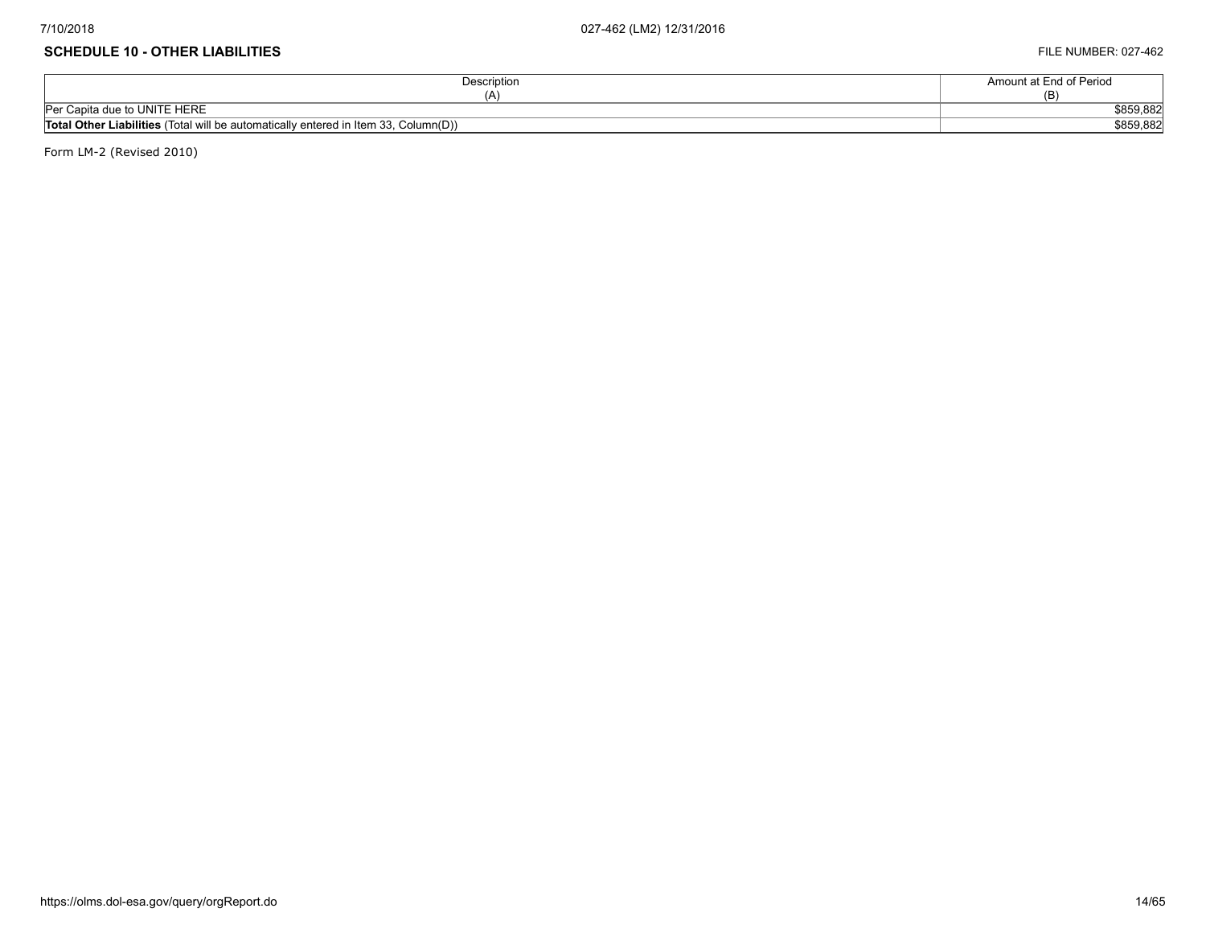## SCHEDULE 10 - OTHER LIABILITIES

FILE NUMBER: 027-462

| Description (A) | Amount at End of Period (B) |
| --- | --- |
| Per Capita due to UNITE HERE | $859,882 |
| **Total Other Liabilities** (Total will be automatically entered in Item 33, Column(D)) | $859,882 |

Form LM-2 (Revised 2010)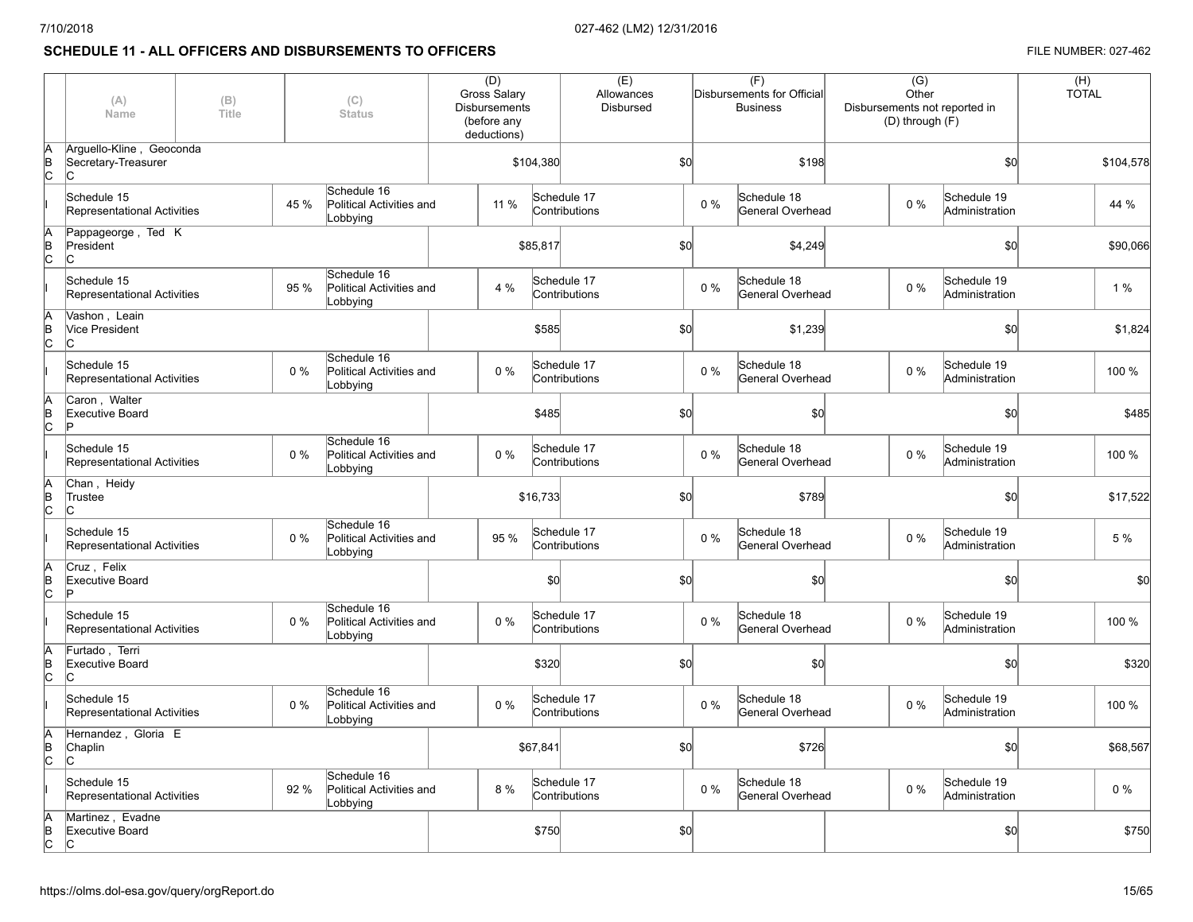## SCHEDULE 11 - ALL OFFICERS AND DISBURSEMENTS TO OFFICERS

FILE NUMBER: 027-462

| | (A) Name | (B) Title | (C) Status | (D) Gross Salary Disbursements (before any deductions) | (E) Allowances Disbursed | (F) Disbursements for Official Business | (G) Other Disbursements not reported in (D) through (F) | (H) TOTAL |
|---|---|---|---|---|---|---|---|---|
| A B C | Arguello-Kline , Geoconda | Secretary-Treasurer | C | $104,380 | $0 | $198 | $0 | $104,578 |
| I | Schedule 15 Representational Activities 45 % | Schedule 16 Political Activities and Lobbying 11 % | Schedule 17 Contributions 0 % | Schedule 18 General Overhead 0 % | Schedule 19 Administration 44 % | | | |
| A B C | Pappageorge , Ted K | President | C | $85,817 | $0 | $4,249 | $0 | $90,066 |
| I | Schedule 15 Representational Activities 95 % | Schedule 16 Political Activities and Lobbying 4 % | Schedule 17 Contributions 0 % | Schedule 18 General Overhead 0 % | Schedule 19 Administration 1 % | | | |
| A B C | Vashon , Leain | Vice President | C | $585 | $0 | $1,239 | $0 | $1,824 |
| I | Schedule 15 Representational Activities 0 % | Schedule 16 Political Activities and Lobbying 0 % | Schedule 17 Contributions 0 % | Schedule 18 General Overhead 0 % | Schedule 19 Administration 100 % | | | |
| A B C | Caron , Walter | Executive Board | P | $485 | $0 | $0 | $0 | $485 |
| I | Schedule 15 Representational Activities 0 % | Schedule 16 Political Activities and Lobbying 0 % | Schedule 17 Contributions 0 % | Schedule 18 General Overhead 0 % | Schedule 19 Administration 100 % | | | |
| A B C | Chan , Heidy | Trustee | C | $16,733 | $0 | $789 | $0 | $17,522 |
| I | Schedule 15 Representational Activities 0 % | Schedule 16 Political Activities and Lobbying 95 % | Schedule 17 Contributions 0 % | Schedule 18 General Overhead 0 % | Schedule 19 Administration 5 % | | | |
| A B C | Cruz , Felix | Executive Board | P | $0 | $0 | $0 | $0 | $0 |
| I | Schedule 15 Representational Activities 0 % | Schedule 16 Political Activities and Lobbying 0 % | Schedule 17 Contributions 0 % | Schedule 18 General Overhead 0 % | Schedule 19 Administration 100 % | | | |
| A B C | Furtado , Terri | Executive Board | C | $320 | $0 | $0 | $0 | $320 |
| I | Schedule 15 Representational Activities 0 % | Schedule 16 Political Activities and Lobbying 0 % | Schedule 17 Contributions 0 % | Schedule 18 General Overhead 0 % | Schedule 19 Administration 100 % | | | |
| A B C | Hernandez , Gloria E | Chaplin | C | $67,841 | $0 | $726 | $0 | $68,567 |
| I | Schedule 15 Representational Activities 92 % | Schedule 16 Political Activities and Lobbying 8 % | Schedule 17 Contributions 0 % | Schedule 18 General Overhead 0 % | Schedule 19 Administration 0 % | | | |
| A B C | Martinez , Evadne | Executive Board | C | $750 | $0 | | $0 | $750 |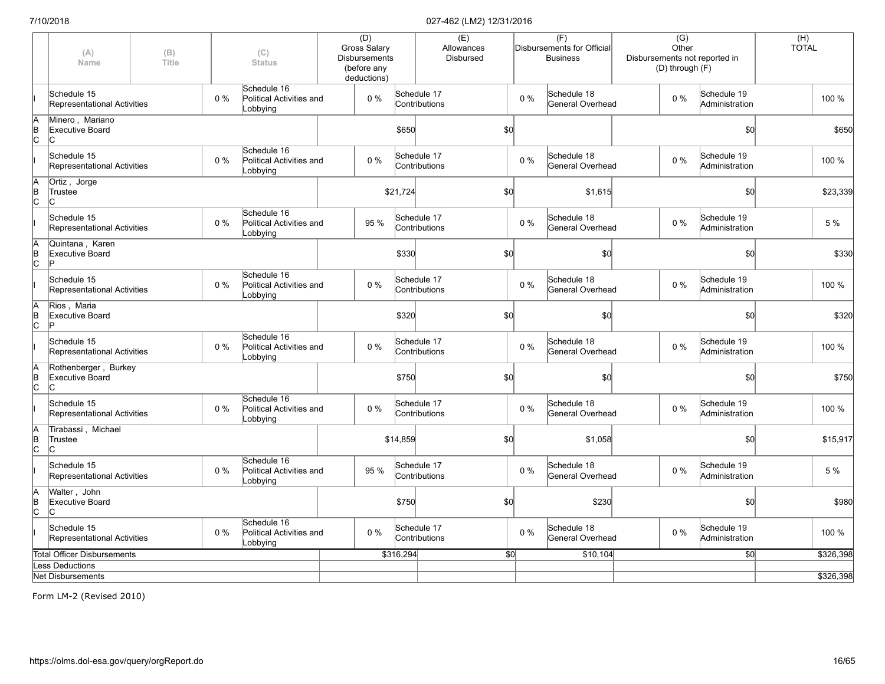| | (A) Name | (B) Title | (C) Status | (D) Gross Salary Disbursements (before any deductions) | (E) Allowances Disbursed | (F) Disbursements for Official Business | (G) Other Disbursements not reported in (D) through (F) | (H) TOTAL |
|---|---|---|---|---|---|---|---|---|
| I | Schedule 15 Representational Activities 0 % | | Schedule 16 Political Activities and Lobbying 0 % | Schedule 17 Contributions 0 % | | Schedule 18 General Overhead 0 % | Schedule 19 Administration 0 % | 100 % |
| A B C | Minero , Mariano | Executive Board | C | $650 | $0 | | $0 | $650 |
| I | Schedule 15 Representational Activities 0 % | | Schedule 16 Political Activities and Lobbying 0 % | Schedule 17 Contributions 0 % | | Schedule 18 General Overhead 0 % | Schedule 19 Administration 0 % | 100 % |
| A B C | Ortiz , Jorge | Trustee | C | $21,724 | $0 | $1,615 | $0 | $23,339 |
| I | Schedule 15 Representational Activities 0 % | | Schedule 16 Political Activities and Lobbying 95 % | Schedule 17 Contributions 0 % | | Schedule 18 General Overhead 0 % | Schedule 19 Administration 5 % | |
| A B C | Quintana , Karen | Executive Board | P | $330 | $0 | $0 | $0 | $330 |
| I | Schedule 15 Representational Activities 0 % | | Schedule 16 Political Activities and Lobbying 0 % | Schedule 17 Contributions 0 % | | Schedule 18 General Overhead 0 % | Schedule 19 Administration 0 % | 100 % |
| A B C | Rios , Maria | Executive Board | P | $320 | $0 | $0 | $0 | $320 |
| I | Schedule 15 Representational Activities 0 % | | Schedule 16 Political Activities and Lobbying 0 % | Schedule 17 Contributions 0 % | | Schedule 18 General Overhead 0 % | Schedule 19 Administration 0 % | 100 % |
| A B C | Rothenberger , Burkey | Executive Board | C | $750 | $0 | $0 | $0 | $750 |
| I | Schedule 15 Representational Activities 0 % | | Schedule 16 Political Activities and Lobbying 0 % | Schedule 17 Contributions 0 % | | Schedule 18 General Overhead 0 % | Schedule 19 Administration 0 % | 100 % |
| A B C | Tirabassi , Michael | Trustee | C | $14,859 | $0 | $1,058 | $0 | $15,917 |
| I | Schedule 15 Representational Activities 0 % | | Schedule 16 Political Activities and Lobbying 95 % | Schedule 17 Contributions 0 % | | Schedule 18 General Overhead 0 % | Schedule 19 Administration 5 % | |
| A B C | Walter , John | Executive Board | C | $750 | $0 | $230 | $0 | $980 |
| I | Schedule 15 Representational Activities 0 % | | Schedule 16 Political Activities and Lobbying 0 % | Schedule 17 Contributions 0 % | | Schedule 18 General Overhead 0 % | Schedule 19 Administration 0 % | 100 % |
| | Total Officer Disbursements | | | $316,294 | $0 | $10,104 | $0 | $326,398 |
| | Less Deductions | | | | | | | |
| | Net Disbursements | | | | | | | $326,398 |

Form LM-2 (Revised 2010)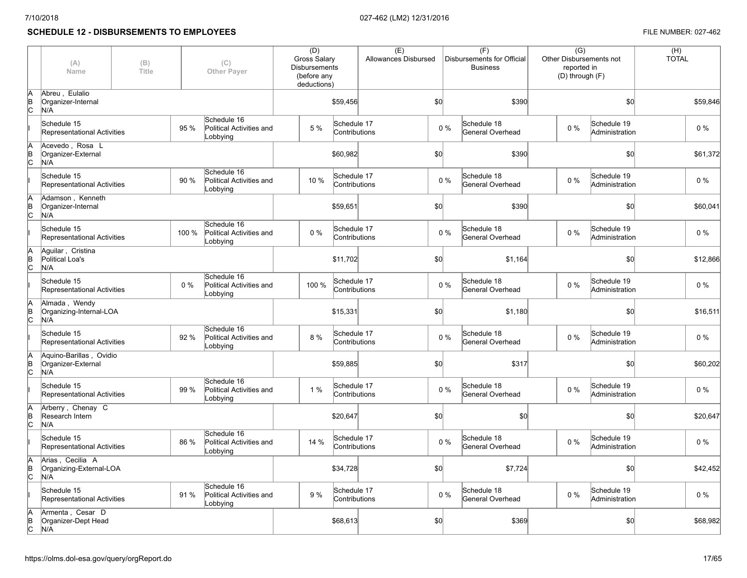## SCHEDULE 12 - DISBURSEMENTS TO EMPLOYEES

FILE NUMBER: 027-462

| | (A) Name | (B) Title | (C) Other Payer | (D) Gross Salary Disbursements (before any deductions) | (E) Allowances Disbursed | (F) Disbursements for Official Business | (G) Other Disbursements not reported in (D) through (F) | (H) TOTAL |
|---|---|---|---|---|---|---|---|---|
| A B C | Abreu , Eulalio | Organizer-Internal | N/A | $59,456 | $0 | $390 | $0 | $59,846 |
| I | Schedule 15 Representational Activities 95 % | Schedule 16 Political Activities and Lobbying 5 % | Schedule 17 Contributions 0 % | Schedule 18 General Overhead 0 % | Schedule 19 Administration 0 % | | | |
| A B C | Acevedo , Rosa L | Organizer-External | N/A | $60,982 | $0 | $390 | $0 | $61,372 |
| I | Schedule 15 Representational Activities 90 % | Schedule 16 Political Activities and Lobbying 10 % | Schedule 17 Contributions 0 % | Schedule 18 General Overhead 0 % | Schedule 19 Administration 0 % | | | |
| A B C | Adamson , Kenneth | Organizer-Internal | N/A | $59,651 | $0 | $390 | $0 | $60,041 |
| I | Schedule 15 Representational Activities 100 % | Schedule 16 Political Activities and Lobbying 0 % | Schedule 17 Contributions 0 % | Schedule 18 General Overhead 0 % | Schedule 19 Administration 0 % | | | |
| A B C | Aguilar , Cristina | Political Loa's | N/A | $11,702 | $0 | $1,164 | $0 | $12,866 |
| I | Schedule 15 Representational Activities 0 % | Schedule 16 Political Activities and Lobbying 100 % | Schedule 17 Contributions 0 % | Schedule 18 General Overhead 0 % | Schedule 19 Administration 0 % | | | |
| A B C | Almada , Wendy | Organizing-Internal-LOA | N/A | $15,331 | $0 | $1,180 | $0 | $16,511 |
| I | Schedule 15 Representational Activities 92 % | Schedule 16 Political Activities and Lobbying 8 % | Schedule 17 Contributions 0 % | Schedule 18 General Overhead 0 % | Schedule 19 Administration 0 % | | | |
| A B C | Aquino-Barillas , Ovidio | Organizer-External | N/A | $59,885 | $0 | $317 | $0 | $60,202 |
| I | Schedule 15 Representational Activities 99 % | Schedule 16 Political Activities and Lobbying 1 % | Schedule 17 Contributions 0 % | Schedule 18 General Overhead 0 % | Schedule 19 Administration 0 % | | | |
| A B C | Arberry , Chenay C | Research Intern | N/A | $20,647 | $0 | $0 | $0 | $20,647 |
| I | Schedule 15 Representational Activities 86 % | Schedule 16 Political Activities and Lobbying 14 % | Schedule 17 Contributions 0 % | Schedule 18 General Overhead 0 % | Schedule 19 Administration 0 % | | | |
| A B C | Arias , Cecilia A | Organizing-External-LOA | N/A | $34,728 | $0 | $7,724 | $0 | $42,452 |
| I | Schedule 15 Representational Activities 91 % | Schedule 16 Political Activities and Lobbying 9 % | Schedule 17 Contributions 0 % | Schedule 18 General Overhead 0 % | Schedule 19 Administration 0 % | | | |
| A B C | Armenta , Cesar D | Organizer-Dept Head | N/A | $68,613 | $0 | $369 | $0 | $68,982 |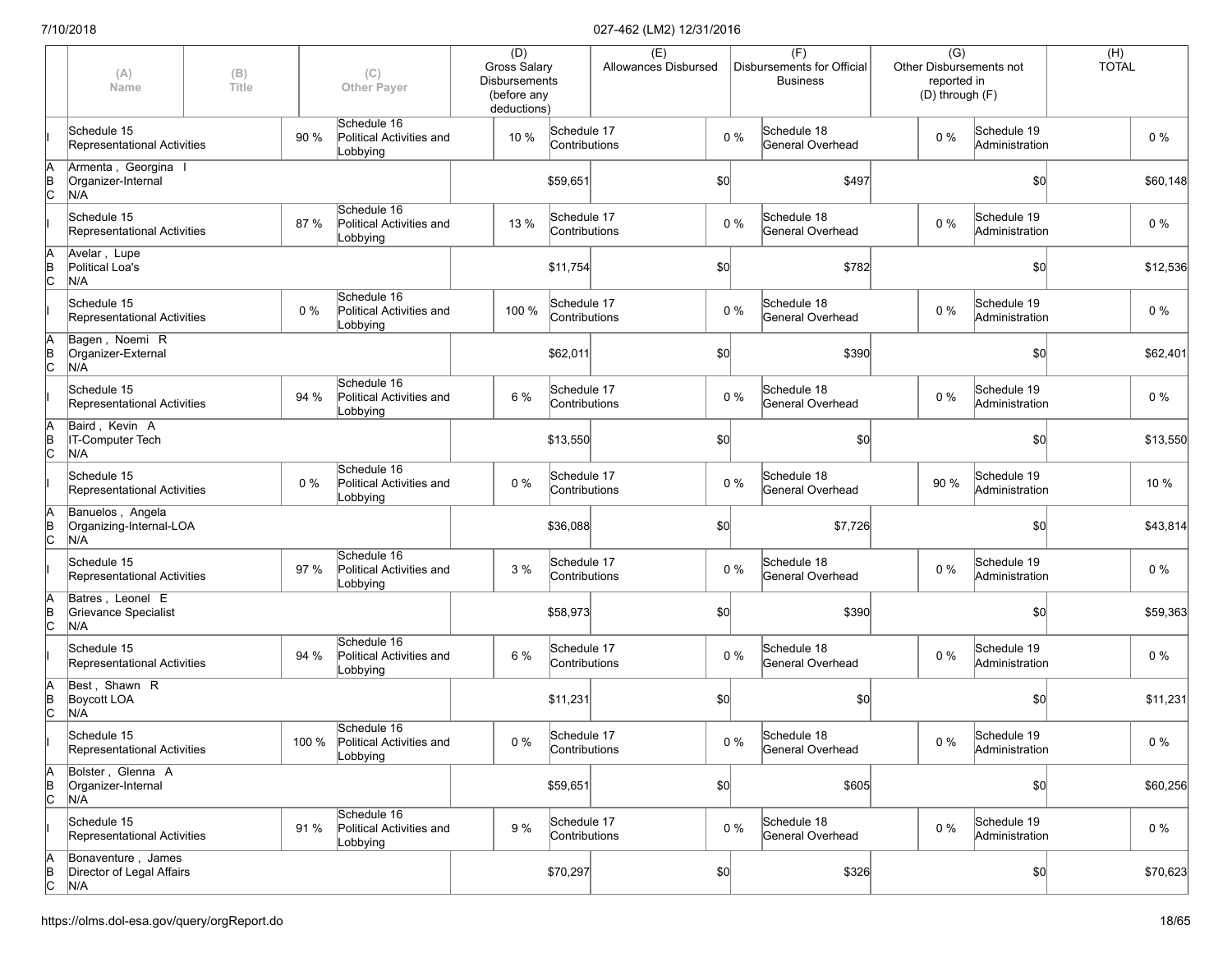| | (A) Name | (B) Title | | (C) Other Payer | (D) Gross Salary Disbursements (before any deductions) | | (E) Allowances Disbursed | | (F) Disbursements for Official Business | | (G) Other Disbursements not reported in (D) through (F) | | (H) TOTAL |
|---|---|---|---|---|---|---|---|---|---|---|---|---|---|
| I | Schedule 15 Representational Activities | | 90 % | Schedule 16 Political Activities and Lobbying | 10 % | Schedule 17 Contributions | | 0 % | Schedule 18 General Overhead | 0 % | Schedule 19 Administration | | 0 % |
| A B C | Armenta , Georgina I Organizer-Internal N/A | | | | | $59,651 | | $0 | | $497 | | $0 | $60,148 |
| I | Schedule 15 Representational Activities | | 87 % | Schedule 16 Political Activities and Lobbying | 13 % | Schedule 17 Contributions | | 0 % | Schedule 18 General Overhead | 0 % | Schedule 19 Administration | | 0 % |
| A B C | Avelar , Lupe Political Loa's N/A | | | | | $11,754 | | $0 | | $782 | | $0 | $12,536 |
| I | Schedule 15 Representational Activities | | 0 % | Schedule 16 Political Activities and Lobbying | 100 % | Schedule 17 Contributions | | 0 % | Schedule 18 General Overhead | 0 % | Schedule 19 Administration | | 0 % |
| A B C | Bagen , Noemi R Organizer-External N/A | | | | | $62,011 | | $0 | | $390 | | $0 | $62,401 |
| I | Schedule 15 Representational Activities | | 94 % | Schedule 16 Political Activities and Lobbying | 6 % | Schedule 17 Contributions | | 0 % | Schedule 18 General Overhead | 0 % | Schedule 19 Administration | | 0 % |
| A B C | Baird , Kevin A IT-Computer Tech N/A | | | | | $13,550 | | $0 | | $0 | | $0 | $13,550 |
| I | Schedule 15 Representational Activities | | 0 % | Schedule 16 Political Activities and Lobbying | 0 % | Schedule 17 Contributions | | 0 % | Schedule 18 General Overhead | 90 % | Schedule 19 Administration | | 10 % |
| A B C | Banuelos , Angela Organizing-Internal-LOA N/A | | | | | $36,088 | | $0 | | $7,726 | | $0 | $43,814 |
| I | Schedule 15 Representational Activities | | 97 % | Schedule 16 Political Activities and Lobbying | 3 % | Schedule 17 Contributions | | 0 % | Schedule 18 General Overhead | 0 % | Schedule 19 Administration | | 0 % |
| A B C | Batres , Leonel E Grievance Specialist N/A | | | | | $58,973 | | $0 | | $390 | | $0 | $59,363 |
| I | Schedule 15 Representational Activities | | 94 % | Schedule 16 Political Activities and Lobbying | 6 % | Schedule 17 Contributions | | 0 % | Schedule 18 General Overhead | 0 % | Schedule 19 Administration | | 0 % |
| A B C | Best , Shawn R Boycott LOA N/A | | | | | $11,231 | | $0 | | $0 | | $0 | $11,231 |
| I | Schedule 15 Representational Activities | | 100 % | Schedule 16 Political Activities and Lobbying | 0 % | Schedule 17 Contributions | | 0 % | Schedule 18 General Overhead | 0 % | Schedule 19 Administration | | 0 % |
| A B C | Bolster , Glenna A Organizer-Internal N/A | | | | | $59,651 | | $0 | | $605 | | $0 | $60,256 |
| I | Schedule 15 Representational Activities | | 91 % | Schedule 16 Political Activities and Lobbying | 9 % | Schedule 17 Contributions | | 0 % | Schedule 18 General Overhead | 0 % | Schedule 19 Administration | | 0 % |
| A B C | Bonaventure , James Director of Legal Affairs N/A | | | | | $70,297 | | $0 | | $326 | | $0 | $70,623 |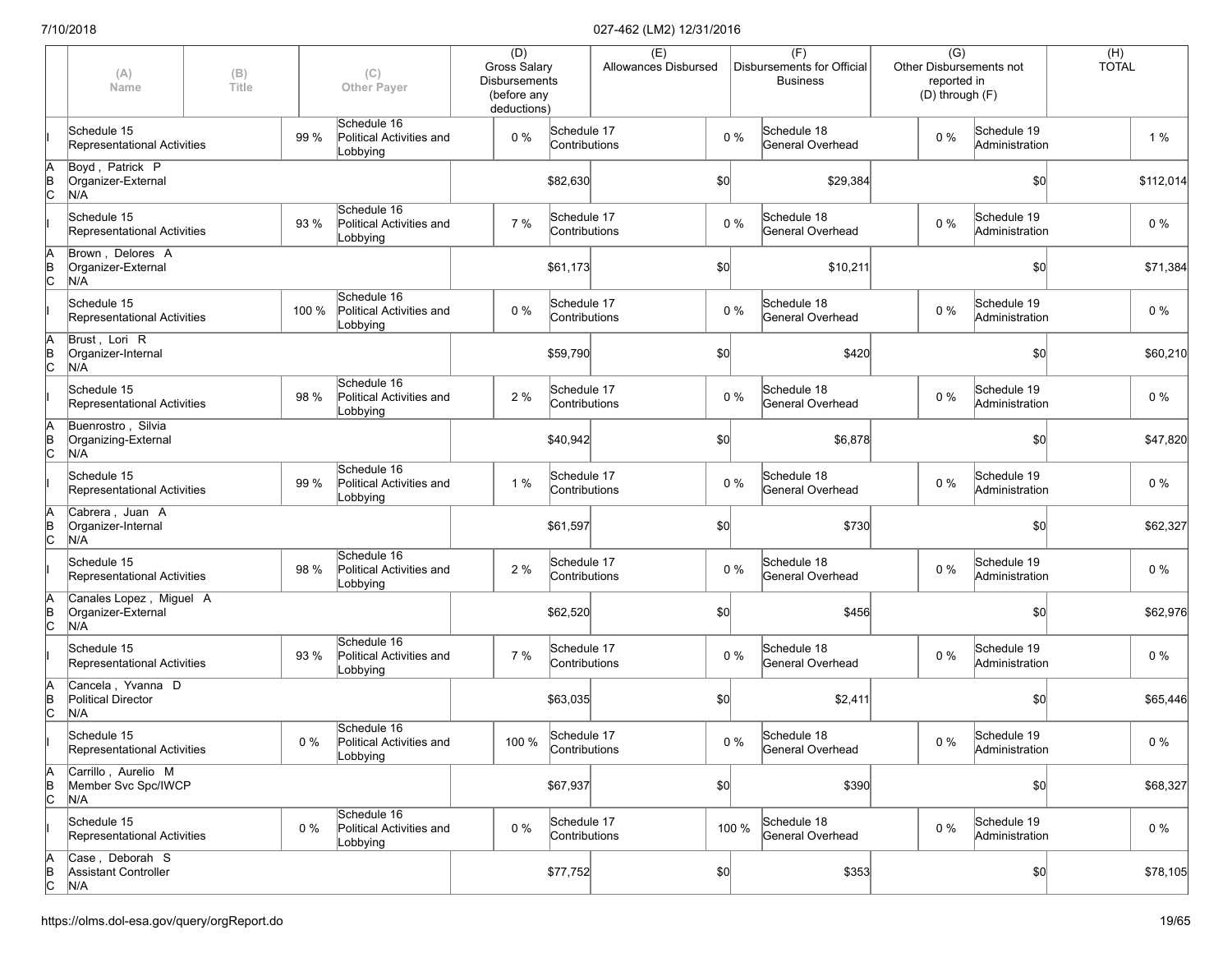| | (A) Name | (B) Title | | (C) Other Payer | (D) Gross Salary Disbursements (before any deductions) | | (E) Allowances Disbursed | | (F) Disbursements for Official Business | | (G) Other Disbursements not reported in (D) through (F) | | (H) TOTAL |
|---|---|---|---|---|---|---|---|---|---|---|---|---|---|
| I | Schedule 15 Representational Activities | | 99 % | Schedule 16 Political Activities and Lobbying | 0 % | Schedule 17 Contributions | | 0 % | Schedule 18 General Overhead | 0 % | Schedule 19 Administration | | 1 % |
| A B C | Boyd , Patrick P Organizer-External N/A | | | | | $82,630 | | $0 | | $29,384 | | $0 | $112,014 |
| I | Schedule 15 Representational Activities | | 93 % | Schedule 16 Political Activities and Lobbying | 7 % | Schedule 17 Contributions | | 0 % | Schedule 18 General Overhead | 0 % | Schedule 19 Administration | | 0 % |
| A B C | Brown , Delores A Organizer-External N/A | | | | | $61,173 | | $0 | | $10,211 | | $0 | $71,384 |
| I | Schedule 15 Representational Activities | | 100 % | Schedule 16 Political Activities and Lobbying | 0 % | Schedule 17 Contributions | | 0 % | Schedule 18 General Overhead | 0 % | Schedule 19 Administration | | 0 % |
| A B C | Brust , Lori R Organizer-Internal N/A | | | | | $59,790 | | $0 | | $420 | | $0 | $60,210 |
| I | Schedule 15 Representational Activities | | 98 % | Schedule 16 Political Activities and Lobbying | 2 % | Schedule 17 Contributions | | 0 % | Schedule 18 General Overhead | 0 % | Schedule 19 Administration | | 0 % |
| A B C | Buenrostro , Silvia Organizing-External N/A | | | | | $40,942 | | $0 | | $6,878 | | $0 | $47,820 |
| I | Schedule 15 Representational Activities | | 99 % | Schedule 16 Political Activities and Lobbying | 1 % | Schedule 17 Contributions | | 0 % | Schedule 18 General Overhead | 0 % | Schedule 19 Administration | | 0 % |
| A B C | Cabrera , Juan A Organizer-Internal N/A | | | | | $61,597 | | $0 | | $730 | | $0 | $62,327 |
| I | Schedule 15 Representational Activities | | 98 % | Schedule 16 Political Activities and Lobbying | 2 % | Schedule 17 Contributions | | 0 % | Schedule 18 General Overhead | 0 % | Schedule 19 Administration | | 0 % |
| A B C | Canales Lopez , Miguel A Organizer-External N/A | | | | | $62,520 | | $0 | | $456 | | $0 | $62,976 |
| I | Schedule 15 Representational Activities | | 93 % | Schedule 16 Political Activities and Lobbying | 7 % | Schedule 17 Contributions | | 0 % | Schedule 18 General Overhead | 0 % | Schedule 19 Administration | | 0 % |
| A B C | Cancela , Yvanna D Political Director N/A | | | | | $63,035 | | $0 | | $2,411 | | $0 | $65,446 |
| I | Schedule 15 Representational Activities | | 0 % | Schedule 16 Political Activities and Lobbying | 100 % | Schedule 17 Contributions | | 0 % | Schedule 18 General Overhead | 0 % | Schedule 19 Administration | | 0 % |
| A B C | Carrillo , Aurelio M Member Svc Spc/IWCP N/A | | | | | $67,937 | | $0 | | $390 | | $0 | $68,327 |
| I | Schedule 15 Representational Activities | | 0 % | Schedule 16 Political Activities and Lobbying | 0 % | Schedule 17 Contributions | | 100 % | Schedule 18 General Overhead | 0 % | Schedule 19 Administration | | 0 % |
| A B C | Case , Deborah S Assistant Controller N/A | | | | | $77,752 | | $0 | | $353 | | $0 | $78,105 |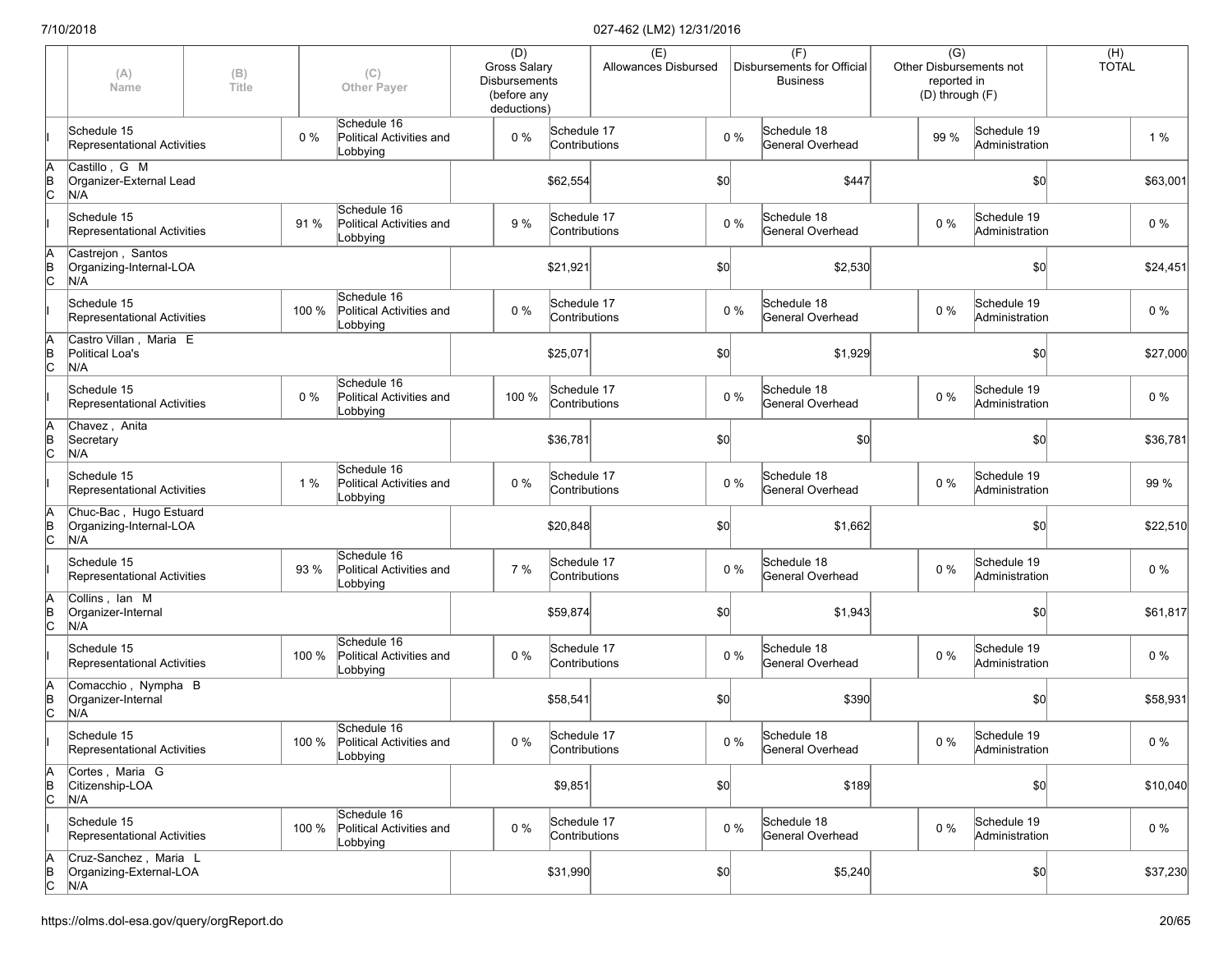| | (A) Name | (B) Title | (C) Other Payer | (D) Gross Salary Disbursements (before any deductions) | (E) Allowances Disbursed | (F) Disbursements for Official Business | (G) Other Disbursements not reported in (D) through (F) | (H) TOTAL |
|---|---|---|---|---|---|---|---|---|
| I | Schedule 15 Representational Activities 0 % | Schedule 16 Political Activities and Lobbying 0 % | Schedule 17 Contributions 0 % | Schedule 18 General Overhead 99 % | Schedule 19 Administration 1 % | | | |
| A B C | Castillo , G M | Organizer-External Lead | N/A | $62,554 | $0 | $447 | $0 | $63,001 |
| I | Schedule 15 Representational Activities 91 % | Schedule 16 Political Activities and Lobbying 9 % | Schedule 17 Contributions 0 % | Schedule 18 General Overhead 0 % | Schedule 19 Administration 0 % | | | |
| A B C | Castrejon , Santos | Organizing-Internal-LOA | N/A | $21,921 | $0 | $2,530 | $0 | $24,451 |
| I | Schedule 15 Representational Activities 100 % | Schedule 16 Political Activities and Lobbying 0 % | Schedule 17 Contributions 0 % | Schedule 18 General Overhead 0 % | Schedule 19 Administration 0 % | | | |
| A B C | Castro Villan , Maria E | Political Loa's | N/A | $25,071 | $0 | $1,929 | $0 | $27,000 |
| I | Schedule 15 Representational Activities 0 % | Schedule 16 Political Activities and Lobbying 100 % | Schedule 17 Contributions 0 % | Schedule 18 General Overhead 0 % | Schedule 19 Administration 0 % | | | |
| A B C | Chavez , Anita | Secretary | N/A | $36,781 | $0 | $0 | $0 | $36,781 |
| I | Schedule 15 Representational Activities 1 % | Schedule 16 Political Activities and Lobbying 0 % | Schedule 17 Contributions 0 % | Schedule 18 General Overhead 0 % | Schedule 19 Administration 99 % | | | |
| A B C | Chuc-Bac , Hugo Estuard | Organizing-Internal-LOA | N/A | $20,848 | $0 | $1,662 | $0 | $22,510 |
| I | Schedule 15 Representational Activities 93 % | Schedule 16 Political Activities and Lobbying 7 % | Schedule 17 Contributions 0 % | Schedule 18 General Overhead 0 % | Schedule 19 Administration 0 % | | | |
| A B C | Collins , Ian M | Organizer-Internal | N/A | $59,874 | $0 | $1,943 | $0 | $61,817 |
| I | Schedule 15 Representational Activities 100 % | Schedule 16 Political Activities and Lobbying 0 % | Schedule 17 Contributions 0 % | Schedule 18 General Overhead 0 % | Schedule 19 Administration 0 % | | | |
| A B C | Comacchio , Nympha B | Organizer-Internal | N/A | $58,541 | $0 | $390 | $0 | $58,931 |
| I | Schedule 15 Representational Activities 100 % | Schedule 16 Political Activities and Lobbying 0 % | Schedule 17 Contributions 0 % | Schedule 18 General Overhead 0 % | Schedule 19 Administration 0 % | | | |
| A B C | Cortes , Maria G | Citizenship-LOA | N/A | $9,851 | $0 | $189 | $0 | $10,040 |
| I | Schedule 15 Representational Activities 100 % | Schedule 16 Political Activities and Lobbying 0 % | Schedule 17 Contributions 0 % | Schedule 18 General Overhead 0 % | Schedule 19 Administration 0 % | | | |
| A B C | Cruz-Sanchez , Maria L | Organizing-External-LOA | N/A | $31,990 | $0 | $5,240 | $0 | $37,230 |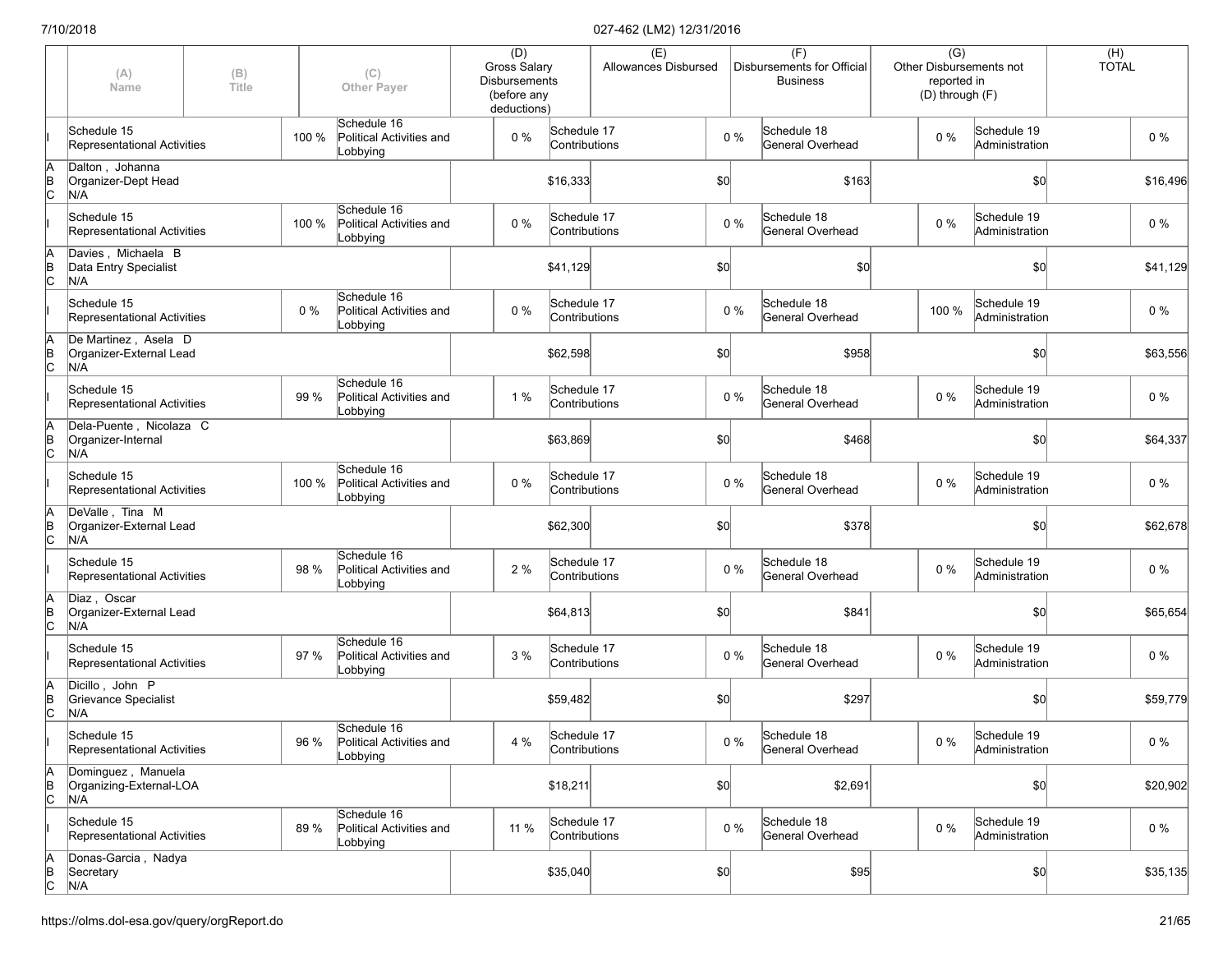| | (A) Name | (B) Title | | (C) Other Payer | (D) Gross Salary Disbursements (before any deductions) | | (E) Allowances Disbursed | | (F) Disbursements for Official Business | | (G) Other Disbursements not reported in (D) through (F) | | (H) TOTAL |
|---|---|---|---|---|---|---|---|---|---|---|---|---|---|
| I | Schedule 15 Representational Activities | | 100 % | Schedule 16 Political Activities and Lobbying | 0 % | Schedule 17 Contributions | | 0 % | Schedule 18 General Overhead | 0 % | Schedule 19 Administration | | 0 % |
| A B C | Dalton , Johanna Organizer-Dept Head N/A | | | | | $16,333 | | $0 | | $163 | | $0 | $16,496 |
| I | Schedule 15 Representational Activities | | 100 % | Schedule 16 Political Activities and Lobbying | 0 % | Schedule 17 Contributions | | 0 % | Schedule 18 General Overhead | 0 % | Schedule 19 Administration | | 0 % |
| A B C | Davies , Michaela B Data Entry Specialist N/A | | | | | $41,129 | | $0 | | $0 | | $0 | $41,129 |
| I | Schedule 15 Representational Activities | | 0 % | Schedule 16 Political Activities and Lobbying | 0 % | Schedule 17 Contributions | | 0 % | Schedule 18 General Overhead | 100 % | Schedule 19 Administration | | 0 % |
| A B C | De Martinez , Asela D Organizer-External Lead N/A | | | | | $62,598 | | $0 | | $958 | | $0 | $63,556 |
| I | Schedule 15 Representational Activities | | 99 % | Schedule 16 Political Activities and Lobbying | 1 % | Schedule 17 Contributions | | 0 % | Schedule 18 General Overhead | 0 % | Schedule 19 Administration | | 0 % |
| A B C | Dela-Puente , Nicolaza C Organizer-Internal N/A | | | | | $63,869 | | $0 | | $468 | | $0 | $64,337 |
| I | Schedule 15 Representational Activities | | 100 % | Schedule 16 Political Activities and Lobbying | 0 % | Schedule 17 Contributions | | 0 % | Schedule 18 General Overhead | 0 % | Schedule 19 Administration | | 0 % |
| A B C | DeValle , Tina M Organizer-External Lead N/A | | | | | $62,300 | | $0 | | $378 | | $0 | $62,678 |
| I | Schedule 15 Representational Activities | | 98 % | Schedule 16 Political Activities and Lobbying | 2 % | Schedule 17 Contributions | | 0 % | Schedule 18 General Overhead | 0 % | Schedule 19 Administration | | 0 % |
| A B C | Diaz , Oscar Organizer-External Lead N/A | | | | | $64,813 | | $0 | | $841 | | $0 | $65,654 |
| I | Schedule 15 Representational Activities | | 97 % | Schedule 16 Political Activities and Lobbying | 3 % | Schedule 17 Contributions | | 0 % | Schedule 18 General Overhead | 0 % | Schedule 19 Administration | | 0 % |
| A B C | Dicillo , John P Grievance Specialist N/A | | | | | $59,482 | | $0 | | $297 | | $0 | $59,779 |
| I | Schedule 15 Representational Activities | | 96 % | Schedule 16 Political Activities and Lobbying | 4 % | Schedule 17 Contributions | | 0 % | Schedule 18 General Overhead | 0 % | Schedule 19 Administration | | 0 % |
| A B C | Dominguez , Manuela Organizing-External-LOA N/A | | | | | $18,211 | | $0 | | $2,691 | | $0 | $20,902 |
| I | Schedule 15 Representational Activities | | 89 % | Schedule 16 Political Activities and Lobbying | 11 % | Schedule 17 Contributions | | 0 % | Schedule 18 General Overhead | 0 % | Schedule 19 Administration | | 0 % |
| A B C | Donas-Garcia , Nadya Secretary N/A | | | | | $35,040 | | $0 | | $95 | | $0 | $35,135 |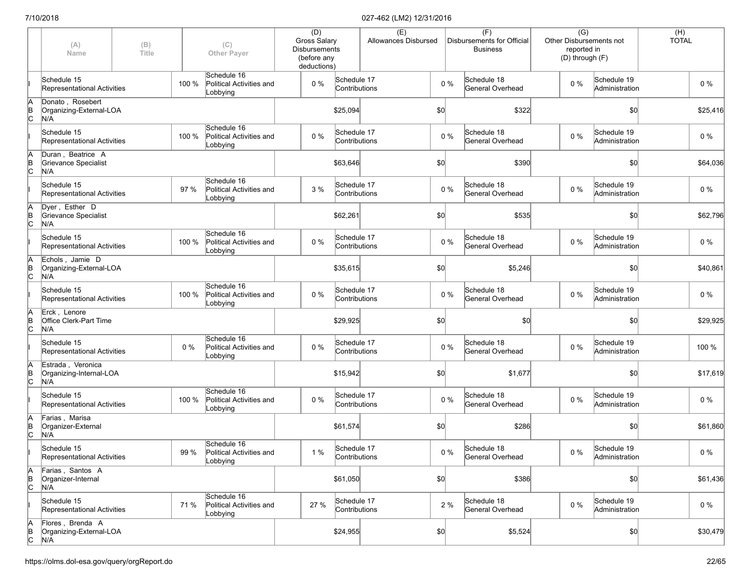| | (A) Name | (B) Title | (C) Other Payer | (D) Gross Salary Disbursements (before any deductions) | (E) Allowances Disbursed | (F) Disbursements for Official Business | (G) Other Disbursements not reported in (D) through (F) | (H) TOTAL |
|---|---|---|---|---|---|---|---|---|
| I | Schedule 15 Representational Activities 100 % | | Schedule 16 Political Activities and Lobbying 0 % | Schedule 17 Contributions 0 % | | Schedule 18 General Overhead 0 % | Schedule 19 Administration | 0 % |
| A B C | Donato , Rosebert | Organizing-External-LOA | N/A | $25,094 | $0 | $322 | $0 | $25,416 |
| I | Schedule 15 Representational Activities 100 % | | Schedule 16 Political Activities and Lobbying 0 % | Schedule 17 Contributions 0 % | | Schedule 18 General Overhead 0 % | Schedule 19 Administration | 0 % |
| A B C | Duran , Beatrice A | Grievance Specialist | N/A | $63,646 | $0 | $390 | $0 | $64,036 |
| I | Schedule 15 Representational Activities 97 % | | Schedule 16 Political Activities and Lobbying 3 % | Schedule 17 Contributions 0 % | | Schedule 18 General Overhead 0 % | Schedule 19 Administration | 0 % |
| A B C | Dyer , Esther D | Grievance Specialist | N/A | $62,261 | $0 | $535 | $0 | $62,796 |
| I | Schedule 15 Representational Activities 100 % | | Schedule 16 Political Activities and Lobbying 0 % | Schedule 17 Contributions 0 % | | Schedule 18 General Overhead 0 % | Schedule 19 Administration | 0 % |
| A B C | Echols , Jamie D | Organizing-External-LOA | N/A | $35,615 | $0 | $5,246 | $0 | $40,861 |
| I | Schedule 15 Representational Activities 100 % | | Schedule 16 Political Activities and Lobbying 0 % | Schedule 17 Contributions 0 % | | Schedule 18 General Overhead 0 % | Schedule 19 Administration | 0 % |
| A B C | Erck , Lenore | Office Clerk-Part Time | N/A | $29,925 | $0 | $0 | $0 | $29,925 |
| I | Schedule 15 Representational Activities 0 % | | Schedule 16 Political Activities and Lobbying 0 % | Schedule 17 Contributions 0 % | | Schedule 18 General Overhead 0 % | Schedule 19 Administration | 100 % |
| A B C | Estrada , Veronica | Organizing-Internal-LOA | N/A | $15,942 | $0 | $1,677 | $0 | $17,619 |
| I | Schedule 15 Representational Activities 100 % | | Schedule 16 Political Activities and Lobbying 0 % | Schedule 17 Contributions 0 % | | Schedule 18 General Overhead 0 % | Schedule 19 Administration | 0 % |
| A B C | Farias , Marisa | Organizer-External | N/A | $61,574 | $0 | $286 | $0 | $61,860 |
| I | Schedule 15 Representational Activities 99 % | | Schedule 16 Political Activities and Lobbying 1 % | Schedule 17 Contributions 0 % | | Schedule 18 General Overhead 0 % | Schedule 19 Administration | 0 % |
| A B C | Farias , Santos A | Organizer-Internal | N/A | $61,050 | $0 | $386 | $0 | $61,436 |
| I | Schedule 15 Representational Activities 71 % | | Schedule 16 Political Activities and Lobbying 27 % | Schedule 17 Contributions 2 % | | Schedule 18 General Overhead 0 % | Schedule 19 Administration | 0 % |
| A B C | Flores , Brenda A | Organizing-External-LOA | N/A | $24,955 | $0 | $5,524 | $0 | $30,479 |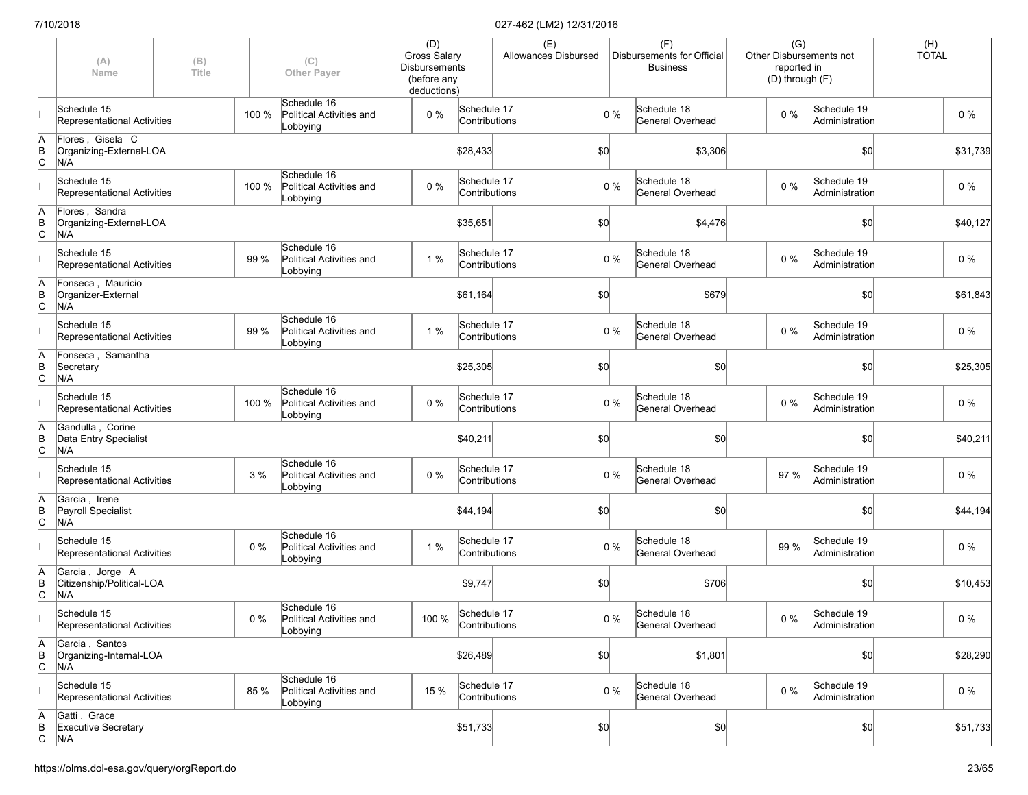| | (A) Name | (B) Title | | (C) Other Payer | | (D) Gross Salary Disbursements (before any deductions) | | (E) Allowances Disbursed | | (F) Disbursements for Official Business | | (G) Other Disbursements not reported in (D) through (F) | | (H) TOTAL |
|---|---|---|---|---|---|---|---|---|---|---|---|---|---|---|
| I | Schedule 15 Representational Activities | | 100 % | Schedule 16 Political Activities and Lobbying | 0 % | Schedule 17 Contributions | | | 0 % | Schedule 18 General Overhead | 0 % | Schedule 19 Administration | | 0 % |
| A B C | Flores , Gisela C Organizing-External-LOA N/A | | | | | | $28,433 | | $0 | | $3,306 | | $0 | $31,739 |
| I | Schedule 15 Representational Activities | | 100 % | Schedule 16 Political Activities and Lobbying | 0 % | Schedule 17 Contributions | | | 0 % | Schedule 18 General Overhead | 0 % | Schedule 19 Administration | | 0 % |
| A B C | Flores , Sandra Organizing-External-LOA N/A | | | | | | $35,651 | | $0 | | $4,476 | | $0 | $40,127 |
| I | Schedule 15 Representational Activities | | 99 % | Schedule 16 Political Activities and Lobbying | 1 % | Schedule 17 Contributions | | | 0 % | Schedule 18 General Overhead | 0 % | Schedule 19 Administration | | 0 % |
| A B C | Fonseca , Mauricio Organizer-External N/A | | | | | | $61,164 | | $0 | | $679 | | $0 | $61,843 |
| I | Schedule 15 Representational Activities | | 99 % | Schedule 16 Political Activities and Lobbying | 1 % | Schedule 17 Contributions | | | 0 % | Schedule 18 General Overhead | 0 % | Schedule 19 Administration | | 0 % |
| A B C | Fonseca , Samantha Secretary N/A | | | | | | $25,305 | | $0 | | $0 | | $0 | $25,305 |
| I | Schedule 15 Representational Activities | | 100 % | Schedule 16 Political Activities and Lobbying | 0 % | Schedule 17 Contributions | | | 0 % | Schedule 18 General Overhead | 0 % | Schedule 19 Administration | | 0 % |
| A B C | Gandulla , Corine Data Entry Specialist N/A | | | | | | $40,211 | | $0 | | $0 | | $0 | $40,211 |
| I | Schedule 15 Representational Activities | | 3 % | Schedule 16 Political Activities and Lobbying | 0 % | Schedule 17 Contributions | | | 0 % | Schedule 18 General Overhead | 97 % | Schedule 19 Administration | | 0 % |
| A B C | Garcia , Irene Payroll Specialist N/A | | | | | | $44,194 | | $0 | | $0 | | $0 | $44,194 |
| I | Schedule 15 Representational Activities | | 0 % | Schedule 16 Political Activities and Lobbying | 1 % | Schedule 17 Contributions | | | 0 % | Schedule 18 General Overhead | 99 % | Schedule 19 Administration | | 0 % |
| A B C | Garcia , Jorge A Citizenship/Political-LOA N/A | | | | | | $9,747 | | $0 | | $706 | | $0 | $10,453 |
| I | Schedule 15 Representational Activities | | 0 % | Schedule 16 Political Activities and Lobbying | 100 % | Schedule 17 Contributions | | | 0 % | Schedule 18 General Overhead | 0 % | Schedule 19 Administration | | 0 % |
| A B C | Garcia , Santos Organizing-Internal-LOA N/A | | | | | | $26,489 | | $0 | | $1,801 | | $0 | $28,290 |
| I | Schedule 15 Representational Activities | | 85 % | Schedule 16 Political Activities and Lobbying | 15 % | Schedule 17 Contributions | | | 0 % | Schedule 18 General Overhead | 0 % | Schedule 19 Administration | | 0 % |
| A B C | Gatti , Grace Executive Secretary N/A | | | | | | $51,733 | | $0 | | $0 | | $0 | $51,733 |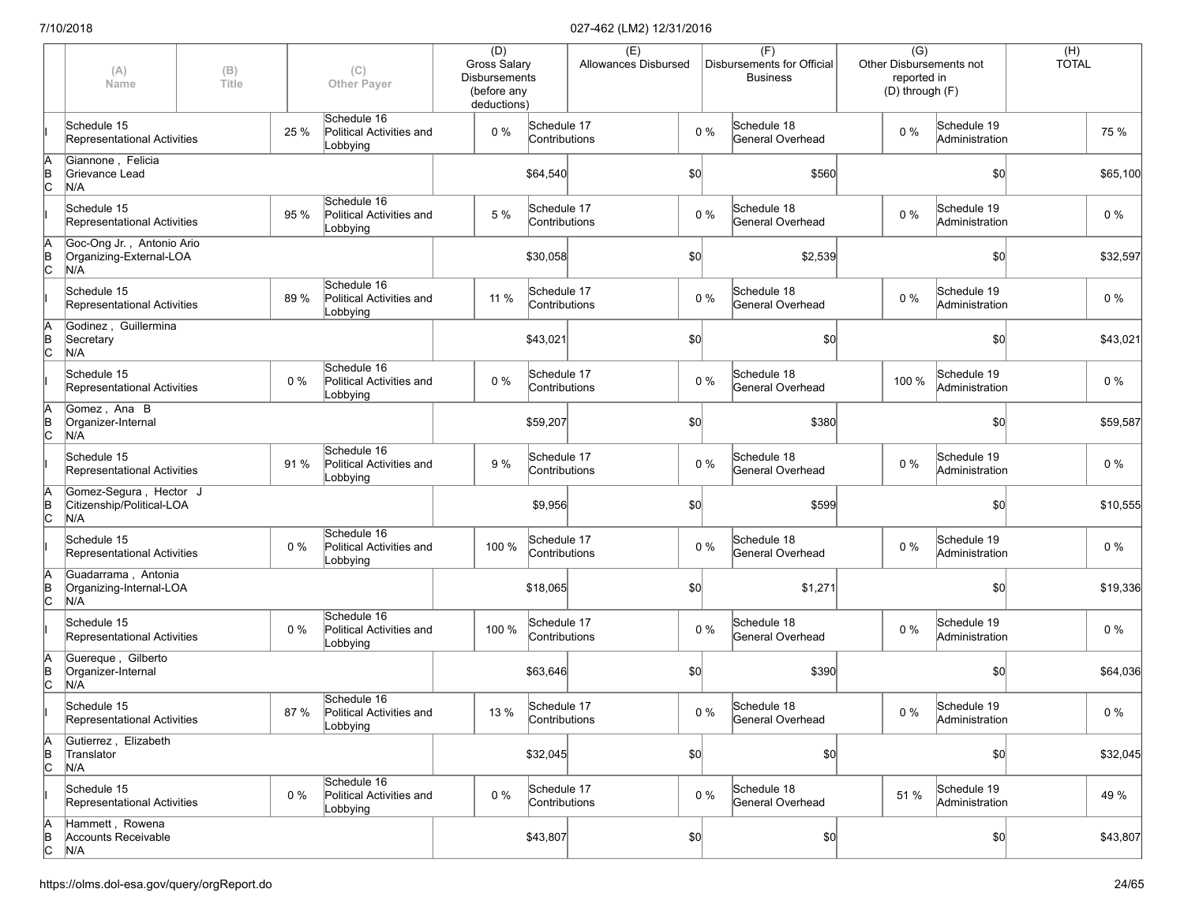| | (A) Name | (B) Title | | (C) Other Payer | (D) Gross Salary Disbursements (before any deductions) | | (E) Allowances Disbursed | | (F) Disbursements for Official Business | | (G) Other Disbursements not reported in (D) through (F) | | (H) TOTAL |
|---|---|---|---|---|---|---|---|---|---|---|---|---|---|
| I | Schedule 15 Representational Activities | | 25 % | Schedule 16 Political Activities and Lobbying | 0 % | Schedule 17 Contributions | | 0 % | Schedule 18 General Overhead | 0 % | Schedule 19 Administration | | 75 % |
| A B C | Giannone , Felicia Grievance Lead N/A | | | | | $64,540 | | $0 | | $560 | | $0 | $65,100 |
| I | Schedule 15 Representational Activities | | 95 % | Schedule 16 Political Activities and Lobbying | 5 % | Schedule 17 Contributions | | 0 % | Schedule 18 General Overhead | 0 % | Schedule 19 Administration | | 0 % |
| A B C | Goc-Ong Jr. , Antonio Ario Organizing-External-LOA N/A | | | | | $30,058 | | $0 | | $2,539 | | $0 | $32,597 |
| I | Schedule 15 Representational Activities | | 89 % | Schedule 16 Political Activities and Lobbying | 11 % | Schedule 17 Contributions | | 0 % | Schedule 18 General Overhead | 0 % | Schedule 19 Administration | | 0 % |
| A B C | Godinez , Guillermina Secretary N/A | | | | | $43,021 | | $0 | | $0 | | $0 | $43,021 |
| I | Schedule 15 Representational Activities | | 0 % | Schedule 16 Political Activities and Lobbying | 0 % | Schedule 17 Contributions | | 0 % | Schedule 18 General Overhead | 100 % | Schedule 19 Administration | | 0 % |
| A B C | Gomez , Ana B Organizer-Internal N/A | | | | | $59,207 | | $0 | | $380 | | $0 | $59,587 |
| I | Schedule 15 Representational Activities | | 91 % | Schedule 16 Political Activities and Lobbying | 9 % | Schedule 17 Contributions | | 0 % | Schedule 18 General Overhead | 0 % | Schedule 19 Administration | | 0 % |
| A B C | Gomez-Segura , Hector J Citizenship/Political-LOA N/A | | | | | $9,956 | | $0 | | $599 | | $0 | $10,555 |
| I | Schedule 15 Representational Activities | | 0 % | Schedule 16 Political Activities and Lobbying | 100 % | Schedule 17 Contributions | | 0 % | Schedule 18 General Overhead | 0 % | Schedule 19 Administration | | 0 % |
| A B C | Guadarrama , Antonia Organizing-Internal-LOA N/A | | | | | $18,065 | | $0 | | $1,271 | | $0 | $19,336 |
| I | Schedule 15 Representational Activities | | 0 % | Schedule 16 Political Activities and Lobbying | 100 % | Schedule 17 Contributions | | 0 % | Schedule 18 General Overhead | 0 % | Schedule 19 Administration | | 0 % |
| A B C | Guereque , Gilberto Organizer-Internal N/A | | | | | $63,646 | | $0 | | $390 | | $0 | $64,036 |
| I | Schedule 15 Representational Activities | | 87 % | Schedule 16 Political Activities and Lobbying | 13 % | Schedule 17 Contributions | | 0 % | Schedule 18 General Overhead | 0 % | Schedule 19 Administration | | 0 % |
| A B C | Gutierrez , Elizabeth Translator N/A | | | | | $32,045 | | $0 | | $0 | | $0 | $32,045 |
| I | Schedule 15 Representational Activities | | 0 % | Schedule 16 Political Activities and Lobbying | 0 % | Schedule 17 Contributions | | 0 % | Schedule 18 General Overhead | 51 % | Schedule 19 Administration | | 49 % |
| A B C | Hammett , Rowena Accounts Receivable N/A | | | | | $43,807 | | $0 | | $0 | | $0 | $43,807 |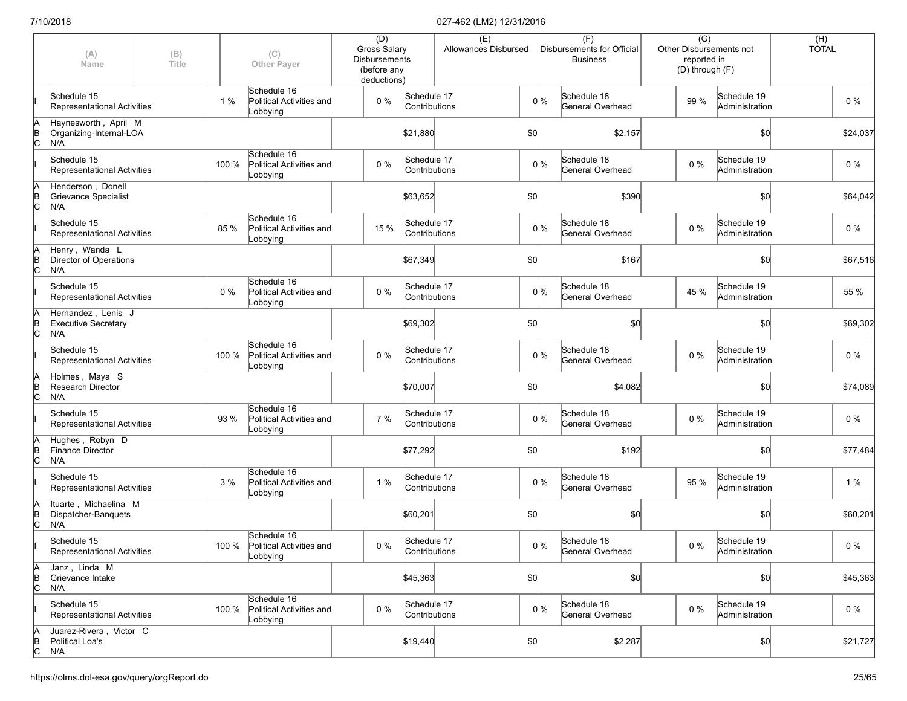| | (A) Name | (B) Title | (C) Other Payer | (D) Gross Salary Disbursements (before any deductions) | (E) Allowances Disbursed | (F) Disbursements for Official Business | (G) Other Disbursements not reported in (D) through (F) | (H) TOTAL |
|---|---|---|---|---|---|---|---|---|
| I | Schedule 15 Representational Activities 1 % | | Schedule 16 Political Activities and Lobbying 0 % | Schedule 17 Contributions 0 % | | Schedule 18 General Overhead 99 % | Schedule 19 Administration 0 % | |
| A B C | Haynesworth , April M Organizing-Internal-LOA N/A | | | $21,880 | $0 | $2,157 | $0 | $24,037 |
| I | Schedule 15 Representational Activities 100 % | | Schedule 16 Political Activities and Lobbying 0 % | Schedule 17 Contributions 0 % | | Schedule 18 General Overhead 0 % | Schedule 19 Administration 0 % | |
| A B C | Henderson , Donell Grievance Specialist N/A | | | $63,652 | $0 | $390 | $0 | $64,042 |
| I | Schedule 15 Representational Activities 85 % | | Schedule 16 Political Activities and Lobbying 15 % | Schedule 17 Contributions 0 % | | Schedule 18 General Overhead 0 % | Schedule 19 Administration 0 % | |
| A B C | Henry , Wanda L Director of Operations N/A | | | $67,349 | $0 | $167 | $0 | $67,516 |
| I | Schedule 15 Representational Activities 0 % | | Schedule 16 Political Activities and Lobbying 0 % | Schedule 17 Contributions 0 % | | Schedule 18 General Overhead 45 % | Schedule 19 Administration 55 % | |
| A B C | Hernandez , Lenis J Executive Secretary N/A | | | $69,302 | $0 | $0 | $0 | $69,302 |
| I | Schedule 15 Representational Activities 100 % | | Schedule 16 Political Activities and Lobbying 0 % | Schedule 17 Contributions 0 % | | Schedule 18 General Overhead 0 % | Schedule 19 Administration 0 % | |
| A B C | Holmes , Maya S Research Director N/A | | | $70,007 | $0 | $4,082 | $0 | $74,089 |
| I | Schedule 15 Representational Activities 93 % | | Schedule 16 Political Activities and Lobbying 7 % | Schedule 17 Contributions 0 % | | Schedule 18 General Overhead 0 % | Schedule 19 Administration 0 % | |
| A B C | Hughes , Robyn D Finance Director N/A | | | $77,292 | $0 | $192 | $0 | $77,484 |
| I | Schedule 15 Representational Activities 3 % | | Schedule 16 Political Activities and Lobbying 1 % | Schedule 17 Contributions 0 % | | Schedule 18 General Overhead 95 % | Schedule 19 Administration 1 % | |
| A B C | Ituarte , Michaelina M Dispatcher-Banquets N/A | | | $60,201 | $0 | $0 | $0 | $60,201 |
| I | Schedule 15 Representational Activities 100 % | | Schedule 16 Political Activities and Lobbying 0 % | Schedule 17 Contributions 0 % | | Schedule 18 General Overhead 0 % | Schedule 19 Administration 0 % | |
| A B C | Janz , Linda M Grievance Intake N/A | | | $45,363 | $0 | $0 | $0 | $45,363 |
| I | Schedule 15 Representational Activities 100 % | | Schedule 16 Political Activities and Lobbying 0 % | Schedule 17 Contributions 0 % | | Schedule 18 General Overhead 0 % | Schedule 19 Administration 0 % | |
| A B C | Juarez-Rivera , Victor C Political Loa's N/A | | | $19,440 | $0 | $2,287 | $0 | $21,727 |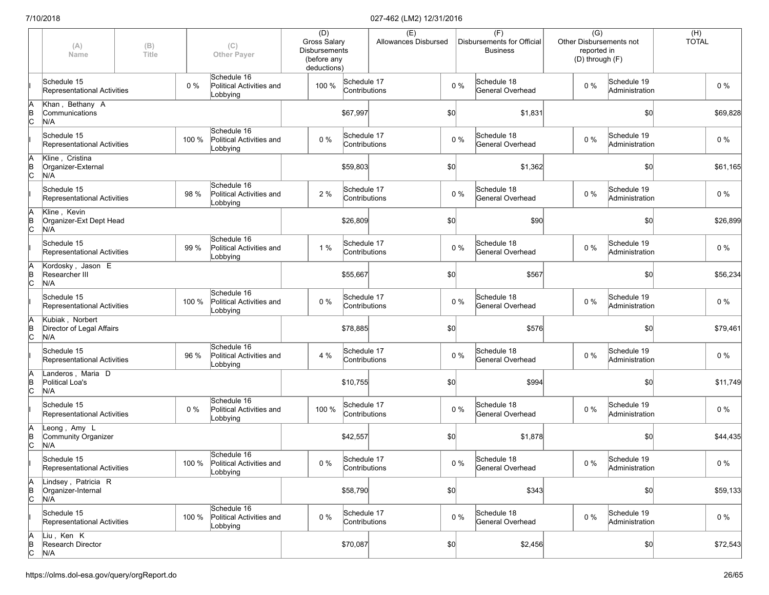| | (A) Name | (B) Title | | (C) Other Payer | (D) Gross Salary Disbursements (before any deductions) | | (E) Allowances Disbursed | | (F) Disbursements for Official Business | | (G) Other Disbursements not reported in (D) through (F) | | (H) TOTAL |
|---|---|---|---|---|---|---|---|---|---|---|---|---|---|
| I | Schedule 15 Representational Activities | | 0 % | Schedule 16 Political Activities and Lobbying | 100 % | Schedule 17 Contributions | | 0 % | Schedule 18 General Overhead | 0 % | Schedule 19 Administration | | 0 % |
| A B C | Khan , Bethany A Communications N/A | | | | | $67,997 | | $0 | | $1,831 | | $0 | $69,828 |
| I | Schedule 15 Representational Activities | | 100 % | Schedule 16 Political Activities and Lobbying | 0 % | Schedule 17 Contributions | | 0 % | Schedule 18 General Overhead | 0 % | Schedule 19 Administration | | 0 % |
| A B C | Kline , Cristina Organizer-External N/A | | | | | $59,803 | | $0 | | $1,362 | | $0 | $61,165 |
| I | Schedule 15 Representational Activities | | 98 % | Schedule 16 Political Activities and Lobbying | 2 % | Schedule 17 Contributions | | 0 % | Schedule 18 General Overhead | 0 % | Schedule 19 Administration | | 0 % |
| A B C | Kline , Kevin Organizer-Ext Dept Head N/A | | | | | $26,809 | | $0 | | $90 | | $0 | $26,899 |
| I | Schedule 15 Representational Activities | | 99 % | Schedule 16 Political Activities and Lobbying | 1 % | Schedule 17 Contributions | | 0 % | Schedule 18 General Overhead | 0 % | Schedule 19 Administration | | 0 % |
| A B C | Kordosky , Jason E Researcher III N/A | | | | | $55,667 | | $0 | | $567 | | $0 | $56,234 |
| I | Schedule 15 Representational Activities | | 100 % | Schedule 16 Political Activities and Lobbying | 0 % | Schedule 17 Contributions | | 0 % | Schedule 18 General Overhead | 0 % | Schedule 19 Administration | | 0 % |
| A B C | Kubiak , Norbert Director of Legal Affairs N/A | | | | | $78,885 | | $0 | | $576 | | $0 | $79,461 |
| I | Schedule 15 Representational Activities | | 96 % | Schedule 16 Political Activities and Lobbying | 4 % | Schedule 17 Contributions | | 0 % | Schedule 18 General Overhead | 0 % | Schedule 19 Administration | | 0 % |
| A B C | Landeros , Maria D Political Loa's N/A | | | | | $10,755 | | $0 | | $994 | | $0 | $11,749 |
| I | Schedule 15 Representational Activities | | 0 % | Schedule 16 Political Activities and Lobbying | 100 % | Schedule 17 Contributions | | 0 % | Schedule 18 General Overhead | 0 % | Schedule 19 Administration | | 0 % |
| A B C | Leong , Amy L Community Organizer N/A | | | | | $42,557 | | $0 | | $1,878 | | $0 | $44,435 |
| I | Schedule 15 Representational Activities | | 100 % | Schedule 16 Political Activities and Lobbying | 0 % | Schedule 17 Contributions | | 0 % | Schedule 18 General Overhead | 0 % | Schedule 19 Administration | | 0 % |
| A B C | Lindsey , Patricia R Organizer-Internal N/A | | | | | $58,790 | | $0 | | $343 | | $0 | $59,133 |
| I | Schedule 15 Representational Activities | | 100 % | Schedule 16 Political Activities and Lobbying | 0 % | Schedule 17 Contributions | | 0 % | Schedule 18 General Overhead | 0 % | Schedule 19 Administration | | 0 % |
| A B C | Liu , Ken K Research Director N/A | | | | | $70,087 | | $0 | | $2,456 | | $0 | $72,543 |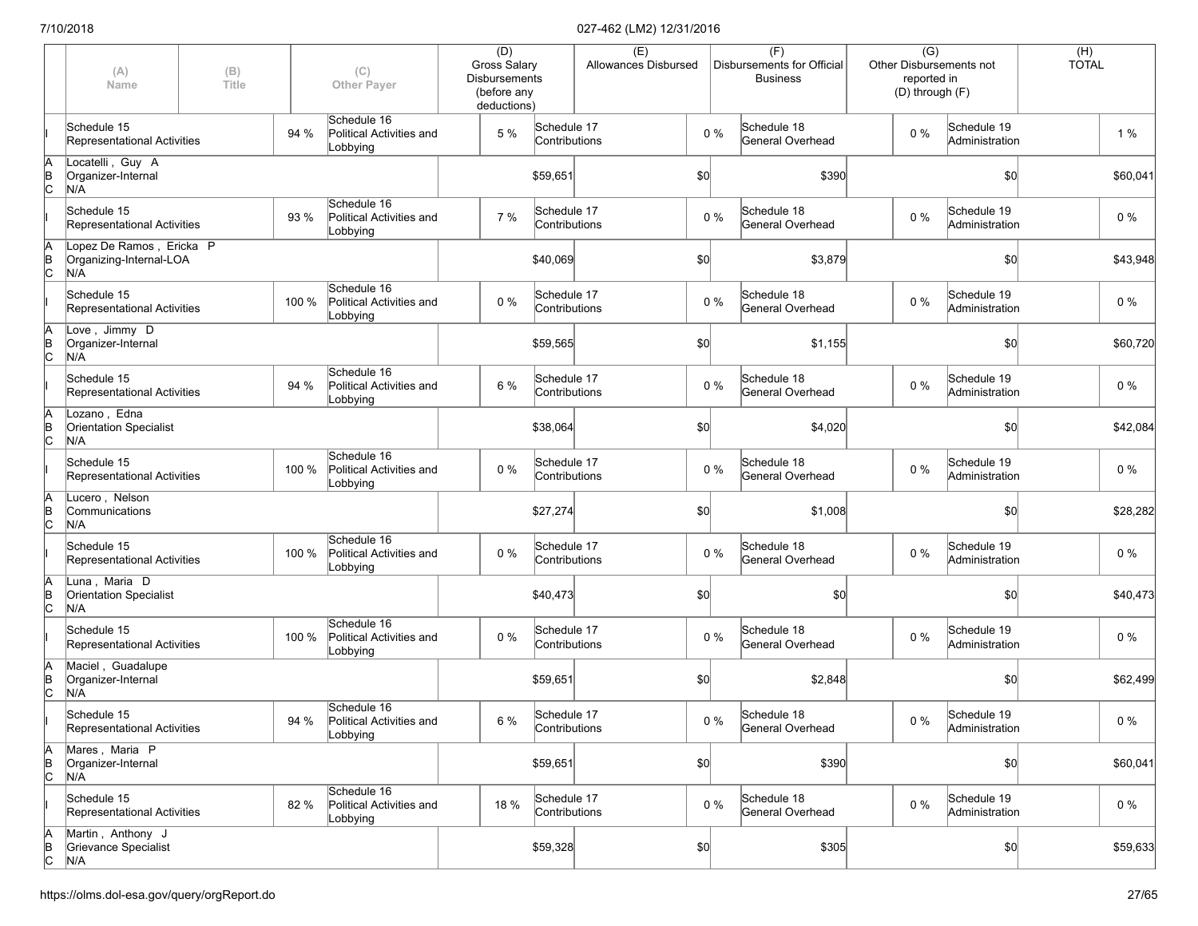| | (A) Name | (B) Title | | (C) Other Payer | | (D) Gross Salary Disbursements (before any deductions) | | (E) Allowances Disbursed | | (F) Disbursements for Official Business | | (G) Other Disbursements not reported in (D) through (F) | | (H) TOTAL |
|---|---|---|---|---|---|---|---|---|---|---|---|---|---|---|
| I | Schedule 15 Representational Activities | | 94 % | Schedule 16 Political Activities and Lobbying | 5 % | Schedule 17 Contributions | | | 0 % | Schedule 18 General Overhead | 0 % | Schedule 19 Administration | | 1 % |
| A B C | Locatelli , Guy A Organizer-Internal N/A | | | | | $59,651 | | $0 | | $390 | | $0 | | $60,041 |
| I | Schedule 15 Representational Activities | | 93 % | Schedule 16 Political Activities and Lobbying | 7 % | Schedule 17 Contributions | | | 0 % | Schedule 18 General Overhead | 0 % | Schedule 19 Administration | | 0 % |
| A B C | Lopez De Ramos , Ericka P Organizing-Internal-LOA N/A | | | | | $40,069 | | $0 | | $3,879 | | $0 | | $43,948 |
| I | Schedule 15 Representational Activities | | 100 % | Schedule 16 Political Activities and Lobbying | 0 % | Schedule 17 Contributions | | | 0 % | Schedule 18 General Overhead | 0 % | Schedule 19 Administration | | 0 % |
| A B C | Love , Jimmy D Organizer-Internal N/A | | | | | $59,565 | | $0 | | $1,155 | | $0 | | $60,720 |
| I | Schedule 15 Representational Activities | | 94 % | Schedule 16 Political Activities and Lobbying | 6 % | Schedule 17 Contributions | | | 0 % | Schedule 18 General Overhead | 0 % | Schedule 19 Administration | | 0 % |
| A B C | Lozano , Edna Orientation Specialist N/A | | | | | $38,064 | | $0 | | $4,020 | | $0 | | $42,084 |
| I | Schedule 15 Representational Activities | | 100 % | Schedule 16 Political Activities and Lobbying | 0 % | Schedule 17 Contributions | | | 0 % | Schedule 18 General Overhead | 0 % | Schedule 19 Administration | | 0 % |
| A B C | Lucero , Nelson Communications N/A | | | | | $27,274 | | $0 | | $1,008 | | $0 | | $28,282 |
| I | Schedule 15 Representational Activities | | 100 % | Schedule 16 Political Activities and Lobbying | 0 % | Schedule 17 Contributions | | | 0 % | Schedule 18 General Overhead | 0 % | Schedule 19 Administration | | 0 % |
| A B C | Luna , Maria D Orientation Specialist N/A | | | | | $40,473 | | $0 | | $0 | | $0 | | $40,473 |
| I | Schedule 15 Representational Activities | | 100 % | Schedule 16 Political Activities and Lobbying | 0 % | Schedule 17 Contributions | | | 0 % | Schedule 18 General Overhead | 0 % | Schedule 19 Administration | | 0 % |
| A B C | Maciel , Guadalupe Organizer-Internal N/A | | | | | $59,651 | | $0 | | $2,848 | | $0 | | $62,499 |
| I | Schedule 15 Representational Activities | | 94 % | Schedule 16 Political Activities and Lobbying | 6 % | Schedule 17 Contributions | | | 0 % | Schedule 18 General Overhead | 0 % | Schedule 19 Administration | | 0 % |
| A B C | Mares , Maria P Organizer-Internal N/A | | | | | $59,651 | | $0 | | $390 | | $0 | | $60,041 |
| I | Schedule 15 Representational Activities | | 82 % | Schedule 16 Political Activities and Lobbying | 18 % | Schedule 17 Contributions | | | 0 % | Schedule 18 General Overhead | 0 % | Schedule 19 Administration | | 0 % |
| A B C | Martin , Anthony J Grievance Specialist N/A | | | | | $59,328 | | $0 | | $305 | | $0 | | $59,633 |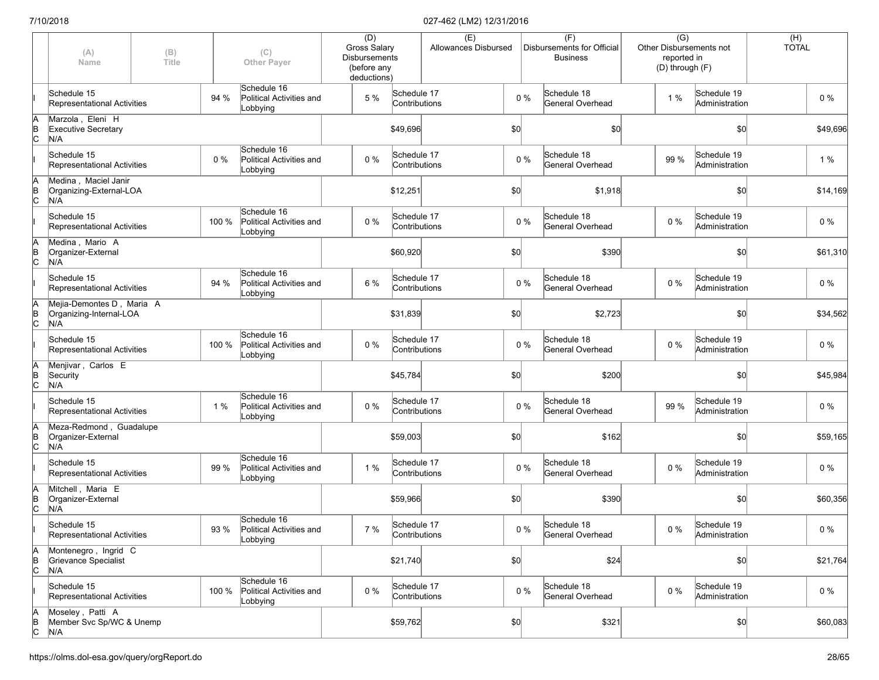| | (A) Name | (B) Title | | (C) Other Payer | (D) Gross Salary Disbursements (before any deductions) | | (E) Allowances Disbursed | | (F) Disbursements for Official Business | | (G) Other Disbursements not reported in (D) through (F) | | (H) TOTAL |
|---|---|---|---|---|---|---|---|---|---|---|---|---|---|
| I | Schedule 15 Representational Activities | | 94 % | Schedule 16 Political Activities and Lobbying | 5 % | Schedule 17 Contributions | | 0 % | Schedule 18 General Overhead | 1 % | Schedule 19 Administration | | 0 % |
| A B C | Marzola , Eleni H Executive Secretary N/A | | | | | $49,696 | | $0 | | $0 | | $0 | $49,696 |
| I | Schedule 15 Representational Activities | | 0 % | Schedule 16 Political Activities and Lobbying | 0 % | Schedule 17 Contributions | | 0 % | Schedule 18 General Overhead | 99 % | Schedule 19 Administration | | 1 % |
| A B C | Medina , Maciel Janir Organizing-External-LOA N/A | | | | | $12,251 | | $0 | | $1,918 | | $0 | $14,169 |
| I | Schedule 15 Representational Activities | | 100 % | Schedule 16 Political Activities and Lobbying | 0 % | Schedule 17 Contributions | | 0 % | Schedule 18 General Overhead | 0 % | Schedule 19 Administration | | 0 % |
| A B C | Medina , Mario A Organizer-External N/A | | | | | $60,920 | | $0 | | $390 | | $0 | $61,310 |
| I | Schedule 15 Representational Activities | | 94 % | Schedule 16 Political Activities and Lobbying | 6 % | Schedule 17 Contributions | | 0 % | Schedule 18 General Overhead | 0 % | Schedule 19 Administration | | 0 % |
| A B C | Mejia-Demontes D , Maria A Organizing-Internal-LOA N/A | | | | | $31,839 | | $0 | | $2,723 | | $0 | $34,562 |
| I | Schedule 15 Representational Activities | | 100 % | Schedule 16 Political Activities and Lobbying | 0 % | Schedule 17 Contributions | | 0 % | Schedule 18 General Overhead | 0 % | Schedule 19 Administration | | 0 % |
| A B C | Menjivar , Carlos E Security N/A | | | | | $45,784 | | $0 | | $200 | | $0 | $45,984 |
| I | Schedule 15 Representational Activities | | 1 % | Schedule 16 Political Activities and Lobbying | 0 % | Schedule 17 Contributions | | 0 % | Schedule 18 General Overhead | 99 % | Schedule 19 Administration | | 0 % |
| A B C | Meza-Redmond , Guadalupe Organizer-External N/A | | | | | $59,003 | | $0 | | $162 | | $0 | $59,165 |
| I | Schedule 15 Representational Activities | | 99 % | Schedule 16 Political Activities and Lobbying | 1 % | Schedule 17 Contributions | | 0 % | Schedule 18 General Overhead | 0 % | Schedule 19 Administration | | 0 % |
| A B C | Mitchell , Maria E Organizer-External N/A | | | | | $59,966 | | $0 | | $390 | | $0 | $60,356 |
| I | Schedule 15 Representational Activities | | 93 % | Schedule 16 Political Activities and Lobbying | 7 % | Schedule 17 Contributions | | 0 % | Schedule 18 General Overhead | 0 % | Schedule 19 Administration | | 0 % |
| A B C | Montenegro , Ingrid C Grievance Specialist N/A | | | | | $21,740 | | $0 | | $24 | | $0 | $21,764 |
| I | Schedule 15 Representational Activities | | 100 % | Schedule 16 Political Activities and Lobbying | 0 % | Schedule 17 Contributions | | 0 % | Schedule 18 General Overhead | 0 % | Schedule 19 Administration | | 0 % |
| A B C | Moseley , Patti A Member Svc Sp/WC & Unemp N/A | | | | | $59,762 | | $0 | | $321 | | $0 | $60,083 |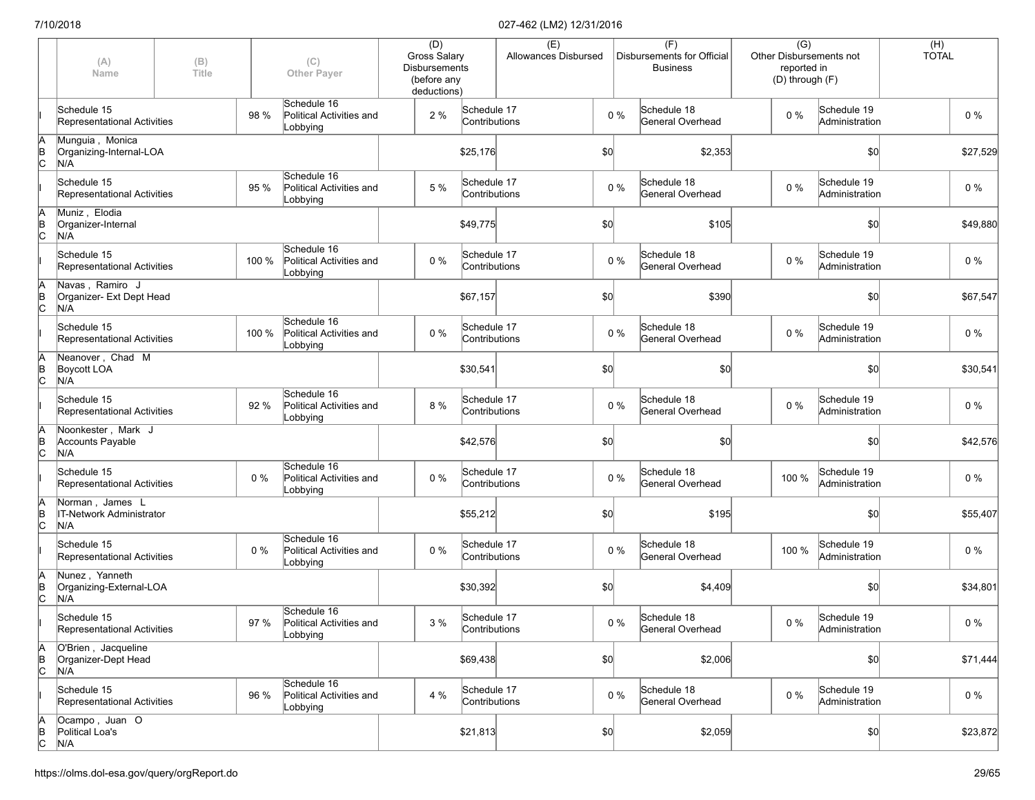| | (A) Name | (B) Title | (C) Other Payer | (D) Gross Salary Disbursements (before any deductions) | (E) Allowances Disbursed | (F) Disbursements for Official Business | (G) Other Disbursements not reported in (D) through (F) | (H) TOTAL |
|---|---|---|---|---|---|---|---|---|
| I | Schedule 15 Representational Activities 98 % | | Schedule 16 Political Activities and Lobbying 2 % | Schedule 17 Contributions 0 % | | Schedule 18 General Overhead 0 % | Schedule 19 Administration 0 % | |
| A B C | Munguia , Monica<br>Organizing-Internal-LOA<br>N/A | | | $25,176 | $0 | $2,353 | $0 | $27,529 |
| I | Schedule 15 Representational Activities 95 % | | Schedule 16 Political Activities and Lobbying 5 % | Schedule 17 Contributions 0 % | | Schedule 18 General Overhead 0 % | Schedule 19 Administration 0 % | |
| A B C | Muniz , Elodia<br>Organizer-Internal<br>N/A | | | $49,775 | $0 | $105 | $0 | $49,880 |
| I | Schedule 15 Representational Activities 100 % | | Schedule 16 Political Activities and Lobbying 0 % | Schedule 17 Contributions 0 % | | Schedule 18 General Overhead 0 % | Schedule 19 Administration 0 % | |
| A B C | Navas , Ramiro J<br>Organizer- Ext Dept Head<br>N/A | | | $67,157 | $0 | $390 | $0 | $67,547 |
| I | Schedule 15 Representational Activities 100 % | | Schedule 16 Political Activities and Lobbying 0 % | Schedule 17 Contributions 0 % | | Schedule 18 General Overhead 0 % | Schedule 19 Administration 0 % | |
| A B C | Neanover , Chad M<br>Boycott LOA<br>N/A | | | $30,541 | $0 | $0 | $0 | $30,541 |
| I | Schedule 15 Representational Activities 92 % | | Schedule 16 Political Activities and Lobbying 8 % | Schedule 17 Contributions 0 % | | Schedule 18 General Overhead 0 % | Schedule 19 Administration 0 % | |
| A B C | Noonkester , Mark J<br>Accounts Payable<br>N/A | | | $42,576 | $0 | $0 | $0 | $42,576 |
| I | Schedule 15 Representational Activities 0 % | | Schedule 16 Political Activities and Lobbying 0 % | Schedule 17 Contributions 0 % | | Schedule 18 General Overhead 100 % | Schedule 19 Administration 0 % | |
| A B C | Norman , James L<br>IT-Network Administrator<br>N/A | | | $55,212 | $0 | $195 | $0 | $55,407 |
| I | Schedule 15 Representational Activities 0 % | | Schedule 16 Political Activities and Lobbying 0 % | Schedule 17 Contributions 0 % | | Schedule 18 General Overhead 100 % | Schedule 19 Administration 0 % | |
| A B C | Nunez , Yanneth<br>Organizing-External-LOA<br>N/A | | | $30,392 | $0 | $4,409 | $0 | $34,801 |
| I | Schedule 15 Representational Activities 97 % | | Schedule 16 Political Activities and Lobbying 3 % | Schedule 17 Contributions 0 % | | Schedule 18 General Overhead 0 % | Schedule 19 Administration 0 % | |
| A B C | O'Brien , Jacqueline<br>Organizer-Dept Head<br>N/A | | | $69,438 | $0 | $2,006 | $0 | $71,444 |
| I | Schedule 15 Representational Activities 96 % | | Schedule 16 Political Activities and Lobbying 4 % | Schedule 17 Contributions 0 % | | Schedule 18 General Overhead 0 % | Schedule 19 Administration 0 % | |
| A B C | Ocampo , Juan O<br>Political Loa's<br>N/A | | | $21,813 | $0 | $2,059 | $0 | $23,872 |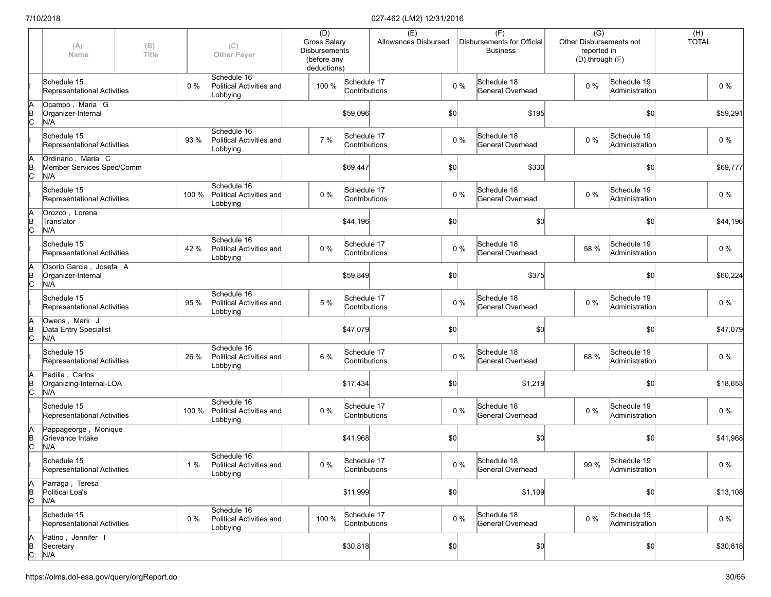| | (A) Name | (B) Title | | (C) Other Payer | | (D) Gross Salary Disbursements (before any deductions) | | (E) Allowances Disbursed | | (F) Disbursements for Official Business | | (G) Other Disbursements not reported in (D) through (F) | | (H) TOTAL |
|---|---|---|---|---|---|---|---|---|---|---|---|---|---|---|
| I | Schedule 15 Representational Activities | | 0 % | Schedule 16 Political Activities and Lobbying | 100 % | Schedule 17 Contributions | | | 0 % | Schedule 18 General Overhead | 0 % | Schedule 19 Administration | | 0 % |
| A B C | Ocampo , Maria G Organizer-Internal N/A | | | | | $59,096 | | $0 | | $195 | | $0 | | $59,291 |
| I | Schedule 15 Representational Activities | | 93 % | Schedule 16 Political Activities and Lobbying | 7 % | Schedule 17 Contributions | | | 0 % | Schedule 18 General Overhead | 0 % | Schedule 19 Administration | | 0 % |
| A B C | Ordinario , Maria C Member Services Spec/Comm N/A | | | | | $69,447 | | $0 | | $330 | | $0 | | $69,777 |
| I | Schedule 15 Representational Activities | | 100 % | Schedule 16 Political Activities and Lobbying | 0 % | Schedule 17 Contributions | | | 0 % | Schedule 18 General Overhead | 0 % | Schedule 19 Administration | | 0 % |
| A B C | Orozco , Lorena Translator N/A | | | | | $44,196 | | $0 | | $0 | | $0 | | $44,196 |
| I | Schedule 15 Representational Activities | | 42 % | Schedule 16 Political Activities and Lobbying | 0 % | Schedule 17 Contributions | | | 0 % | Schedule 18 General Overhead | 58 % | Schedule 19 Administration | | 0 % |
| A B C | Osorio Garcia , Josefa A Organizer-Internal N/A | | | | | $59,849 | | $0 | | $375 | | $0 | | $60,224 |
| I | Schedule 15 Representational Activities | | 95 % | Schedule 16 Political Activities and Lobbying | 5 % | Schedule 17 Contributions | | | 0 % | Schedule 18 General Overhead | 0 % | Schedule 19 Administration | | 0 % |
| A B C | Owens , Mark J Data Entry Specialist N/A | | | | | $47,079 | | $0 | | $0 | | $0 | | $47,079 |
| I | Schedule 15 Representational Activities | | 26 % | Schedule 16 Political Activities and Lobbying | 6 % | Schedule 17 Contributions | | | 0 % | Schedule 18 General Overhead | 68 % | Schedule 19 Administration | | 0 % |
| A B C | Padilla , Carlos Organizing-Internal-LOA N/A | | | | | $17,434 | | $0 | | $1,219 | | $0 | | $18,653 |
| I | Schedule 15 Representational Activities | | 100 % | Schedule 16 Political Activities and Lobbying | 0 % | Schedule 17 Contributions | | | 0 % | Schedule 18 General Overhead | 0 % | Schedule 19 Administration | | 0 % |
| A B C | Pappageorge , Monique Grievance Intake N/A | | | | | $41,968 | | $0 | | $0 | | $0 | | $41,968 |
| I | Schedule 15 Representational Activities | | 1 % | Schedule 16 Political Activities and Lobbying | 0 % | Schedule 17 Contributions | | | 0 % | Schedule 18 General Overhead | 99 % | Schedule 19 Administration | | 0 % |
| A B C | Parraga , Teresa Political Loa's N/A | | | | | $11,999 | | $0 | | $1,109 | | $0 | | $13,108 |
| I | Schedule 15 Representational Activities | | 0 % | Schedule 16 Political Activities and Lobbying | 100 % | Schedule 17 Contributions | | | 0 % | Schedule 18 General Overhead | 0 % | Schedule 19 Administration | | 0 % |
| A B C | Patino , Jennifer I Secretary N/A | | | | | $30,818 | | $0 | | $0 | | $0 | | $30,818 |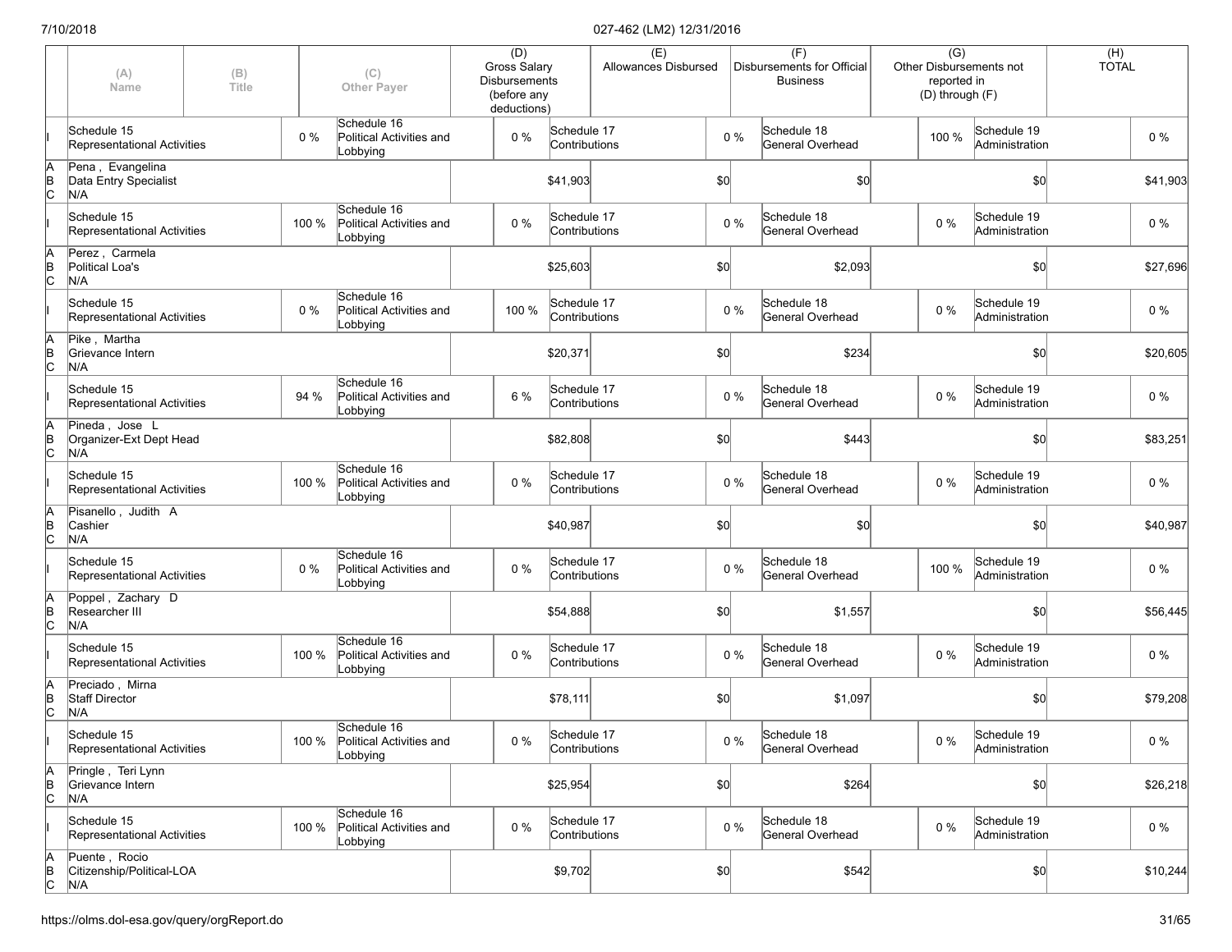| | (A) Name | (B) Title | | (C) Other Payer | (D) Gross Salary Disbursements (before any deductions) | (E) Allowances Disbursed | (F) Disbursements for Official Business | (G) Other Disbursements not reported in (D) through (F) | (H) TOTAL |
|---|---|---|---|---|---|---|---|---|---|
| I | Schedule 15 Representational Activities | | 0 % | Schedule 16 Political Activities and Lobbying | 0 % Schedule 17 Contributions | 0 % | Schedule 18 General Overhead | 100 % Schedule 19 Administration | 0 % |
| A B C | Pena , Evangelina Data Entry Specialist N/A | | | | $41,903 | $0 | $0 | $0 | $41,903 |
| I | Schedule 15 Representational Activities | | 100 % | Schedule 16 Political Activities and Lobbying | 0 % Schedule 17 Contributions | 0 % | Schedule 18 General Overhead | 0 % Schedule 19 Administration | 0 % |
| A B C | Perez , Carmela Political Loa's N/A | | | | $25,603 | $0 | $2,093 | $0 | $27,696 |
| I | Schedule 15 Representational Activities | | 0 % | Schedule 16 Political Activities and Lobbying | 100 % Schedule 17 Contributions | 0 % | Schedule 18 General Overhead | 0 % Schedule 19 Administration | 0 % |
| A B C | Pike , Martha Grievance Intern N/A | | | | $20,371 | $0 | $234 | $0 | $20,605 |
| I | Schedule 15 Representational Activities | | 94 % | Schedule 16 Political Activities and Lobbying | 6 % Schedule 17 Contributions | 0 % | Schedule 18 General Overhead | 0 % Schedule 19 Administration | 0 % |
| A B C | Pineda , Jose L Organizer-Ext Dept Head N/A | | | | $82,808 | $0 | $443 | $0 | $83,251 |
| I | Schedule 15 Representational Activities | | 100 % | Schedule 16 Political Activities and Lobbying | 0 % Schedule 17 Contributions | 0 % | Schedule 18 General Overhead | 0 % Schedule 19 Administration | 0 % |
| A B C | Pisanello , Judith A Cashier N/A | | | | $40,987 | $0 | $0 | $0 | $40,987 |
| I | Schedule 15 Representational Activities | | 0 % | Schedule 16 Political Activities and Lobbying | 0 % Schedule 17 Contributions | 0 % | Schedule 18 General Overhead | 100 % Schedule 19 Administration | 0 % |
| A B C | Poppel , Zachary D Researcher III N/A | | | | $54,888 | $0 | $1,557 | $0 | $56,445 |
| I | Schedule 15 Representational Activities | | 100 % | Schedule 16 Political Activities and Lobbying | 0 % Schedule 17 Contributions | 0 % | Schedule 18 General Overhead | 0 % Schedule 19 Administration | 0 % |
| A B C | Preciado , Mirna Staff Director N/A | | | | $78,111 | $0 | $1,097 | $0 | $79,208 |
| I | Schedule 15 Representational Activities | | 100 % | Schedule 16 Political Activities and Lobbying | 0 % Schedule 17 Contributions | 0 % | Schedule 18 General Overhead | 0 % Schedule 19 Administration | 0 % |
| A B C | Pringle , Teri Lynn Grievance Intern N/A | | | | $25,954 | $0 | $264 | $0 | $26,218 |
| I | Schedule 15 Representational Activities | | 100 % | Schedule 16 Political Activities and Lobbying | 0 % Schedule 17 Contributions | 0 % | Schedule 18 General Overhead | 0 % Schedule 19 Administration | 0 % |
| A B C | Puente , Rocio Citizenship/Political-LOA N/A | | | | $9,702 | $0 | $542 | $0 | $10,244 |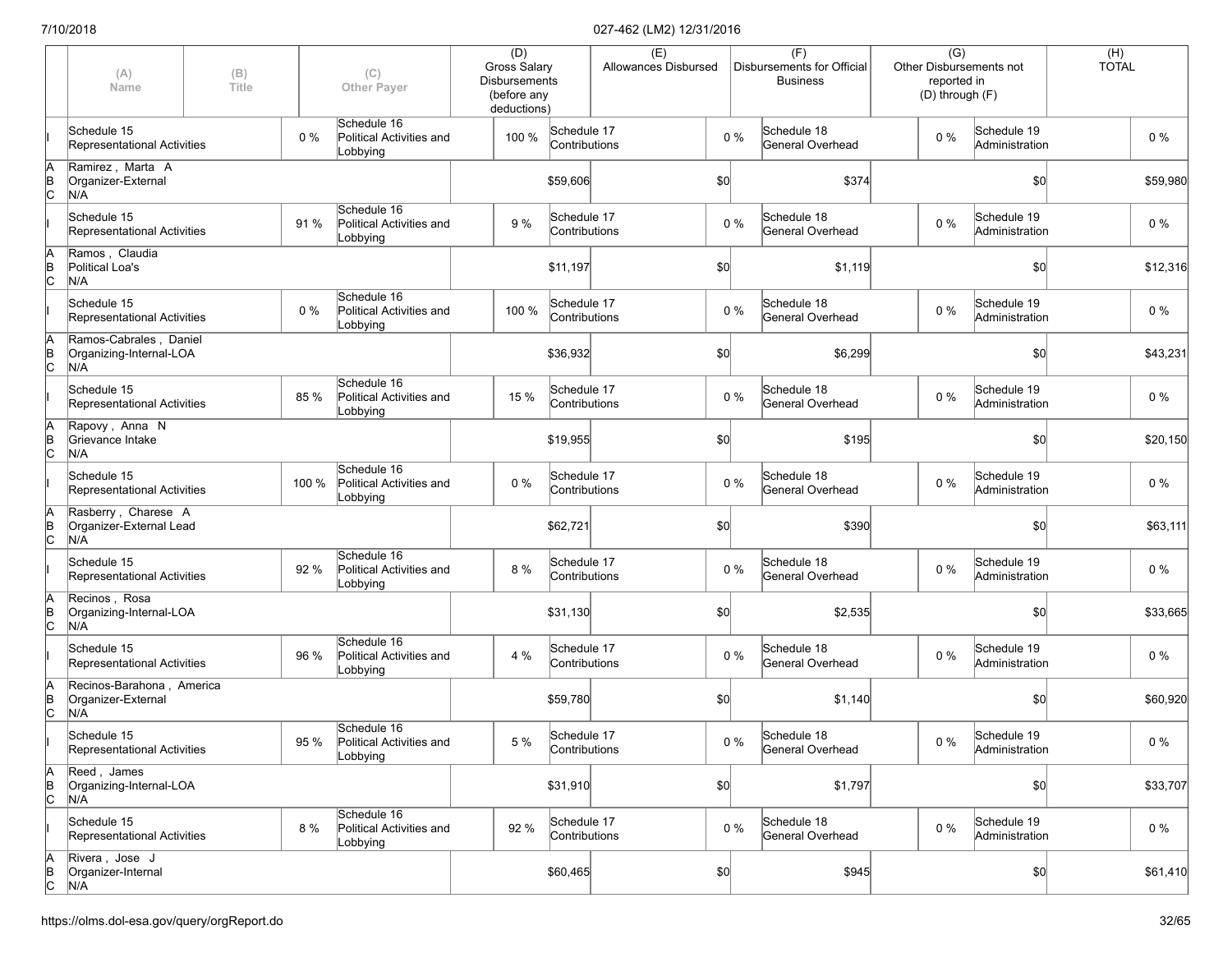| | (A) Name | (B) Title | | (C) Other Payer | (D) Gross Salary Disbursements (before any deductions) | | (E) Allowances Disbursed | | (F) Disbursements for Official Business | | (G) Other Disbursements not reported in (D) through (F) | | (H) TOTAL |
|---|---|---|---|---|---|---|---|---|---|---|---|---|---|
| I | Schedule 15 Representational Activities | | 0 % | Schedule 16 Political Activities and Lobbying | 100 % | Schedule 17 Contributions | | 0 % | Schedule 18 General Overhead | 0 % | Schedule 19 Administration | | 0 % |
| A B C | Ramirez , Marta A Organizer-External N/A | | | | | $59,606 | | $0 | | $374 | | $0 | $59,980 |
| I | Schedule 15 Representational Activities | | 91 % | Schedule 16 Political Activities and Lobbying | 9 % | Schedule 17 Contributions | | 0 % | Schedule 18 General Overhead | 0 % | Schedule 19 Administration | | 0 % |
| A B C | Ramos , Claudia Political Loa's N/A | | | | | $11,197 | | $0 | | $1,119 | | $0 | $12,316 |
| I | Schedule 15 Representational Activities | | 0 % | Schedule 16 Political Activities and Lobbying | 100 % | Schedule 17 Contributions | | 0 % | Schedule 18 General Overhead | 0 % | Schedule 19 Administration | | 0 % |
| A B C | Ramos-Cabrales , Daniel Organizing-Internal-LOA N/A | | | | | $36,932 | | $0 | | $6,299 | | $0 | $43,231 |
| I | Schedule 15 Representational Activities | | 85 % | Schedule 16 Political Activities and Lobbying | 15 % | Schedule 17 Contributions | | 0 % | Schedule 18 General Overhead | 0 % | Schedule 19 Administration | | 0 % |
| A B C | Rapovy , Anna N Grievance Intake N/A | | | | | $19,955 | | $0 | | $195 | | $0 | $20,150 |
| I | Schedule 15 Representational Activities | | 100 % | Schedule 16 Political Activities and Lobbying | 0 % | Schedule 17 Contributions | | 0 % | Schedule 18 General Overhead | 0 % | Schedule 19 Administration | | 0 % |
| A B C | Rasberry , Charese A Organizer-External Lead N/A | | | | | $62,721 | | $0 | | $390 | | $0 | $63,111 |
| I | Schedule 15 Representational Activities | | 92 % | Schedule 16 Political Activities and Lobbying | 8 % | Schedule 17 Contributions | | 0 % | Schedule 18 General Overhead | 0 % | Schedule 19 Administration | | 0 % |
| A B C | Recinos , Rosa Organizing-Internal-LOA N/A | | | | | $31,130 | | $0 | | $2,535 | | $0 | $33,665 |
| I | Schedule 15 Representational Activities | | 96 % | Schedule 16 Political Activities and Lobbying | 4 % | Schedule 17 Contributions | | 0 % | Schedule 18 General Overhead | 0 % | Schedule 19 Administration | | 0 % |
| A B C | Recinos-Barahona , America Organizer-External N/A | | | | | $59,780 | | $0 | | $1,140 | | $0 | $60,920 |
| I | Schedule 15 Representational Activities | | 95 % | Schedule 16 Political Activities and Lobbying | 5 % | Schedule 17 Contributions | | 0 % | Schedule 18 General Overhead | 0 % | Schedule 19 Administration | | 0 % |
| A B C | Reed , James Organizing-Internal-LOA N/A | | | | | $31,910 | | $0 | | $1,797 | | $0 | $33,707 |
| I | Schedule 15 Representational Activities | | 8 % | Schedule 16 Political Activities and Lobbying | 92 % | Schedule 17 Contributions | | 0 % | Schedule 18 General Overhead | 0 % | Schedule 19 Administration | | 0 % |
| A B C | Rivera , Jose J Organizer-Internal N/A | | | | | $60,465 | | $0 | | $945 | | $0 | $61,410 |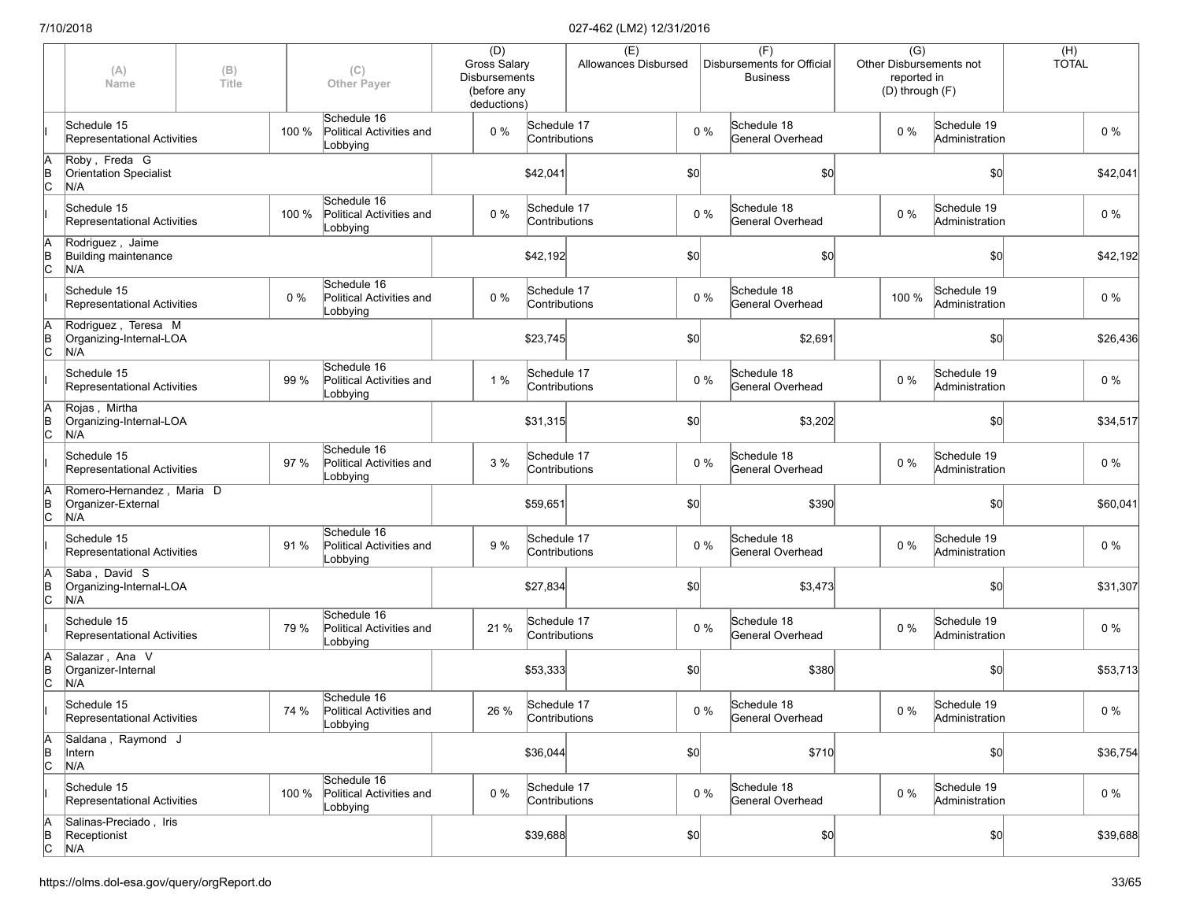| | (A) Name | (B) Title | | (C) Other Payer | (D) Gross Salary Disbursements (before any deductions) | | (E) Allowances Disbursed | | (F) Disbursements for Official Business | | (G) Other Disbursements not reported in (D) through (F) | | (H) TOTAL |
|---|---|---|---|---|---|---|---|---|---|---|---|---|---|
| I | Schedule 15 Representational Activities | | 100 % | Schedule 16 Political Activities and Lobbying | 0 % | Schedule 17 Contributions | | 0 % | Schedule 18 General Overhead | 0 % | Schedule 19 Administration | | 0 % |
| A B C | Roby , Freda G Orientation Specialist N/A | | | | | $42,041 | | $0 | | $0 | | $0 | $42,041 |
| I | Schedule 15 Representational Activities | | 100 % | Schedule 16 Political Activities and Lobbying | 0 % | Schedule 17 Contributions | | 0 % | Schedule 18 General Overhead | 0 % | Schedule 19 Administration | | 0 % |
| A B C | Rodriguez , Jaime Building maintenance N/A | | | | | $42,192 | | $0 | | $0 | | $0 | $42,192 |
| I | Schedule 15 Representational Activities | | 0 % | Schedule 16 Political Activities and Lobbying | 0 % | Schedule 17 Contributions | | 0 % | Schedule 18 General Overhead | 100 % | Schedule 19 Administration | | 0 % |
| A B C | Rodriguez , Teresa M Organizing-Internal-LOA N/A | | | | | $23,745 | | $0 | | $2,691 | | $0 | $26,436 |
| I | Schedule 15 Representational Activities | | 99 % | Schedule 16 Political Activities and Lobbying | 1 % | Schedule 17 Contributions | | 0 % | Schedule 18 General Overhead | 0 % | Schedule 19 Administration | | 0 % |
| A B C | Rojas , Mirtha Organizing-Internal-LOA N/A | | | | | $31,315 | | $0 | | $3,202 | | $0 | $34,517 |
| I | Schedule 15 Representational Activities | | 97 % | Schedule 16 Political Activities and Lobbying | 3 % | Schedule 17 Contributions | | 0 % | Schedule 18 General Overhead | 0 % | Schedule 19 Administration | | 0 % |
| A B C | Romero-Hernandez , Maria D Organizer-External N/A | | | | | $59,651 | | $0 | | $390 | | $0 | $60,041 |
| I | Schedule 15 Representational Activities | | 91 % | Schedule 16 Political Activities and Lobbying | 9 % | Schedule 17 Contributions | | 0 % | Schedule 18 General Overhead | 0 % | Schedule 19 Administration | | 0 % |
| A B C | Saba , David S Organizing-Internal-LOA N/A | | | | | $27,834 | | $0 | | $3,473 | | $0 | $31,307 |
| I | Schedule 15 Representational Activities | | 79 % | Schedule 16 Political Activities and Lobbying | 21 % | Schedule 17 Contributions | | 0 % | Schedule 18 General Overhead | 0 % | Schedule 19 Administration | | 0 % |
| A B C | Salazar , Ana V Organizer-Internal N/A | | | | | $53,333 | | $0 | | $380 | | $0 | $53,713 |
| I | Schedule 15 Representational Activities | | 74 % | Schedule 16 Political Activities and Lobbying | 26 % | Schedule 17 Contributions | | 0 % | Schedule 18 General Overhead | 0 % | Schedule 19 Administration | | 0 % |
| A B C | Saldana , Raymond J Intern N/A | | | | | $36,044 | | $0 | | $710 | | $0 | $36,754 |
| I | Schedule 15 Representational Activities | | 100 % | Schedule 16 Political Activities and Lobbying | 0 % | Schedule 17 Contributions | | 0 % | Schedule 18 General Overhead | 0 % | Schedule 19 Administration | | 0 % |
| A B C | Salinas-Preciado , Iris Receptionist N/A | | | | | $39,688 | | $0 | | $0 | | $0 | $39,688 |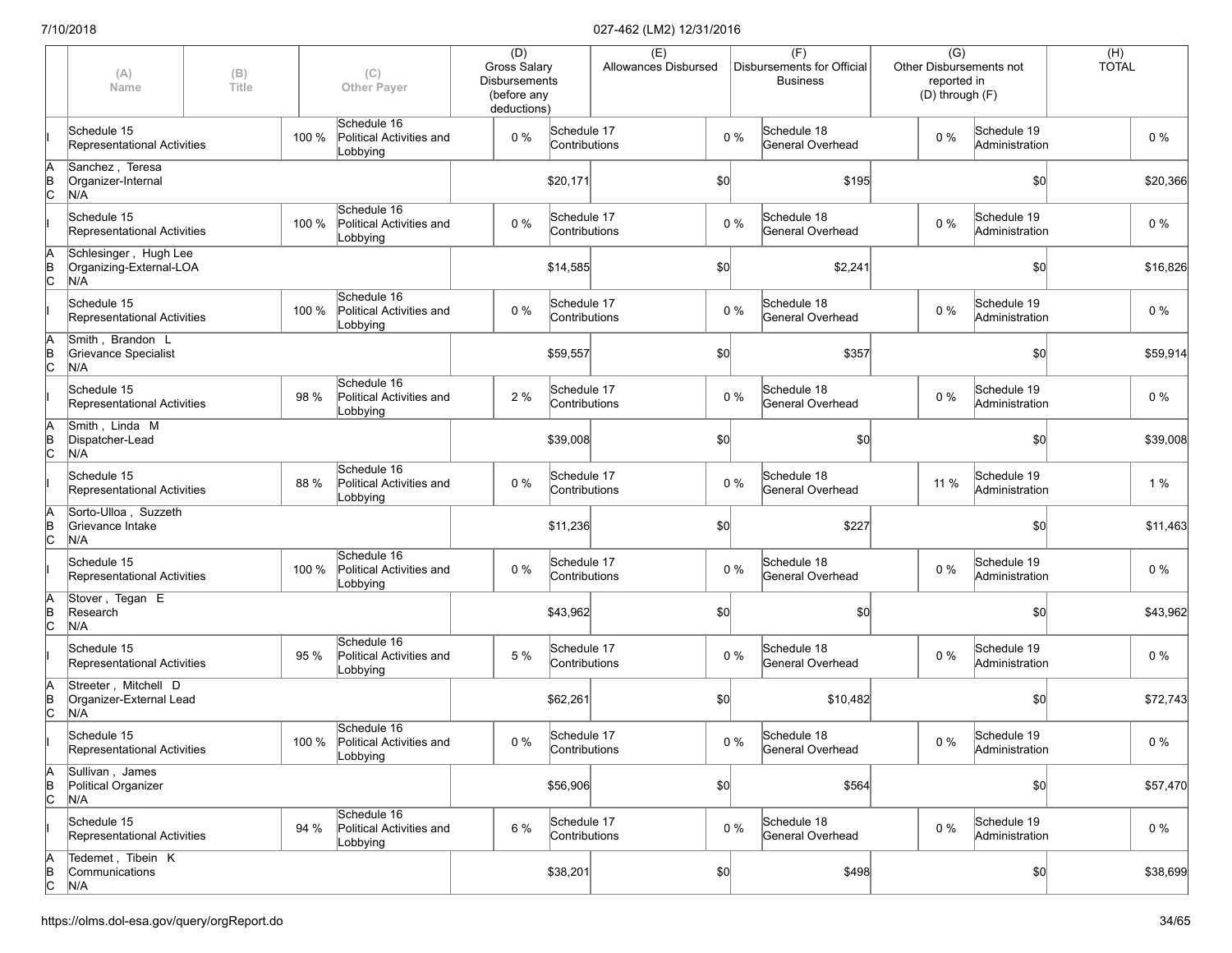| | (A) Name | (B) Title | (C) Other Payer | (D) Gross Salary Disbursements (before any deductions) | (E) Allowances Disbursed | (F) Disbursements for Official Business | (G) Other Disbursements not reported in (D) through (F) | (H) TOTAL |
|---|---|---|---|---|---|---|---|---|
| I | Schedule 15 Representational Activities 100 % | | Schedule 16 Political Activities and Lobbying 0 % | Schedule 17 Contributions 0 % | | Schedule 18 General Overhead 0 % | Schedule 19 Administration | 0 % |
| A B C | Sanchez , Teresa Organizer-Internal N/A | | | $20,171 | $0 | $195 | $0 | $20,366 |
| I | Schedule 15 Representational Activities 100 % | | Schedule 16 Political Activities and Lobbying 0 % | Schedule 17 Contributions 0 % | | Schedule 18 General Overhead 0 % | Schedule 19 Administration | 0 % |
| A B C | Schlesinger , Hugh Lee Organizing-External-LOA N/A | | | $14,585 | $0 | $2,241 | $0 | $16,826 |
| I | Schedule 15 Representational Activities 100 % | | Schedule 16 Political Activities and Lobbying 0 % | Schedule 17 Contributions 0 % | | Schedule 18 General Overhead 0 % | Schedule 19 Administration | 0 % |
| A B C | Smith , Brandon L Grievance Specialist N/A | | | $59,557 | $0 | $357 | $0 | $59,914 |
| I | Schedule 15 Representational Activities 98 % | | Schedule 16 Political Activities and Lobbying 2 % | Schedule 17 Contributions 0 % | | Schedule 18 General Overhead 0 % | Schedule 19 Administration | 0 % |
| A B C | Smith , Linda M Dispatcher-Lead N/A | | | $39,008 | $0 | $0 | $0 | $39,008 |
| I | Schedule 15 Representational Activities 88 % | | Schedule 16 Political Activities and Lobbying 0 % | Schedule 17 Contributions 0 % | | Schedule 18 General Overhead 11 % | Schedule 19 Administration | 1 % |
| A B C | Sorto-Ulloa , Suzzeth Grievance Intake N/A | | | $11,236 | $0 | $227 | $0 | $11,463 |
| I | Schedule 15 Representational Activities 100 % | | Schedule 16 Political Activities and Lobbying 0 % | Schedule 17 Contributions 0 % | | Schedule 18 General Overhead 0 % | Schedule 19 Administration | 0 % |
| A B C | Stover , Tegan E Research N/A | | | $43,962 | $0 | $0 | $0 | $43,962 |
| I | Schedule 15 Representational Activities 95 % | | Schedule 16 Political Activities and Lobbying 5 % | Schedule 17 Contributions 0 % | | Schedule 18 General Overhead 0 % | Schedule 19 Administration | 0 % |
| A B C | Streeter , Mitchell D Organizer-External Lead N/A | | | $62,261 | $0 | $10,482 | $0 | $72,743 |
| I | Schedule 15 Representational Activities 100 % | | Schedule 16 Political Activities and Lobbying 0 % | Schedule 17 Contributions 0 % | | Schedule 18 General Overhead 0 % | Schedule 19 Administration | 0 % |
| A B C | Sullivan , James Political Organizer N/A | | | $56,906 | $0 | $564 | $0 | $57,470 |
| I | Schedule 15 Representational Activities 94 % | | Schedule 16 Political Activities and Lobbying 6 % | Schedule 17 Contributions 0 % | | Schedule 18 General Overhead 0 % | Schedule 19 Administration | 0 % |
| A B C | Tedemet , Tibein K Communications N/A | | | $38,201 | $0 | $498 | $0 | $38,699 |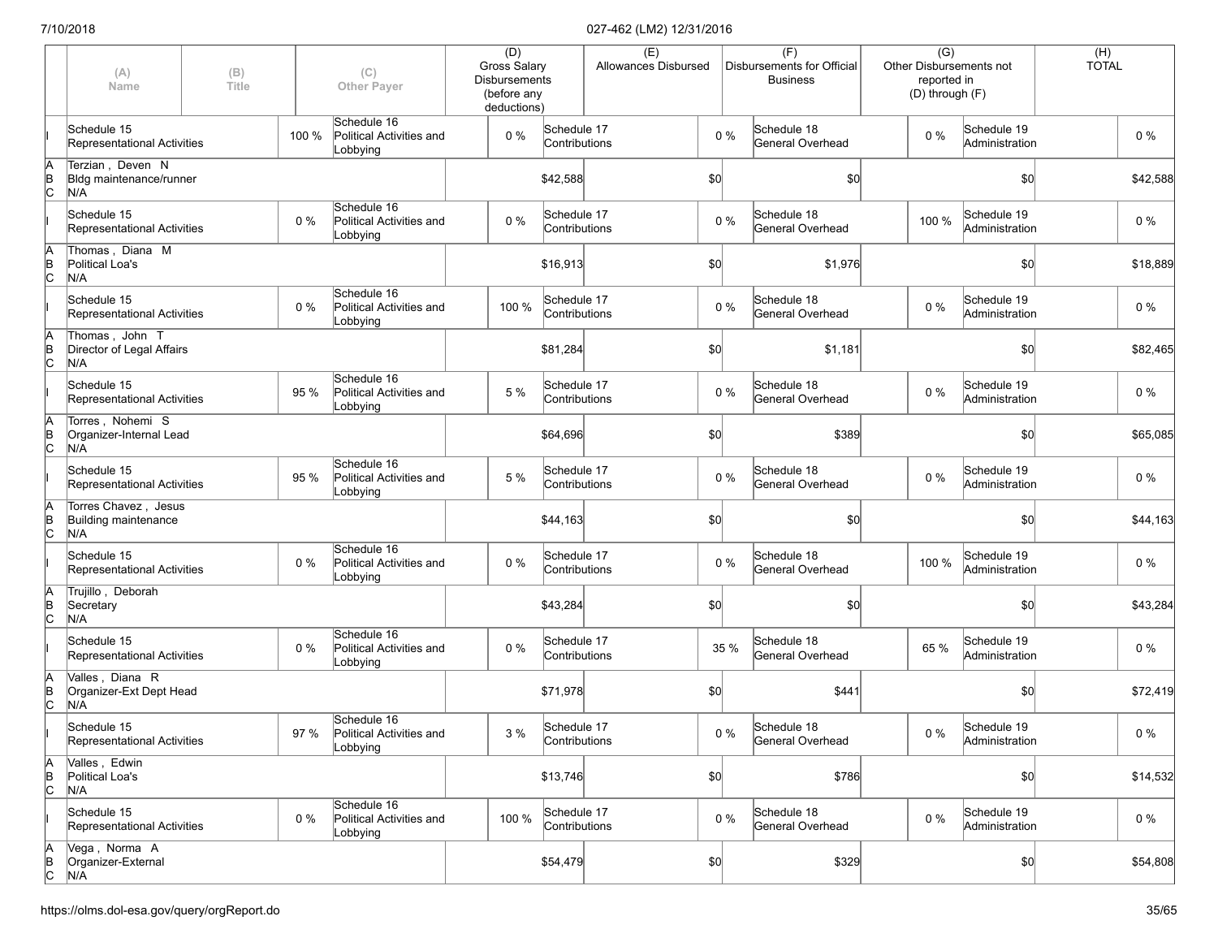| | (A) Name | (B) Title | | (C) Other Payer | (D) Gross Salary Disbursements (before any deductions) | | (E) Allowances Disbursed | | (F) Disbursements for Official Business | | (G) Other Disbursements not reported in (D) through (F) | | (H) TOTAL |
|---|---|---|---|---|---|---|---|---|---|---|---|---|---|
| I | Schedule 15 Representational Activities | | 100 % | Schedule 16 Political Activities and Lobbying | 0 % | Schedule 17 Contributions | | 0 % | Schedule 18 General Overhead | | 0 % | Schedule 19 Administration | 0 % |
| A B C | Terzian , Deven N Bldg maintenance/runner N/A | | | | | $42,588 | | $0 | | $0 | | $0 | $42,588 |
| I | Schedule 15 Representational Activities | | 0 % | Schedule 16 Political Activities and Lobbying | 0 % | Schedule 17 Contributions | | 0 % | Schedule 18 General Overhead | | 100 % | Schedule 19 Administration | 0 % |
| A B C | Thomas , Diana M Political Loa's N/A | | | | | $16,913 | | $0 | | $1,976 | | $0 | $18,889 |
| I | Schedule 15 Representational Activities | | 0 % | Schedule 16 Political Activities and Lobbying | 100 % | Schedule 17 Contributions | | 0 % | Schedule 18 General Overhead | | 0 % | Schedule 19 Administration | 0 % |
| A B C | Thomas , John T Director of Legal Affairs N/A | | | | | $81,284 | | $0 | | $1,181 | | $0 | $82,465 |
| I | Schedule 15 Representational Activities | | 95 % | Schedule 16 Political Activities and Lobbying | 5 % | Schedule 17 Contributions | | 0 % | Schedule 18 General Overhead | | 0 % | Schedule 19 Administration | 0 % |
| A B C | Torres , Nohemi S Organizer-Internal Lead N/A | | | | | $64,696 | | $0 | | $389 | | $0 | $65,085 |
| I | Schedule 15 Representational Activities | | 95 % | Schedule 16 Political Activities and Lobbying | 5 % | Schedule 17 Contributions | | 0 % | Schedule 18 General Overhead | | 0 % | Schedule 19 Administration | 0 % |
| A B C | Torres Chavez , Jesus Building maintenance N/A | | | | | $44,163 | | $0 | | $0 | | $0 | $44,163 |
| I | Schedule 15 Representational Activities | | 0 % | Schedule 16 Political Activities and Lobbying | 0 % | Schedule 17 Contributions | | 0 % | Schedule 18 General Overhead | | 100 % | Schedule 19 Administration | 0 % |
| A B C | Trujillo , Deborah Secretary N/A | | | | | $43,284 | | $0 | | $0 | | $0 | $43,284 |
| I | Schedule 15 Representational Activities | | 0 % | Schedule 16 Political Activities and Lobbying | 0 % | Schedule 17 Contributions | | 35 % | Schedule 18 General Overhead | | 65 % | Schedule 19 Administration | 0 % |
| A B C | Valles , Diana R Organizer-Ext Dept Head N/A | | | | | $71,978 | | $0 | | $441 | | $0 | $72,419 |
| I | Schedule 15 Representational Activities | | 97 % | Schedule 16 Political Activities and Lobbying | 3 % | Schedule 17 Contributions | | 0 % | Schedule 18 General Overhead | | 0 % | Schedule 19 Administration | 0 % |
| A B C | Valles , Edwin Political Loa's N/A | | | | | $13,746 | | $0 | | $786 | | $0 | $14,532 |
| I | Schedule 15 Representational Activities | | 0 % | Schedule 16 Political Activities and Lobbying | 100 % | Schedule 17 Contributions | | 0 % | Schedule 18 General Overhead | | 0 % | Schedule 19 Administration | 0 % |
| A B C | Vega , Norma A Organizer-External N/A | | | | | $54,479 | | $0 | | $329 | | $0 | $54,808 |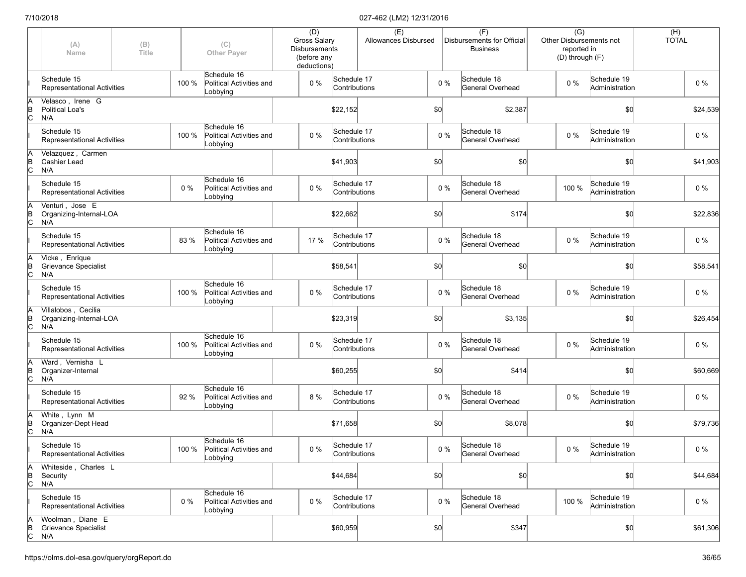| | (A) Name | (B) Title | | (C) Other Payer | (D) Gross Salary Disbursements (before any deductions) | | (E) Allowances Disbursed | | (F) Disbursements for Official Business | | (G) Other Disbursements not reported in (D) through (F) | | (H) TOTAL |
|---|---|---|---|---|---|---|---|---|---|---|---|---|---|
| I | Schedule 15 Representational Activities | | 100 % | Schedule 16 Political Activities and Lobbying | 0 % | Schedule 17 Contributions | | 0 % | Schedule 18 General Overhead | | 0 % | Schedule 19 Administration | 0 % |
| A B C | Velasco , Irene G Political Loa's N/A | | | | | $22,152 | | $0 | | $2,387 | | $0 | $24,539 |
| I | Schedule 15 Representational Activities | | 100 % | Schedule 16 Political Activities and Lobbying | 0 % | Schedule 17 Contributions | | 0 % | Schedule 18 General Overhead | | 0 % | Schedule 19 Administration | 0 % |
| A B C | Velazquez , Carmen Cashier Lead N/A | | | | | $41,903 | | $0 | | $0 | | $0 | $41,903 |
| I | Schedule 15 Representational Activities | | 0 % | Schedule 16 Political Activities and Lobbying | 0 % | Schedule 17 Contributions | | 0 % | Schedule 18 General Overhead | | 100 % | Schedule 19 Administration | 0 % |
| A B C | Venturi , Jose E Organizing-Internal-LOA N/A | | | | | $22,662 | | $0 | | $174 | | $0 | $22,836 |
| I | Schedule 15 Representational Activities | | 83 % | Schedule 16 Political Activities and Lobbying | 17 % | Schedule 17 Contributions | | 0 % | Schedule 18 General Overhead | | 0 % | Schedule 19 Administration | 0 % |
| A B C | Vicke , Enrique Grievance Specialist N/A | | | | | $58,541 | | $0 | | $0 | | $0 | $58,541 |
| I | Schedule 15 Representational Activities | | 100 % | Schedule 16 Political Activities and Lobbying | 0 % | Schedule 17 Contributions | | 0 % | Schedule 18 General Overhead | | 0 % | Schedule 19 Administration | 0 % |
| A B C | Villalobos , Cecilia Organizing-Internal-LOA N/A | | | | | $23,319 | | $0 | | $3,135 | | $0 | $26,454 |
| I | Schedule 15 Representational Activities | | 100 % | Schedule 16 Political Activities and Lobbying | 0 % | Schedule 17 Contributions | | 0 % | Schedule 18 General Overhead | | 0 % | Schedule 19 Administration | 0 % |
| A B C | Ward , Vernisha L Organizer-Internal N/A | | | | | $60,255 | | $0 | | $414 | | $0 | $60,669 |
| I | Schedule 15 Representational Activities | | 92 % | Schedule 16 Political Activities and Lobbying | 8 % | Schedule 17 Contributions | | 0 % | Schedule 18 General Overhead | | 0 % | Schedule 19 Administration | 0 % |
| A B C | White , Lynn M Organizer-Dept Head N/A | | | | | $71,658 | | $0 | | $8,078 | | $0 | $79,736 |
| I | Schedule 15 Representational Activities | | 100 % | Schedule 16 Political Activities and Lobbying | 0 % | Schedule 17 Contributions | | 0 % | Schedule 18 General Overhead | | 0 % | Schedule 19 Administration | 0 % |
| A B C | Whiteside , Charles L Security N/A | | | | | $44,684 | | $0 | | $0 | | $0 | $44,684 |
| I | Schedule 15 Representational Activities | | 0 % | Schedule 16 Political Activities and Lobbying | 0 % | Schedule 17 Contributions | | 0 % | Schedule 18 General Overhead | | 100 % | Schedule 19 Administration | 0 % |
| A B C | Woolman , Diane E Grievance Specialist N/A | | | | | $60,959 | | $0 | | $347 | | $0 | $61,306 |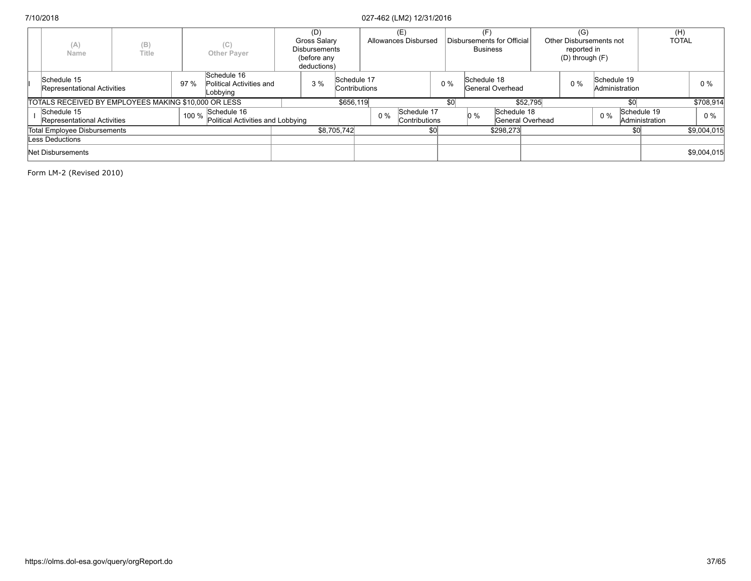| | (A) Name | (B) Title | (C) Other Payer | (D) Gross Salary Disbursements (before any deductions) | (E) Allowances Disbursed | (F) Disbursements for Official Business | (G) Other Disbursements not reported in (D) through (F) | (H) TOTAL |
|---|---|---|---|---|---|---|---|---|
| I | Schedule 15 Representational Activities 97 % | Schedule 16 Political Activities and Lobbying 3 % | Schedule 17 Contributions 0 % | Schedule 18 General Overhead 0 % | Schedule 19 Administration 0 % | | | |
| | TOTALS RECEIVED BY EMPLOYEES MAKING $10,000 OR LESS | | | $656,119 | $0 | $52,795 | $0 | $708,914 |
| I | Schedule 15 Representational Activities 100 % | Schedule 16 Political Activities and Lobbying 0 % | Schedule 17 Contributions 0 % | Schedule 18 General Overhead 0 % | Schedule 19 Administration 0 % | | | |
| | Total Employee Disbursements | | | $8,705,742 | $0 | $298,273 | $0 | $9,004,015 |
| | Less Deductions | | | | | | | |
| | Net Disbursements | | | | | | | $9,004,015 |

Form LM-2 (Revised 2010)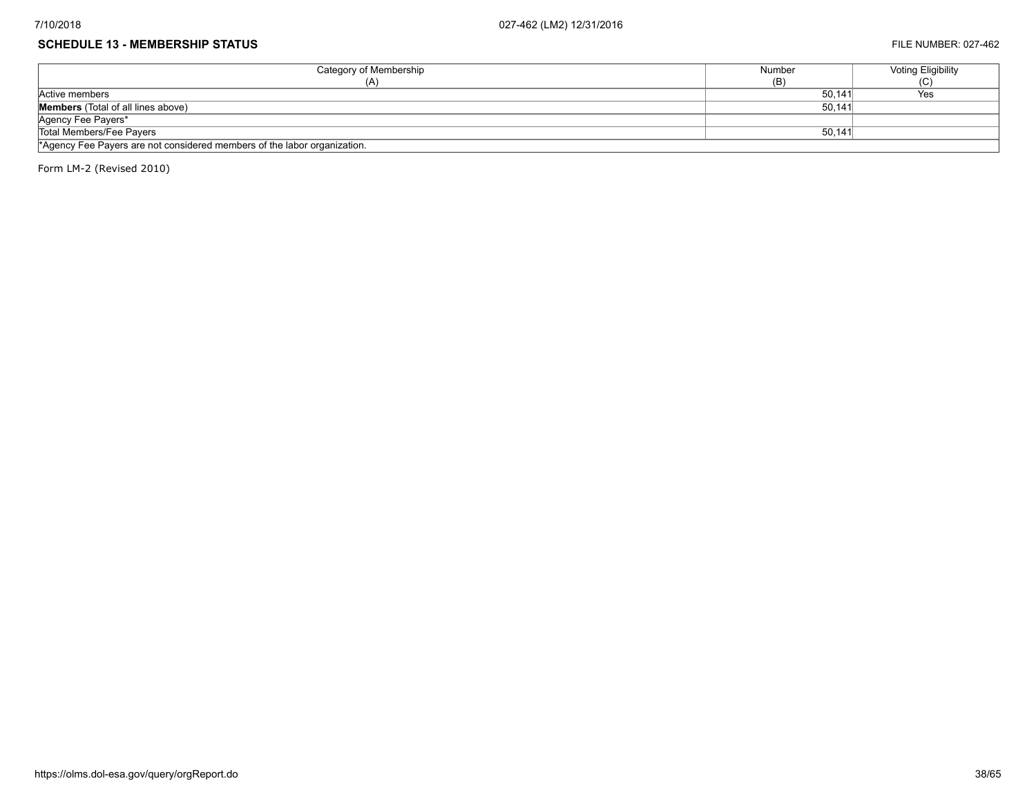## SCHEDULE 13 - MEMBERSHIP STATUS

FILE NUMBER: 027-462

| Category of Membership (A) | Number (B) | Voting Eligibility (C) |
|---|---|---|
| Active members | 50,141 | Yes |
| **Members** (Total of all lines above) | 50,141 | |
| Agency Fee Payers* | | |
| Total Members/Fee Payers | 50,141 | |

*Agency Fee Payers are not considered members of the labor organization.

Form LM-2 (Revised 2010)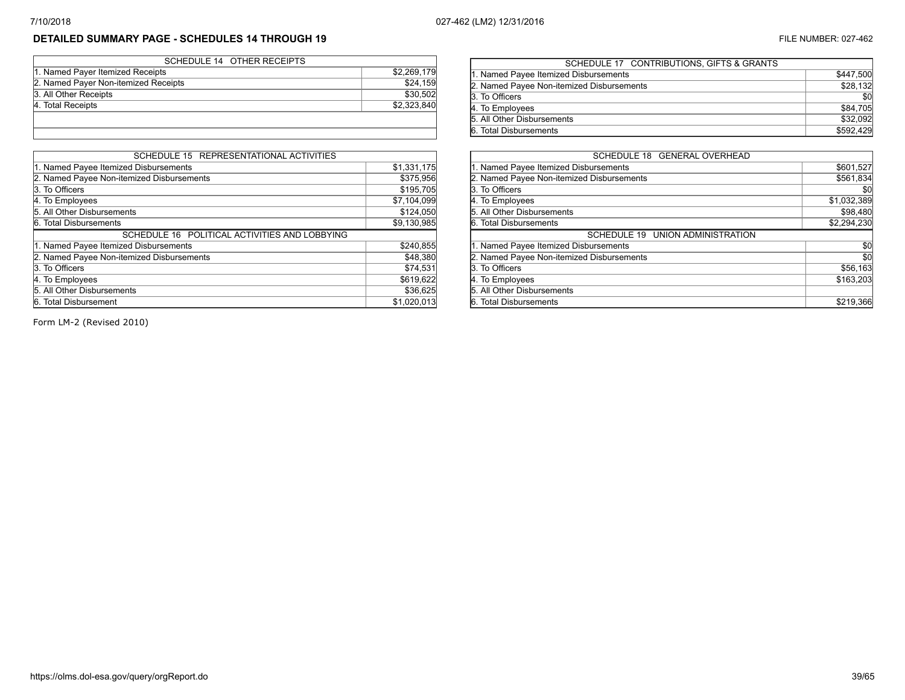## DETAILED SUMMARY PAGE - SCHEDULES 14 THROUGH 19

FILE NUMBER: 027-462

| SCHEDULE 14 OTHER RECEIPTS | |
|---|---|
| 1. Named Payer Itemized Receipts | $2,269,179 |
| 2. Named Payer Non-itemized Receipts | $24,159 |
| 3. All Other Receipts | $30,502 |
| 4. Total Receipts | $2,323,840 |

| SCHEDULE 15 REPRESENTATIONAL ACTIVITIES | |
|---|---|
| 1. Named Payee Itemized Disbursements | $1,331,175 |
| 2. Named Payee Non-itemized Disbursements | $375,956 |
| 3. To Officers | $195,705 |
| 4. To Employees | $7,104,099 |
| 5. All Other Disbursements | $124,050 |
| 6. Total Disbursements | $9,130,985 |

| SCHEDULE 16 POLITICAL ACTIVITIES AND LOBBYING | |
|---|---|
| 1. Named Payee Itemized Disbursements | $240,855 |
| 2. Named Payee Non-itemized Disbursements | $48,380 |
| 3. To Officers | $74,531 |
| 4. To Employees | $619,622 |
| 5. All Other Disbursements | $36,625 |
| 6. Total Disbursement | $1,020,013 |

| SCHEDULE 17 CONTRIBUTIONS, GIFTS & GRANTS | |
|---|---|
| 1. Named Payee Itemized Disbursements | $447,500 |
| 2. Named Payee Non-itemized Disbursements | $28,132 |
| 3. To Officers | $0 |
| 4. To Employees | $84,705 |
| 5. All Other Disbursements | $32,092 |
| 6. Total Disbursements | $592,429 |

| SCHEDULE 18 GENERAL OVERHEAD | |
|---|---|
| 1. Named Payee Itemized Disbursements | $601,527 |
| 2. Named Payee Non-itemized Disbursements | $561,834 |
| 3. To Officers | $0 |
| 4. To Employees | $1,032,389 |
| 5. All Other Disbursements | $98,480 |
| 6. Total Disbursements | $2,294,230 |

| SCHEDULE 19 UNION ADMINISTRATION | |
|---|---|
| 1. Named Payee Itemized Disbursements | $0 |
| 2. Named Payee Non-itemized Disbursements | $0 |
| 3. To Officers | $56,163 |
| 4. To Employees | $163,203 |
| 5. All Other Disbursements | |
| 6. Total Disbursements | $219,366 |

Form LM-2 (Revised 2010)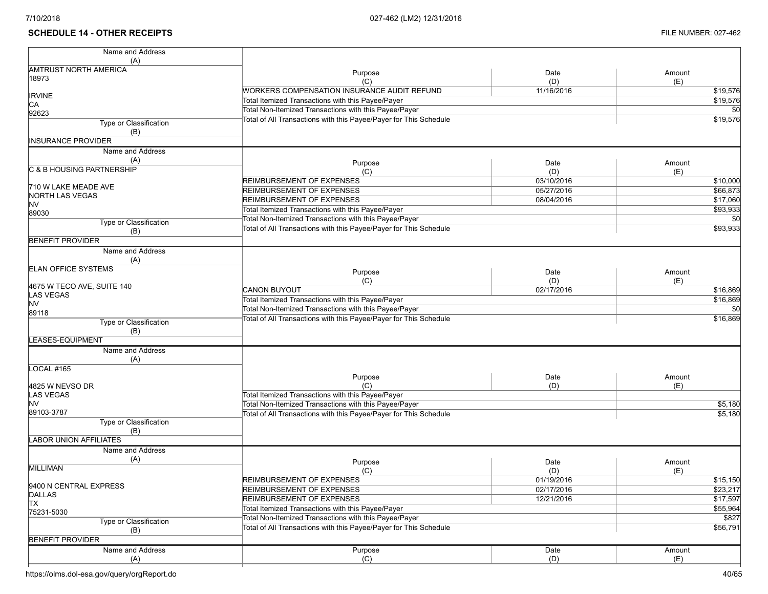## SCHEDULE 14 - OTHER RECEIPTS

FILE NUMBER: 027-462

| Name and Address (A) | Purpose (C) | Date (D) | Amount (E) |
|---|---|---|---|
| AMTRUST NORTH AMERICA<br>18973<br><br>IRVINE<br>CA<br>92623 | WORKERS COMPENSATION INSURANCE AUDIT REFUND | 11/16/2016 | $19,576 |
| | Total Itemized Transactions with this Payee/Payer | | $19,576 |
| | Total Non-Itemized Transactions with this Payee/Payer | | $0 |
| | Total of All Transactions with this Payee/Payer for This Schedule | | $19,576 |
| Type or Classification (B): INSURANCE PROVIDER | | | |

| Name and Address (A) | Purpose (C) | Date (D) | Amount (E) |
|---|---|---|---|
| C & B HOUSING PARTNERSHIP<br><br>710 W LAKE MEADE AVE<br>NORTH LAS VEGAS<br>NV<br>89030 | REIMBURSEMENT OF EXPENSES | 03/10/2016 | $10,000 |
| | REIMBURSEMENT OF EXPENSES | 05/27/2016 | $66,873 |
| | REIMBURSEMENT OF EXPENSES | 08/04/2016 | $17,060 |
| | Total Itemized Transactions with this Payee/Payer | | $93,933 |
| | Total Non-Itemized Transactions with this Payee/Payer | | $0 |
| | Total of All Transactions with this Payee/Payer for This Schedule | | $93,933 |
| Type or Classification (B): BENEFIT PROVIDER | | | |

| Name and Address (A) | Purpose (C) | Date (D) | Amount (E) |
|---|---|---|---|
| ELAN OFFICE SYSTEMS<br><br>4675 W TECO AVE, SUITE 140<br>LAS VEGAS<br>NV<br>89118 | CANON BUYOUT | 02/17/2016 | $16,869 |
| | Total Itemized Transactions with this Payee/Payer | | $16,869 |
| | Total Non-Itemized Transactions with this Payee/Payer | | $0 |
| | Total of All Transactions with this Payee/Payer for This Schedule | | $16,869 |
| Type or Classification (B): LEASES-EQUIPMENT | | | |

| Name and Address (A) | Purpose (C) | Date (D) | Amount (E) |
|---|---|---|---|
| LOCAL #165<br><br>4825 W NEVSO DR<br>LAS VEGAS<br>NV<br>89103-3787 | Total Itemized Transactions with this Payee/Payer | | |
| | Total Non-Itemized Transactions with this Payee/Payer | | $5,180 |
| | Total of All Transactions with this Payee/Payer for This Schedule | | $5,180 |
| Type or Classification (B): LABOR UNION AFFILIATES | | | |

| Name and Address (A) | Purpose (C) | Date (D) | Amount (E) |
|---|---|---|---|
| MILLIMAN<br><br>9400 N CENTRAL EXPRESS<br>DALLAS<br>TX<br>75231-5030 | REIMBURSEMENT OF EXPENSES | 01/19/2016 | $15,150 |
| | REIMBURSEMENT OF EXPENSES | 02/17/2016 | $23,217 |
| | REIMBURSEMENT OF EXPENSES | 12/21/2016 | $17,597 |
| | Total Itemized Transactions with this Payee/Payer | | $55,964 |
| | Total Non-Itemized Transactions with this Payee/Payer | | $827 |
| | Total of All Transactions with this Payee/Payer for This Schedule | | $56,791 |
| Type or Classification (B): BENEFIT PROVIDER | | | |

| Name and Address (A) | Purpose (C) | Date (D) | Amount (E) |
|---|---|---|---|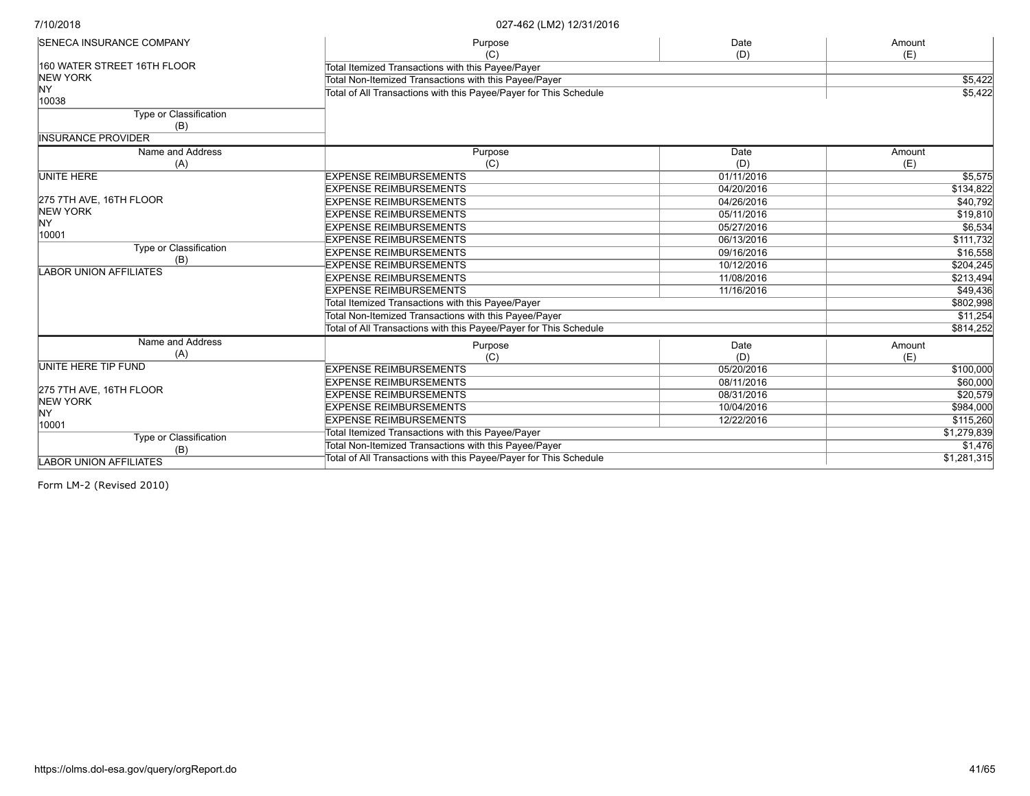| Name and Address (A) | Purpose (C) | Date (D) | Amount (E) |
|---|---|---|---|
| SENECA INSURANCE COMPANY<br><br>160 WATER STREET 16TH FLOOR<br>NEW YORK<br>NY<br>10038 | Total Itemized Transactions with this Payee/Payer | | |
| | Total Non-Itemized Transactions with this Payee/Payer | | $5,422 |
| | Total of All Transactions with this Payee/Payer for This Schedule | | $5,422 |
| Type or Classification (B) | | | |
| INSURANCE PROVIDER | | | |

| Name and Address (A) | Purpose (C) | Date (D) | Amount (E) |
|---|---|---|---|
| UNITE HERE | EXPENSE REIMBURSEMENTS | 01/11/2016 | $5,575 |
| | EXPENSE REIMBURSEMENTS | 04/20/2016 | $134,822 |
| 275 7TH AVE, 16TH FLOOR | EXPENSE REIMBURSEMENTS | 04/26/2016 | $40,792 |
| NEW YORK | EXPENSE REIMBURSEMENTS | 05/11/2016 | $19,810 |
| NY | EXPENSE REIMBURSEMENTS | 05/27/2016 | $6,534 |
| 10001 | EXPENSE REIMBURSEMENTS | 06/13/2016 | $111,732 |
| Type or Classification (B) | EXPENSE REIMBURSEMENTS | 09/16/2016 | $16,558 |
| LABOR UNION AFFILIATES | EXPENSE REIMBURSEMENTS | 10/12/2016 | $204,245 |
| | EXPENSE REIMBURSEMENTS | 11/08/2016 | $213,494 |
| | EXPENSE REIMBURSEMENTS | 11/16/2016 | $49,436 |
| | Total Itemized Transactions with this Payee/Payer | | $802,998 |
| | Total Non-Itemized Transactions with this Payee/Payer | | $11,254 |
| | Total of All Transactions with this Payee/Payer for This Schedule | | $814,252 |

| Name and Address (A) | Purpose (C) | Date (D) | Amount (E) |
|---|---|---|---|
| UNITE HERE TIP FUND | EXPENSE REIMBURSEMENTS | 05/20/2016 | $100,000 |
| | EXPENSE REIMBURSEMENTS | 08/11/2016 | $60,000 |
| 275 7TH AVE, 16TH FLOOR | EXPENSE REIMBURSEMENTS | 08/31/2016 | $20,579 |
| NEW YORK | EXPENSE REIMBURSEMENTS | 10/04/2016 | $984,000 |
| NY | EXPENSE REIMBURSEMENTS | 12/22/2016 | $115,260 |
| 10001 | Total Itemized Transactions with this Payee/Payer | | $1,279,839 |
| Type or Classification (B) | Total Non-Itemized Transactions with this Payee/Payer | | $1,476 |
| LABOR UNION AFFILIATES | Total of All Transactions with this Payee/Payer for This Schedule | | $1,281,315 |

Form LM-2 (Revised 2010)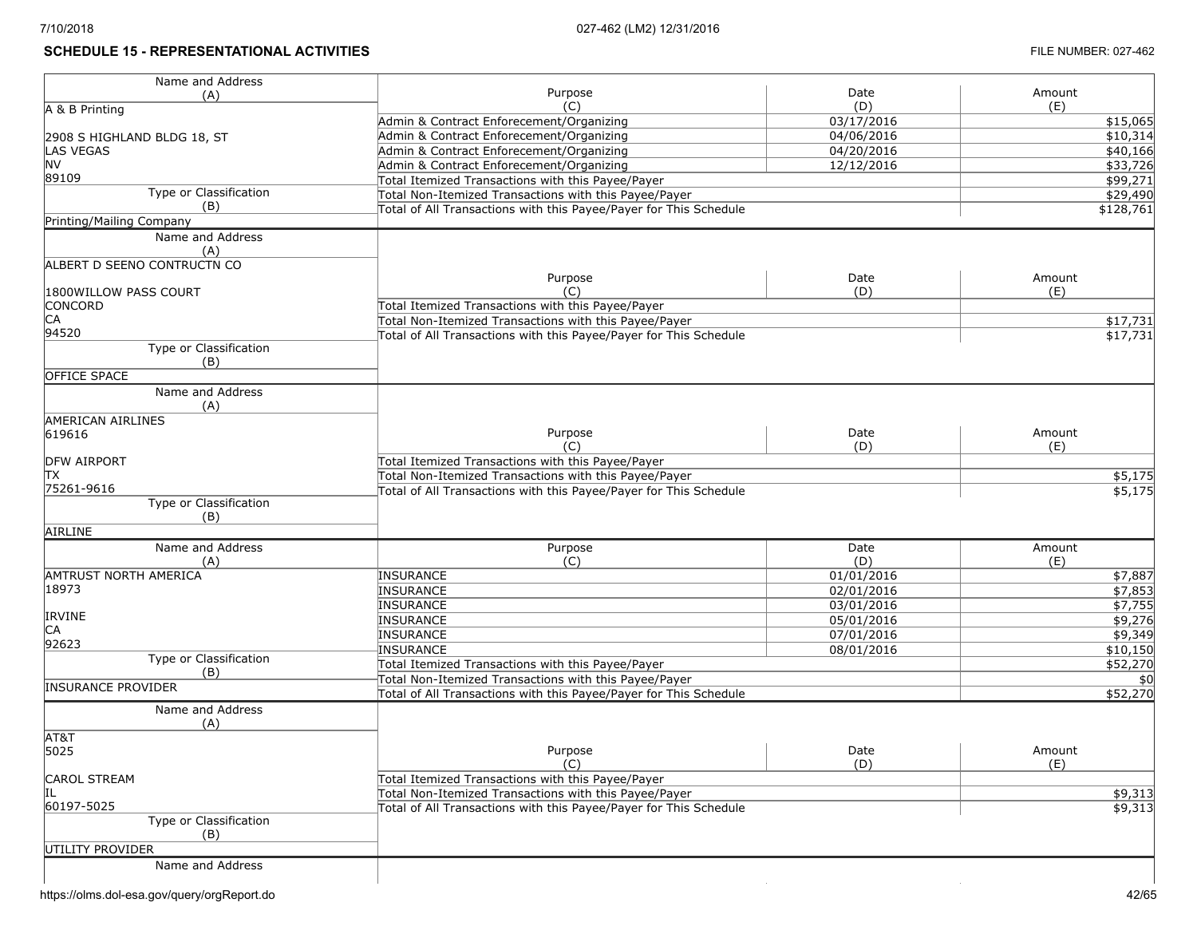## SCHEDULE 15 - REPRESENTATIONAL ACTIVITIES

FILE NUMBER: 027-462

| Name and Address (A) | Purpose (C) | Date (D) | Amount (E) |
|---|---|---|---|
| A & B Printing<br><br>2908 S HIGHLAND BLDG 18, ST<br>LAS VEGAS<br>NV<br>89109 | Admin & Contract Enforecement/Organizing | 03/17/2016 | $15,065 |
| | Admin & Contract Enforecement/Organizing | 04/06/2016 | $10,314 |
| | Admin & Contract Enforecement/Organizing | 04/20/2016 | $40,166 |
| | Admin & Contract Enforecement/Organizing | 12/12/2016 | $33,726 |
| | Total Itemized Transactions with this Payee/Payer | | $99,271 |
| **Type or Classification (B)** | Total Non-Itemized Transactions with this Payee/Payer | | $29,490 |
| Printing/Mailing Company | Total of All Transactions with this Payee/Payer for This Schedule | | $128,761 |

| Name and Address (A) | Purpose (C) | Date (D) | Amount (E) |
|---|---|---|---|
| ALBERT D SEENO CONTRUCTN CO<br><br>1800WILLOW PASS COURT<br>CONCORD<br>CA<br>94520 | Total Itemized Transactions with this Payee/Payer | | |
| | Total Non-Itemized Transactions with this Payee/Payer | | $17,731 |
| | Total of All Transactions with this Payee/Payer for This Schedule | | $17,731 |
| **Type or Classification (B)** | | | |
| OFFICE SPACE | | | |

| Name and Address (A) | Purpose (C) | Date (D) | Amount (E) |
|---|---|---|---|
| AMERICAN AIRLINES<br>619616<br><br>DFW AIRPORT<br>TX<br>75261-9616 | Total Itemized Transactions with this Payee/Payer | | |
| | Total Non-Itemized Transactions with this Payee/Payer | | $5,175 |
| | Total of All Transactions with this Payee/Payer for This Schedule | | $5,175 |
| **Type or Classification (B)** | | | |
| AIRLINE | | | |

| Name and Address (A) | Purpose (C) | Date (D) | Amount (E) |
|---|---|---|---|
| AMTRUST NORTH AMERICA<br>18973<br><br>IRVINE<br>CA<br>92623 | INSURANCE | 01/01/2016 | $7,887 |
| | INSURANCE | 02/01/2016 | $7,853 |
| | INSURANCE | 03/01/2016 | $7,755 |
| | INSURANCE | 05/01/2016 | $9,276 |
| | INSURANCE | 07/01/2016 | $9,349 |
| | INSURANCE | 08/01/2016 | $10,150 |
| **Type or Classification (B)** | Total Itemized Transactions with this Payee/Payer | | $52,270 |
| INSURANCE PROVIDER | Total Non-Itemized Transactions with this Payee/Payer | | $0 |
| | Total of All Transactions with this Payee/Payer for This Schedule | | $52,270 |

| Name and Address (A) | Purpose (C) | Date (D) | Amount (E) |
|---|---|---|---|
| AT&T<br>5025<br><br>CAROL STREAM<br>IL<br>60197-5025 | Total Itemized Transactions with this Payee/Payer | | |
| | Total Non-Itemized Transactions with this Payee/Payer | | $9,313 |
| | Total of All Transactions with this Payee/Payer for This Schedule | | $9,313 |
| **Type or Classification (B)** | | | |
| UTILITY PROVIDER | | | |

Name and Address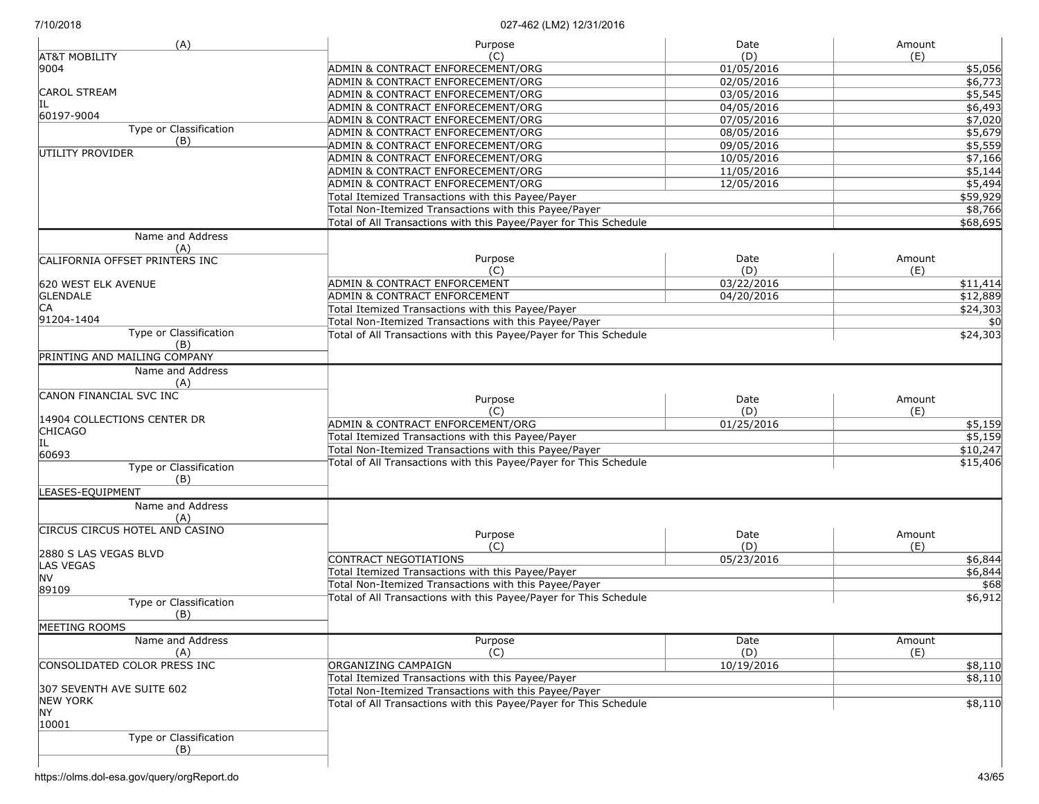| Name and Address (A) | Purpose (C) | Date (D) | Amount (E) |
|---|---|---|---|
| AT&T MOBILITY<br>9004<br><br>CAROL STREAM<br>IL<br>60197-9004 | ADMIN & CONTRACT ENFORECEMENT/ORG | 01/05/2016 | $5,056 |
| | ADMIN & CONTRACT ENFORECEMENT/ORG | 02/05/2016 | $6,773 |
| | ADMIN & CONTRACT ENFORECEMENT/ORG | 03/05/2016 | $5,545 |
| | ADMIN & CONTRACT ENFORECEMENT/ORG | 04/05/2016 | $6,493 |
| **Type or Classification (B)** | ADMIN & CONTRACT ENFORECEMENT/ORG | 07/05/2016 | $7,020 |
| UTILITY PROVIDER | ADMIN & CONTRACT ENFORECEMENT/ORG | 08/05/2016 | $5,679 |
| | ADMIN & CONTRACT ENFORECEMENT/ORG | 09/05/2016 | $5,559 |
| | ADMIN & CONTRACT ENFORECEMENT/ORG | 10/05/2016 | $7,166 |
| | ADMIN & CONTRACT ENFORECEMENT/ORG | 11/05/2016 | $5,144 |
| | ADMIN & CONTRACT ENFORECEMENT/ORG | 12/05/2016 | $5,494 |
| | Total Itemized Transactions with this Payee/Payer | | $59,929 |
| | Total Non-Itemized Transactions with this Payee/Payer | | $8,766 |
| | Total of All Transactions with this Payee/Payer for This Schedule | | $68,695 |

| Name and Address (A) | Purpose (C) | Date (D) | Amount (E) |
|---|---|---|---|
| CALIFORNIA OFFSET PRINTERS INC<br><br>620 WEST ELK AVENUE<br>GLENDALE<br>CA<br>91204-1404 | ADMIN & CONTRACT ENFORCEMENT | 03/22/2016 | $11,414 |
| | ADMIN & CONTRACT ENFORCEMENT | 04/20/2016 | $12,889 |
| | Total Itemized Transactions with this Payee/Payer | | $24,303 |
| | Total Non-Itemized Transactions with this Payee/Payer | | $0 |
| **Type or Classification (B)** | Total of All Transactions with this Payee/Payer for This Schedule | | $24,303 |
| PRINTING AND MAILING COMPANY | | | |

| Name and Address (A) | Purpose (C) | Date (D) | Amount (E) |
|---|---|---|---|
| CANON FINANCIAL SVC INC<br><br>14904 COLLECTIONS CENTER DR<br>CHICAGO<br>IL<br>60693 | ADMIN & CONTRACT ENFORCEMENT/ORG | 01/25/2016 | $5,159 |
| | Total Itemized Transactions with this Payee/Payer | | $5,159 |
| | Total Non-Itemized Transactions with this Payee/Payer | | $10,247 |
| **Type or Classification (B)** | Total of All Transactions with this Payee/Payer for This Schedule | | $15,406 |
| LEASES-EQUIPMENT | | | |

| Name and Address (A) | Purpose (C) | Date (D) | Amount (E) |
|---|---|---|---|
| CIRCUS CIRCUS HOTEL AND CASINO<br><br>2880 S LAS VEGAS BLVD<br>LAS VEGAS<br>NV<br>89109 | CONTRACT NEGOTIATIONS | 05/23/2016 | $6,844 |
| | Total Itemized Transactions with this Payee/Payer | | $6,844 |
| | Total Non-Itemized Transactions with this Payee/Payer | | $68 |
| **Type or Classification (B)** | Total of All Transactions with this Payee/Payer for This Schedule | | $6,912 |
| MEETING ROOMS | | | |

| Name and Address (A) | Purpose (C) | Date (D) | Amount (E) |
|---|---|---|---|
| CONSOLIDATED COLOR PRESS INC<br><br>307 SEVENTH AVE SUITE 602<br>NEW YORK<br>NY<br>10001 | ORGANIZING CAMPAIGN | 10/19/2016 | $8,110 |
| | Total Itemized Transactions with this Payee/Payer | | $8,110 |
| | Total Non-Itemized Transactions with this Payee/Payer | | |
| | Total of All Transactions with this Payee/Payer for This Schedule | | $8,110 |
| **Type or Classification (B)** | | | |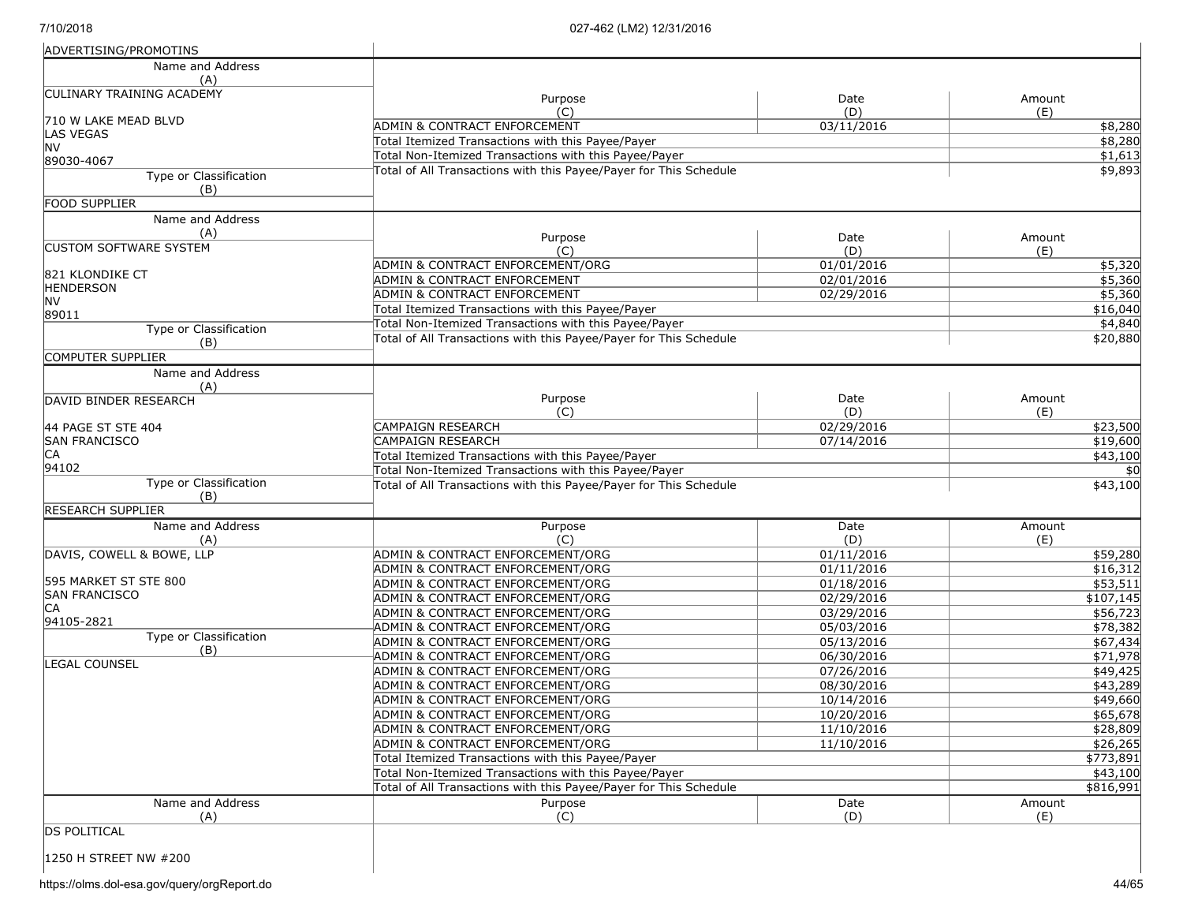ADVERTISING/PROMOTINS

| Name and Address (A) | Purpose (C) | Date (D) | Amount (E) |
|---|---|---|---|
| CULINARY TRAINING ACADEMY<br><br>710 W LAKE MEAD BLVD<br>LAS VEGAS<br>NV<br>89030-4067 | ADMIN & CONTRACT ENFORCEMENT | 03/11/2016 | $8,280 |
| | Total Itemized Transactions with this Payee/Payer | | $8,280 |
| | Total Non-Itemized Transactions with this Payee/Payer | | $1,613 |
| | Total of All Transactions with this Payee/Payer for This Schedule | | $9,893 |
| Type or Classification (B): FOOD SUPPLIER | | | |

| Name and Address (A) | Purpose (C) | Date (D) | Amount (E) |
|---|---|---|---|
| CUSTOM SOFTWARE SYSTEM<br><br>821 KLONDIKE CT<br>HENDERSON<br>NV<br>89011 | ADMIN & CONTRACT ENFORCEMENT/ORG | 01/01/2016 | $5,320 |
| | ADMIN & CONTRACT ENFORCEMENT | 02/01/2016 | $5,360 |
| | ADMIN & CONTRACT ENFORCEMENT | 02/29/2016 | $5,360 |
| | Total Itemized Transactions with this Payee/Payer | | $16,040 |
| | Total Non-Itemized Transactions with this Payee/Payer | | $4,840 |
| | Total of All Transactions with this Payee/Payer for This Schedule | | $20,880 |
| Type or Classification (B): COMPUTER SUPPLIER | | | |

| Name and Address (A) | Purpose (C) | Date (D) | Amount (E) |
|---|---|---|---|
| DAVID BINDER RESEARCH<br><br>44 PAGE ST STE 404<br>SAN FRANCISCO<br>CA<br>94102 | CAMPAIGN RESEARCH | 02/29/2016 | $23,500 |
| | CAMPAIGN RESEARCH | 07/14/2016 | $19,600 |
| | Total Itemized Transactions with this Payee/Payer | | $43,100 |
| | Total Non-Itemized Transactions with this Payee/Payer | | $0 |
| | Total of All Transactions with this Payee/Payer for This Schedule | | $43,100 |
| Type or Classification (B): RESEARCH SUPPLIER | | | |

| Name and Address (A) | Purpose (C) | Date (D) | Amount (E) |
|---|---|---|---|
| DAVIS, COWELL & BOWE, LLP<br><br>595 MARKET ST STE 800<br>SAN FRANCISCO<br>CA<br>94105-2821 | ADMIN & CONTRACT ENFORCEMENT/ORG | 01/11/2016 | $59,280 |
| | ADMIN & CONTRACT ENFORCEMENT/ORG | 01/11/2016 | $16,312 |
| | ADMIN & CONTRACT ENFORCEMENT/ORG | 01/18/2016 | $53,511 |
| | ADMIN & CONTRACT ENFORCEMENT/ORG | 02/29/2016 | $107,145 |
| | ADMIN & CONTRACT ENFORCEMENT/ORG | 03/29/2016 | $56,723 |
| | ADMIN & CONTRACT ENFORCEMENT/ORG | 05/03/2016 | $78,382 |
| Type or Classification (B): LEGAL COUNSEL | ADMIN & CONTRACT ENFORCEMENT/ORG | 05/13/2016 | $67,434 |
| | ADMIN & CONTRACT ENFORCEMENT/ORG | 06/30/2016 | $71,978 |
| | ADMIN & CONTRACT ENFORCEMENT/ORG | 07/26/2016 | $49,425 |
| | ADMIN & CONTRACT ENFORCEMENT/ORG | 08/30/2016 | $43,289 |
| | ADMIN & CONTRACT ENFORCEMENT/ORG | 10/14/2016 | $49,660 |
| | ADMIN & CONTRACT ENFORCEMENT/ORG | 10/20/2016 | $65,678 |
| | ADMIN & CONTRACT ENFORCEMENT/ORG | 11/10/2016 | $28,809 |
| | ADMIN & CONTRACT ENFORCEMENT/ORG | 11/10/2016 | $26,265 |
| | Total Itemized Transactions with this Payee/Payer | | $773,891 |
| | Total Non-Itemized Transactions with this Payee/Payer | | $43,100 |
| | Total of All Transactions with this Payee/Payer for This Schedule | | $816,991 |

| Name and Address (A) | Purpose (C) | Date (D) | Amount (E) |
|---|---|---|---|
| DS POLITICAL<br><br>1250 H STREET NW #200 | | | |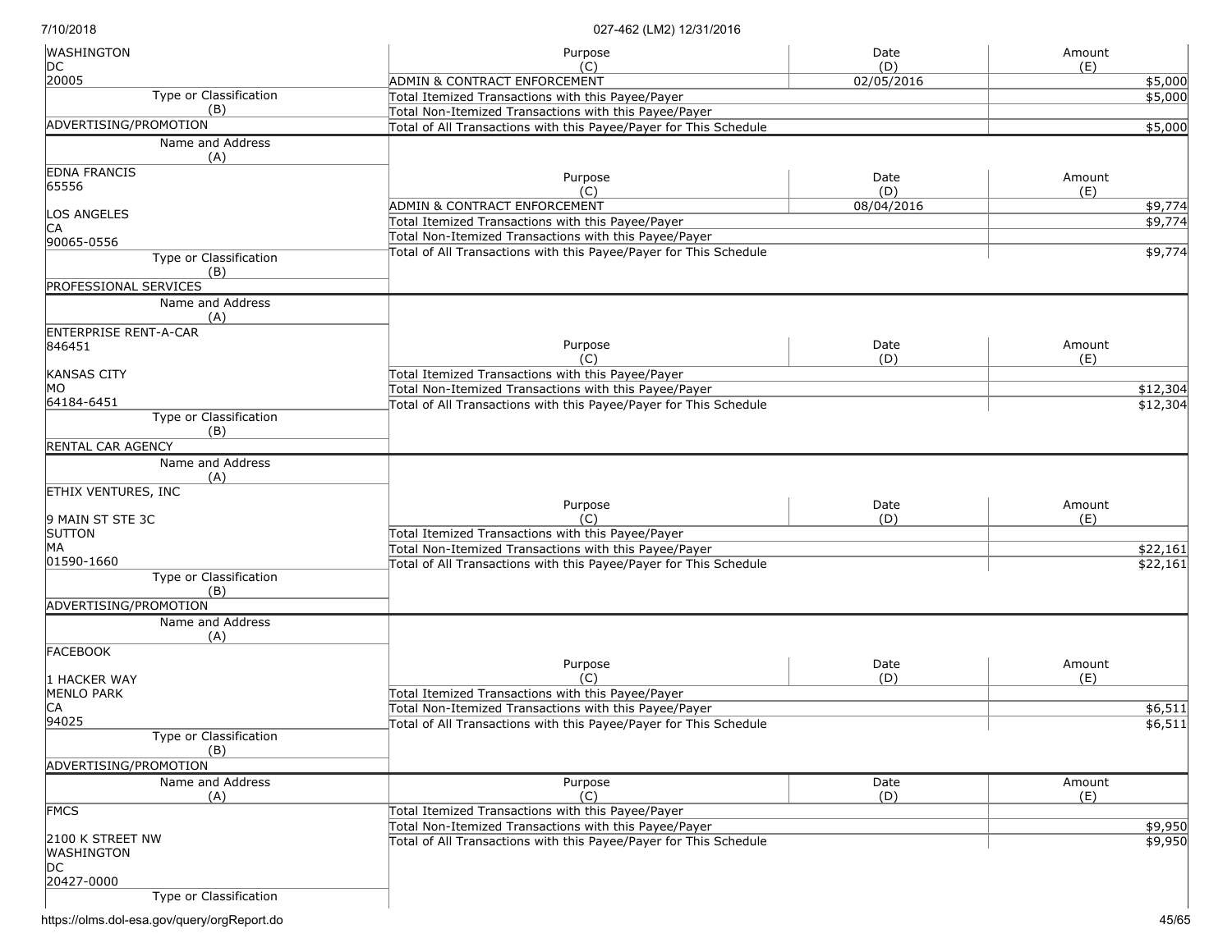| Name and Address (A) | Purpose (C) | Date (D) | Amount (E) |
|---|---|---|---|
| WASHINGTON<br>DC<br>20005 | ADMIN & CONTRACT ENFORCEMENT | 02/05/2016 | $5,000 |
| | Total Itemized Transactions with this Payee/Payer | | $5,000 |
| | Total Non-Itemized Transactions with this Payee/Payer | | |
| Type or Classification (B): ADVERTISING/PROMOTION | Total of All Transactions with this Payee/Payer for This Schedule | | $5,000 |

| Name and Address (A) | Purpose (C) | Date (D) | Amount (E) |
|---|---|---|---|
| EDNA FRANCIS<br>65556<br><br>LOS ANGELES<br>CA<br>90065-0556 | ADMIN & CONTRACT ENFORCEMENT | 08/04/2016 | $9,774 |
| | Total Itemized Transactions with this Payee/Payer | | $9,774 |
| | Total Non-Itemized Transactions with this Payee/Payer | | |
| Type or Classification (B): PROFESSIONAL SERVICES | Total of All Transactions with this Payee/Payer for This Schedule | | $9,774 |

| Name and Address (A) | Purpose (C) | Date (D) | Amount (E) |
|---|---|---|---|
| ENTERPRISE RENT-A-CAR<br>846451<br><br>KANSAS CITY<br>MO<br>64184-6451 | Total Itemized Transactions with this Payee/Payer | | |
| | Total Non-Itemized Transactions with this Payee/Payer | | $12,304 |
| Type or Classification (B): RENTAL CAR AGENCY | Total of All Transactions with this Payee/Payer for This Schedule | | $12,304 |

| Name and Address (A) | Purpose (C) | Date (D) | Amount (E) |
|---|---|---|---|
| ETHIX VENTURES, INC<br><br>9 MAIN ST STE 3C<br>SUTTON<br>MA<br>01590-1660 | Total Itemized Transactions with this Payee/Payer | | |
| | Total Non-Itemized Transactions with this Payee/Payer | | $22,161 |
| Type or Classification (B): ADVERTISING/PROMOTION | Total of All Transactions with this Payee/Payer for This Schedule | | $22,161 |

| Name and Address (A) | Purpose (C) | Date (D) | Amount (E) |
|---|---|---|---|
| FACEBOOK<br><br>1 HACKER WAY<br>MENLO PARK<br>CA<br>94025 | Total Itemized Transactions with this Payee/Payer | | |
| | Total Non-Itemized Transactions with this Payee/Payer | | $6,511 |
| Type or Classification (B): ADVERTISING/PROMOTION | Total of All Transactions with this Payee/Payer for This Schedule | | $6,511 |

| Name and Address (A) | Purpose (C) | Date (D) | Amount (E) |
|---|---|---|---|
| FMCS<br><br>2100 K STREET NW<br>WASHINGTON<br>DC<br>20427-0000 | Total Itemized Transactions with this Payee/Payer | | |
| | Total Non-Itemized Transactions with this Payee/Payer | | $9,950 |
| Type or Classification | Total of All Transactions with this Payee/Payer for This Schedule | | $9,950 |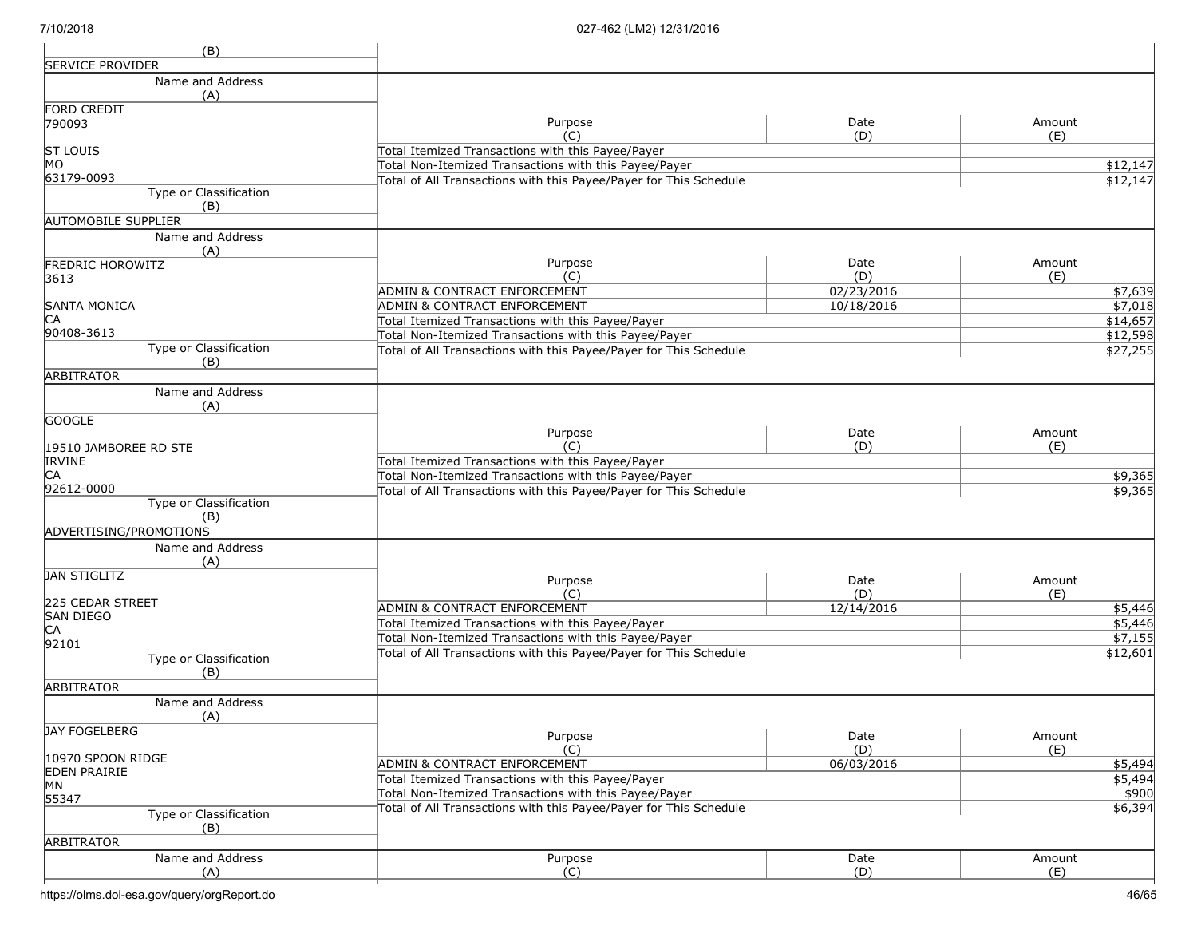| (B) | | | |
|---|---|---|---|
| SERVICE PROVIDER | | | |

| Name and Address (A) | Purpose (C) | Date (D) | Amount (E) |
|---|---|---|---|
| FORD CREDIT<br>790093<br><br>ST LOUIS<br>MO<br>63179-0093 | Total Itemized Transactions with this Payee/Payer | | |
| | Total Non-Itemized Transactions with this Payee/Payer | | $12,147 |
| | Total of All Transactions with this Payee/Payer for This Schedule | | $12,147 |
| Type or Classification (B) | | | |
| AUTOMOBILE SUPPLIER | | | |

| Name and Address (A) | Purpose (C) | Date (D) | Amount (E) |
|---|---|---|---|
| FREDRIC HOROWITZ<br>3613<br><br>SANTA MONICA<br>CA<br>90408-3613 | ADMIN & CONTRACT ENFORCEMENT | 02/23/2016 | $7,639 |
| | ADMIN & CONTRACT ENFORCEMENT | 10/18/2016 | $7,018 |
| | Total Itemized Transactions with this Payee/Payer | | $14,657 |
| | Total Non-Itemized Transactions with this Payee/Payer | | $12,598 |
| | Total of All Transactions with this Payee/Payer for This Schedule | | $27,255 |
| Type or Classification (B) | | | |
| ARBITRATOR | | | |

| Name and Address (A) | Purpose (C) | Date (D) | Amount (E) |
|---|---|---|---|
| GOOGLE<br><br>19510 JAMBOREE RD STE<br>IRVINE<br>CA<br>92612-0000 | Total Itemized Transactions with this Payee/Payer | | |
| | Total Non-Itemized Transactions with this Payee/Payer | | $9,365 |
| | Total of All Transactions with this Payee/Payer for This Schedule | | $9,365 |
| Type or Classification (B) | | | |
| ADVERTISING/PROMOTIONS | | | |

| Name and Address (A) | Purpose (C) | Date (D) | Amount (E) |
|---|---|---|---|
| JAN STIGLITZ<br><br>225 CEDAR STREET<br>SAN DIEGO<br>CA<br>92101 | ADMIN & CONTRACT ENFORCEMENT | 12/14/2016 | $5,446 |
| | Total Itemized Transactions with this Payee/Payer | | $5,446 |
| | Total Non-Itemized Transactions with this Payee/Payer | | $7,155 |
| | Total of All Transactions with this Payee/Payer for This Schedule | | $12,601 |
| Type or Classification (B) | | | |
| ARBITRATOR | | | |

| Name and Address (A) | Purpose (C) | Date (D) | Amount (E) |
|---|---|---|---|
| JAY FOGELBERG<br><br>10970 SPOON RIDGE<br>EDEN PRAIRIE<br>MN<br>55347 | ADMIN & CONTRACT ENFORCEMENT | 06/03/2016 | $5,494 |
| | Total Itemized Transactions with this Payee/Payer | | $5,494 |
| | Total Non-Itemized Transactions with this Payee/Payer | | $900 |
| | Total of All Transactions with this Payee/Payer for This Schedule | | $6,394 |
| Type or Classification (B) | | | |
| ARBITRATOR | | | |

| Name and Address (A) | Purpose (C) | Date (D) | Amount (E) |
|---|---|---|---|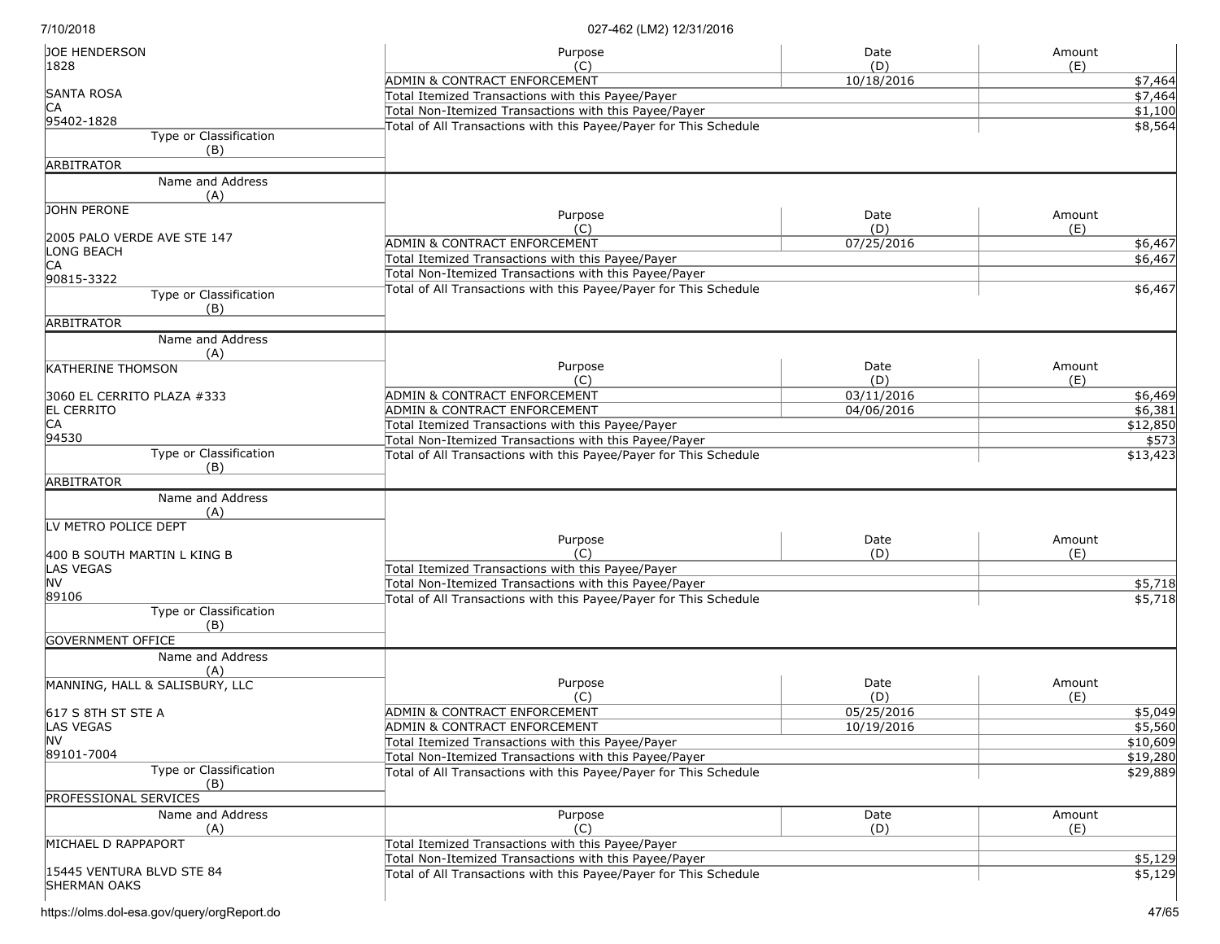| Name and Address (A) | Purpose (C) | Date (D) | Amount (E) |
|---|---|---|---|
| JOE HENDERSON<br>1828<br><br>SANTA ROSA<br>CA<br>95402-1828 | ADMIN & CONTRACT ENFORCEMENT | 10/18/2016 | $7,464 |
| | Total Itemized Transactions with this Payee/Payer | | $7,464 |
| | Total Non-Itemized Transactions with this Payee/Payer | | $1,100 |
| | Total of All Transactions with this Payee/Payer for This Schedule | | $8,564 |
| Type or Classification (B): ARBITRATOR | | | |

| Name and Address (A) | Purpose (C) | Date (D) | Amount (E) |
|---|---|---|---|
| JOHN PERONE<br><br>2005 PALO VERDE AVE STE 147<br>LONG BEACH<br>CA<br>90815-3322 | ADMIN & CONTRACT ENFORCEMENT | 07/25/2016 | $6,467 |
| | Total Itemized Transactions with this Payee/Payer | | $6,467 |
| | Total Non-Itemized Transactions with this Payee/Payer | | |
| | Total of All Transactions with this Payee/Payer for This Schedule | | $6,467 |
| Type or Classification (B): ARBITRATOR | | | |

| Name and Address (A) | Purpose (C) | Date (D) | Amount (E) |
|---|---|---|---|
| KATHERINE THOMSON<br><br>3060 EL CERRITO PLAZA #333<br>EL CERRITO<br>CA<br>94530 | ADMIN & CONTRACT ENFORCEMENT | 03/11/2016 | $6,469 |
| | ADMIN & CONTRACT ENFORCEMENT | 04/06/2016 | $6,381 |
| | Total Itemized Transactions with this Payee/Payer | | $12,850 |
| | Total Non-Itemized Transactions with this Payee/Payer | | $573 |
| | Total of All Transactions with this Payee/Payer for This Schedule | | $13,423 |
| Type or Classification (B): ARBITRATOR | | | |

| Name and Address (A) | Purpose (C) | Date (D) | Amount (E) |
|---|---|---|---|
| LV METRO POLICE DEPT<br><br>400 B SOUTH MARTIN L KING B<br>LAS VEGAS<br>NV<br>89106 | Total Itemized Transactions with this Payee/Payer | | |
| | Total Non-Itemized Transactions with this Payee/Payer | | $5,718 |
| | Total of All Transactions with this Payee/Payer for This Schedule | | $5,718 |
| Type or Classification (B): GOVERNMENT OFFICE | | | |

| Name and Address (A) | Purpose (C) | Date (D) | Amount (E) |
|---|---|---|---|
| MANNING, HALL & SALISBURY, LLC<br><br>617 S 8TH ST STE A<br>LAS VEGAS<br>NV<br>89101-7004 | ADMIN & CONTRACT ENFORCEMENT | 05/25/2016 | $5,049 |
| | ADMIN & CONTRACT ENFORCEMENT | 10/19/2016 | $5,560 |
| | Total Itemized Transactions with this Payee/Payer | | $10,609 |
| | Total Non-Itemized Transactions with this Payee/Payer | | $19,280 |
| | Total of All Transactions with this Payee/Payer for This Schedule | | $29,889 |
| Type or Classification (B): PROFESSIONAL SERVICES | | | |

| Name and Address (A) | Purpose (C) | Date (D) | Amount (E) |
|---|---|---|---|
| MICHAEL D RAPPAPORT<br><br>15445 VENTURA BLVD STE 84<br>SHERMAN OAKS | Total Itemized Transactions with this Payee/Payer | | |
| | Total Non-Itemized Transactions with this Payee/Payer | | $5,129 |
| | Total of All Transactions with this Payee/Payer for This Schedule | | $5,129 |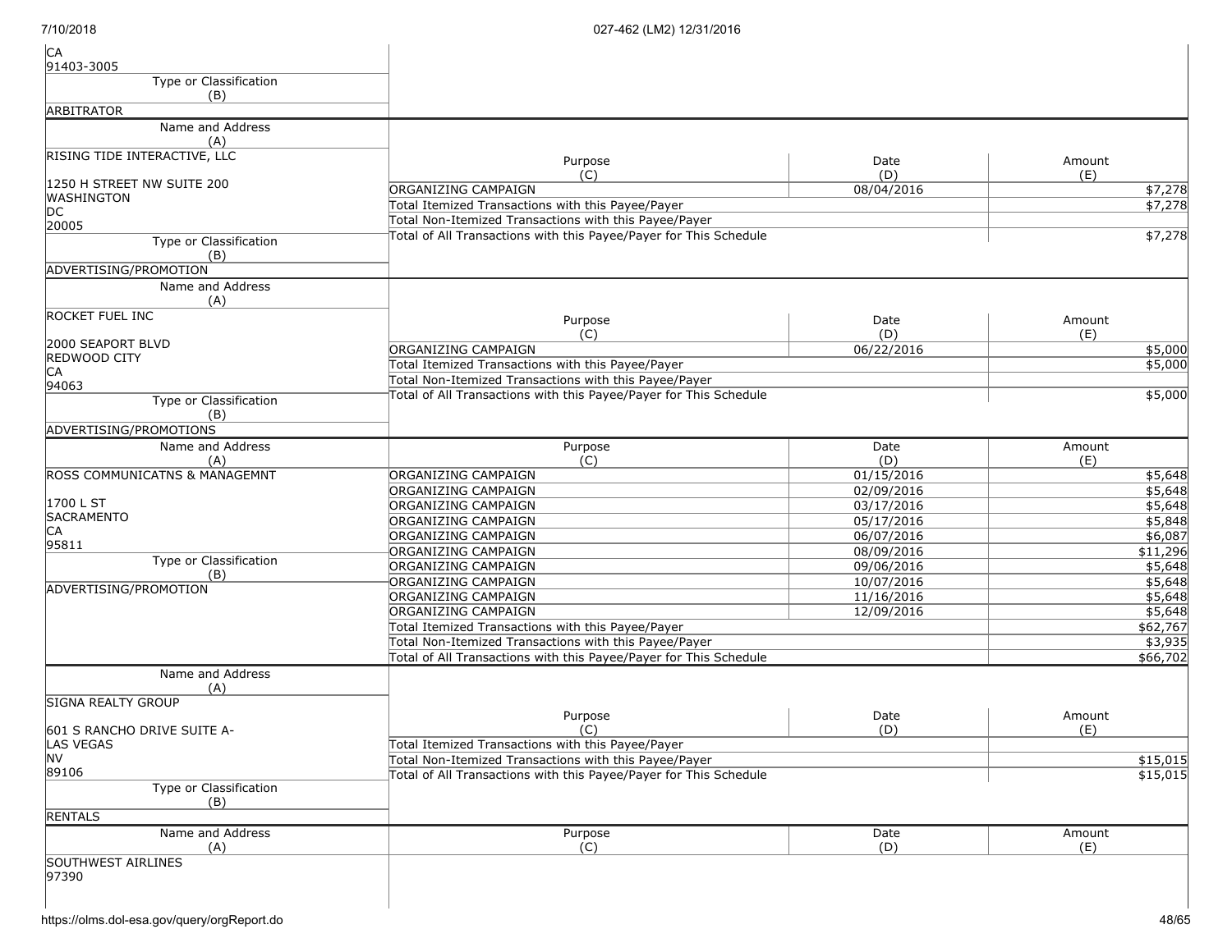CA
91403-3005

| Type or Classification (B) |
| --- |
| ARBITRATOR |

| Name and Address (A) | Purpose (C) | Date (D) | Amount (E) |
| --- | --- | --- | --- |
| RISING TIDE INTERACTIVE, LLC<br><br>1250 H STREET NW SUITE 200<br>WASHINGTON<br>DC<br>20005 | ORGANIZING CAMPAIGN | 08/04/2016 | $7,278 |
| | Total Itemized Transactions with this Payee/Payer | | $7,278 |
| | Total Non-Itemized Transactions with this Payee/Payer | | |
| | Total of All Transactions with this Payee/Payer for This Schedule | | $7,278 |
| **Type or Classification (B)** | | | |
| ADVERTISING/PROMOTION | | | |

| Name and Address (A) | Purpose (C) | Date (D) | Amount (E) |
| --- | --- | --- | --- |
| ROCKET FUEL INC<br><br>2000 SEAPORT BLVD<br>REDWOOD CITY<br>CA<br>94063 | ORGANIZING CAMPAIGN | 06/22/2016 | $5,000 |
| | Total Itemized Transactions with this Payee/Payer | | $5,000 |
| | Total Non-Itemized Transactions with this Payee/Payer | | |
| | Total of All Transactions with this Payee/Payer for This Schedule | | $5,000 |
| **Type or Classification (B)** | | | |
| ADVERTISING/PROMOTIONS | | | |

| Name and Address (A) | Purpose (C) | Date (D) | Amount (E) |
| --- | --- | --- | --- |
| ROSS COMMUNICATNS & MANAGEMNT<br><br>1700 L ST<br>SACRAMENTO<br>CA<br>95811 | ORGANIZING CAMPAIGN | 01/15/2016 | $5,648 |
| | ORGANIZING CAMPAIGN | 02/09/2016 | $5,648 |
| | ORGANIZING CAMPAIGN | 03/17/2016 | $5,648 |
| | ORGANIZING CAMPAIGN | 05/17/2016 | $5,848 |
| | ORGANIZING CAMPAIGN | 06/07/2016 | $6,087 |
| | ORGANIZING CAMPAIGN | 08/09/2016 | $11,296 |
| **Type or Classification (B)** | ORGANIZING CAMPAIGN | 09/06/2016 | $5,648 |
| ADVERTISING/PROMOTION | ORGANIZING CAMPAIGN | 10/07/2016 | $5,648 |
| | ORGANIZING CAMPAIGN | 11/16/2016 | $5,648 |
| | ORGANIZING CAMPAIGN | 12/09/2016 | $5,648 |
| | Total Itemized Transactions with this Payee/Payer | | $62,767 |
| | Total Non-Itemized Transactions with this Payee/Payer | | $3,935 |
| | Total of All Transactions with this Payee/Payer for This Schedule | | $66,702 |

| Name and Address (A) | Purpose (C) | Date (D) | Amount (E) |
| --- | --- | --- | --- |
| SIGNA REALTY GROUP<br><br>601 S RANCHO DRIVE SUITE A-<br>LAS VEGAS<br>NV<br>89106 | Total Itemized Transactions with this Payee/Payer | | |
| | Total Non-Itemized Transactions with this Payee/Payer | | $15,015 |
| | Total of All Transactions with this Payee/Payer for This Schedule | | $15,015 |
| **Type or Classification (B)** | | | |
| RENTALS | | | |

| Name and Address (A) | Purpose (C) | Date (D) | Amount (E) |
| --- | --- | --- | --- |
| SOUTHWEST AIRLINES<br>97390 | | | |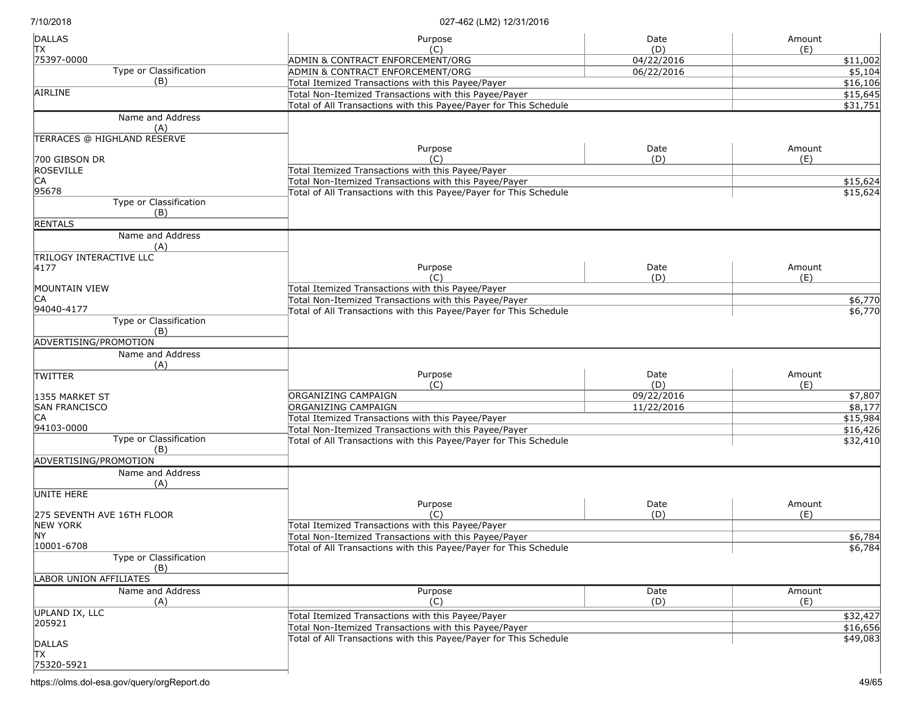| Name and Address (A) | Purpose (C) | Date (D) | Amount (E) |
|---|---|---|---|
| DALLAS<br>TX<br>75397-0000 | ADMIN & CONTRACT ENFORCEMENT/ORG | 04/22/2016 | $11,002 |
| | ADMIN & CONTRACT ENFORCEMENT/ORG | 06/22/2016 | $5,104 |
| Type or Classification (B) | Total Itemized Transactions with this Payee/Payer | | $16,106 |
| AIRLINE | Total Non-Itemized Transactions with this Payee/Payer | | $15,645 |
| | Total of All Transactions with this Payee/Payer for This Schedule | | $31,751 |

| Name and Address (A) | Purpose (C) | Date (D) | Amount (E) |
|---|---|---|---|
| TERRACES @ HIGHLAND RESERVE<br><br>700 GIBSON DR<br>ROSEVILLE<br>CA<br>95678 | Total Itemized Transactions with this Payee/Payer | | |
| | Total Non-Itemized Transactions with this Payee/Payer | | $15,624 |
| | Total of All Transactions with this Payee/Payer for This Schedule | | $15,624 |
| Type or Classification (B) | | | |
| RENTALS | | | |

| Name and Address (A) | Purpose (C) | Date (D) | Amount (E) |
|---|---|---|---|
| TRILOGY INTERACTIVE LLC<br>4177<br><br>MOUNTAIN VIEW<br>CA<br>94040-4177 | Total Itemized Transactions with this Payee/Payer | | |
| | Total Non-Itemized Transactions with this Payee/Payer | | $6,770 |
| | Total of All Transactions with this Payee/Payer for This Schedule | | $6,770 |
| Type or Classification (B) | | | |
| ADVERTISING/PROMOTION | | | |

| Name and Address (A) | Purpose (C) | Date (D) | Amount (E) |
|---|---|---|---|
| TWITTER<br><br>1355 MARKET ST<br>SAN FRANCISCO<br>CA<br>94103-0000 | ORGANIZING CAMPAIGN | 09/22/2016 | $7,807 |
| | ORGANIZING CAMPAIGN | 11/22/2016 | $8,177 |
| | Total Itemized Transactions with this Payee/Payer | | $15,984 |
| | Total Non-Itemized Transactions with this Payee/Payer | | $16,426 |
| Type or Classification (B) | Total of All Transactions with this Payee/Payer for This Schedule | | $32,410 |
| ADVERTISING/PROMOTION | | | |

| Name and Address (A) | Purpose (C) | Date (D) | Amount (E) |
|---|---|---|---|
| UNITE HERE<br><br>275 SEVENTH AVE 16TH FLOOR<br>NEW YORK<br>NY<br>10001-6708 | Total Itemized Transactions with this Payee/Payer | | |
| | Total Non-Itemized Transactions with this Payee/Payer | | $6,784 |
| | Total of All Transactions with this Payee/Payer for This Schedule | | $6,784 |
| Type or Classification (B) | | | |
| LABOR UNION AFFILIATES | | | |

| Name and Address (A) | Purpose (C) | Date (D) | Amount (E) |
|---|---|---|---|
| UPLAND IX, LLC<br>205921<br><br>DALLAS<br>TX<br>75320-5921 | Total Itemized Transactions with this Payee/Payer | | $32,427 |
| | Total Non-Itemized Transactions with this Payee/Payer | | $16,656 |
| | Total of All Transactions with this Payee/Payer for This Schedule | | $49,083 |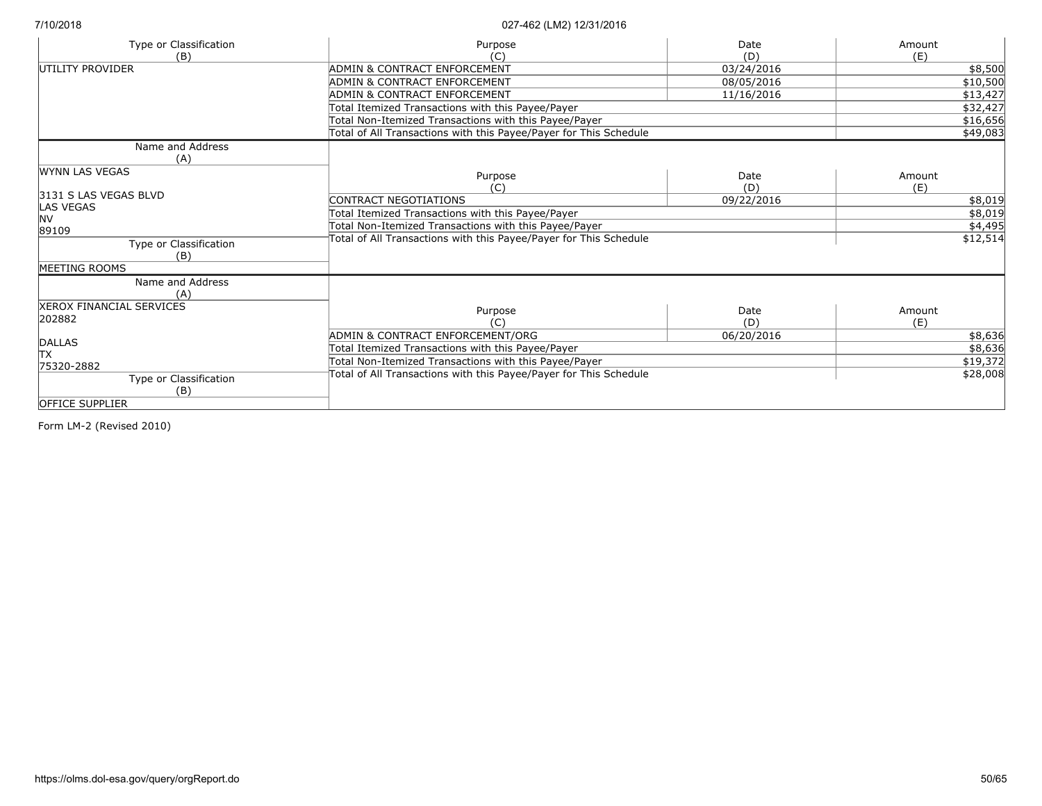| Type or Classification (B) | Purpose (C) | Date (D) | Amount (E) |
|---|---|---|---|
| UTILITY PROVIDER | ADMIN & CONTRACT ENFORCEMENT | 03/24/2016 | $8,500 |
| | ADMIN & CONTRACT ENFORCEMENT | 08/05/2016 | $10,500 |
| | ADMIN & CONTRACT ENFORCEMENT | 11/16/2016 | $13,427 |
| | Total Itemized Transactions with this Payee/Payer | | $32,427 |
| | Total Non-Itemized Transactions with this Payee/Payer | | $16,656 |
| | Total of All Transactions with this Payee/Payer for This Schedule | | $49,083 |

| Name and Address (A) | Purpose (C) | Date (D) | Amount (E) |
|---|---|---|---|
| WYNN LAS VEGAS<br><br>3131 S LAS VEGAS BLVD<br>LAS VEGAS<br>NV<br>89109 | CONTRACT NEGOTIATIONS | 09/22/2016 | $8,019 |
| | Total Itemized Transactions with this Payee/Payer | | $8,019 |
| | Total Non-Itemized Transactions with this Payee/Payer | | $4,495 |
| | Total of All Transactions with this Payee/Payer for This Schedule | | $12,514 |
| **Type or Classification (B)** | | | |
| MEETING ROOMS | | | |

| Name and Address (A) | Purpose (C) | Date (D) | Amount (E) |
|---|---|---|---|
| XEROX FINANCIAL SERVICES<br>202882<br><br>DALLAS<br>TX<br>75320-2882 | ADMIN & CONTRACT ENFORCEMENT/ORG | 06/20/2016 | $8,636 |
| | Total Itemized Transactions with this Payee/Payer | | $8,636 |
| | Total Non-Itemized Transactions with this Payee/Payer | | $19,372 |
| | Total of All Transactions with this Payee/Payer for This Schedule | | $28,008 |
| **Type or Classification (B)** | | | |
| OFFICE SUPPLIER | | | |

Form LM-2 (Revised 2010)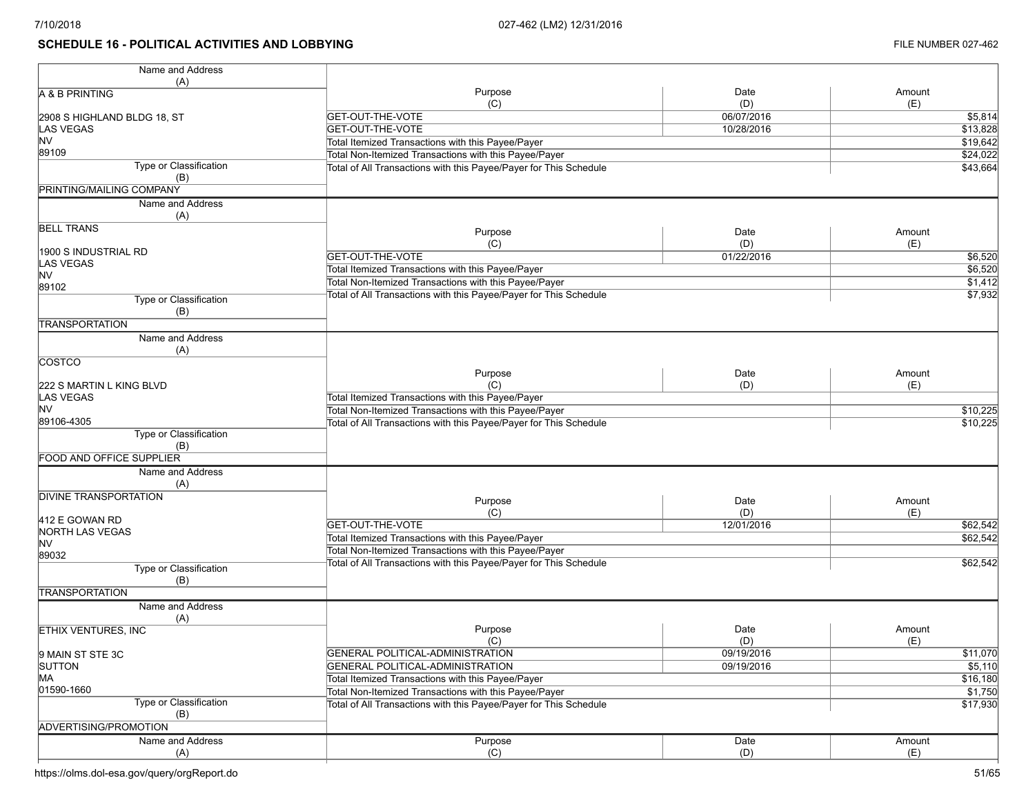## SCHEDULE 16 - POLITICAL ACTIVITIES AND LOBBYING

FILE NUMBER 027-462

| Name and Address (A) | Purpose (C) | Date (D) | Amount (E) |
|---|---|---|---|
| A & B PRINTING<br><br>2908 S HIGHLAND BLDG 18, ST<br>LAS VEGAS<br>NV<br>89109 | GET-OUT-THE-VOTE | 06/07/2016 | $5,814 |
| | GET-OUT-THE-VOTE | 10/28/2016 | $13,828 |
| | Total Itemized Transactions with this Payee/Payer | | $19,642 |
| | Total Non-Itemized Transactions with this Payee/Payer | | $24,022 |
| | Total of All Transactions with this Payee/Payer for This Schedule | | $43,664 |
| Type or Classification (B): PRINTING/MAILING COMPANY | | | |

| Name and Address (A) | Purpose (C) | Date (D) | Amount (E) |
|---|---|---|---|
| BELL TRANS<br><br>1900 S INDUSTRIAL RD<br>LAS VEGAS<br>NV<br>89102 | GET-OUT-THE-VOTE | 01/22/2016 | $6,520 |
| | Total Itemized Transactions with this Payee/Payer | | $6,520 |
| | Total Non-Itemized Transactions with this Payee/Payer | | $1,412 |
| | Total of All Transactions with this Payee/Payer for This Schedule | | $7,932 |
| Type or Classification (B): TRANSPORTATION | | | |

| Name and Address (A) | Purpose (C) | Date (D) | Amount (E) |
|---|---|---|---|
| COSTCO<br><br>222 S MARTIN L KING BLVD<br>LAS VEGAS<br>NV<br>89106-4305 | Total Itemized Transactions with this Payee/Payer | | |
| | Total Non-Itemized Transactions with this Payee/Payer | | $10,225 |
| | Total of All Transactions with this Payee/Payer for This Schedule | | $10,225 |
| Type or Classification (B): FOOD AND OFFICE SUPPLIER | | | |

| Name and Address (A) | Purpose (C) | Date (D) | Amount (E) |
|---|---|---|---|
| DIVINE TRANSPORTATION<br><br>412 E GOWAN RD<br>NORTH LAS VEGAS<br>NV<br>89032 | GET-OUT-THE-VOTE | 12/01/2016 | $62,542 |
| | Total Itemized Transactions with this Payee/Payer | | $62,542 |
| | Total Non-Itemized Transactions with this Payee/Payer | | |
| | Total of All Transactions with this Payee/Payer for This Schedule | | $62,542 |
| Type or Classification (B): TRANSPORTATION | | | |

| Name and Address (A) | Purpose (C) | Date (D) | Amount (E) |
|---|---|---|---|
| ETHIX VENTURES, INC<br><br>9 MAIN ST STE 3C<br>SUTTON<br>MA<br>01590-1660 | GENERAL POLITICAL-ADMINISTRATION | 09/19/2016 | $11,070 |
| | GENERAL POLITICAL-ADMINISTRATION | 09/19/2016 | $5,110 |
| | Total Itemized Transactions with this Payee/Payer | | $16,180 |
| | Total Non-Itemized Transactions with this Payee/Payer | | $1,750 |
| | Total of All Transactions with this Payee/Payer for This Schedule | | $17,930 |
| Type or Classification (B): ADVERTISING/PROMOTION | | | |

| Name and Address (A) | Purpose (C) | Date (D) | Amount (E) |
|---|---|---|---|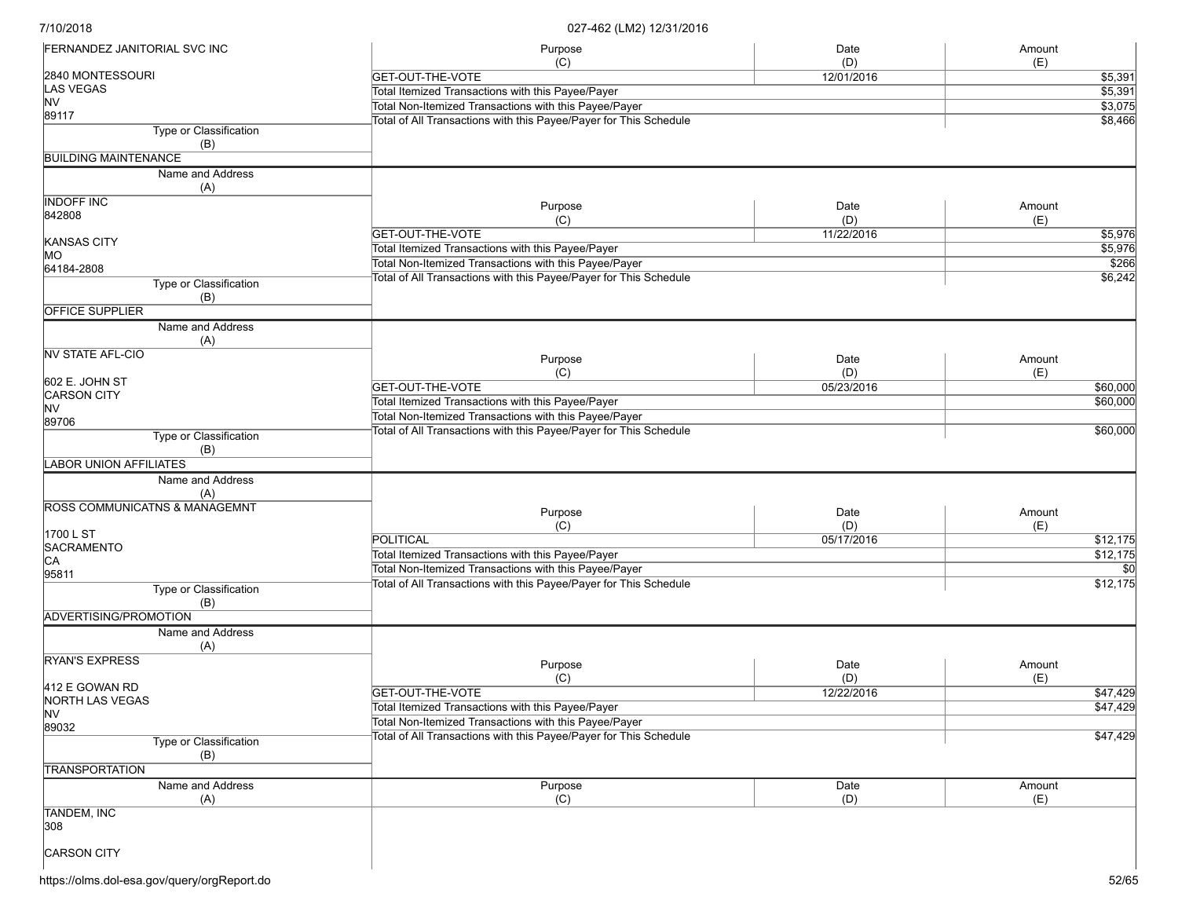| Name and Address (A) | Purpose (C) | Date (D) | Amount (E) |
|---|---|---|---|
| FERNANDEZ JANITORIAL SVC INC<br><br>2840 MONTESSOURI<br>LAS VEGAS<br>NV<br>89117 | GET-OUT-THE-VOTE | 12/01/2016 | $5,391 |
| | Total Itemized Transactions with this Payee/Payer | | $5,391 |
| | Total Non-Itemized Transactions with this Payee/Payer | | $3,075 |
| | Total of All Transactions with this Payee/Payer for This Schedule | | $8,466 |
| Type or Classification (B): BUILDING MAINTENANCE | | | |

| Name and Address (A) | Purpose (C) | Date (D) | Amount (E) |
|---|---|---|---|
| INDOFF INC<br>842808<br><br>KANSAS CITY<br>MO<br>64184-2808 | GET-OUT-THE-VOTE | 11/22/2016 | $5,976 |
| | Total Itemized Transactions with this Payee/Payer | | $5,976 |
| | Total Non-Itemized Transactions with this Payee/Payer | | $266 |
| | Total of All Transactions with this Payee/Payer for This Schedule | | $6,242 |
| Type or Classification (B): OFFICE SUPPLIER | | | |

| Name and Address (A) | Purpose (C) | Date (D) | Amount (E) |
|---|---|---|---|
| NV STATE AFL-CIO<br><br>602 E. JOHN ST<br>CARSON CITY<br>NV<br>89706 | GET-OUT-THE-VOTE | 05/23/2016 | $60,000 |
| | Total Itemized Transactions with this Payee/Payer | | $60,000 |
| | Total Non-Itemized Transactions with this Payee/Payer | | |
| | Total of All Transactions with this Payee/Payer for This Schedule | | $60,000 |
| Type or Classification (B): LABOR UNION AFFILIATES | | | |

| Name and Address (A) | Purpose (C) | Date (D) | Amount (E) |
|---|---|---|---|
| ROSS COMMUNICATNS & MANAGEMNT<br><br>1700 L ST<br>SACRAMENTO<br>CA<br>95811 | POLITICAL | 05/17/2016 | $12,175 |
| | Total Itemized Transactions with this Payee/Payer | | $12,175 |
| | Total Non-Itemized Transactions with this Payee/Payer | | $0 |
| | Total of All Transactions with this Payee/Payer for This Schedule | | $12,175 |
| Type or Classification (B): ADVERTISING/PROMOTION | | | |

| Name and Address (A) | Purpose (C) | Date (D) | Amount (E) |
|---|---|---|---|
| RYAN'S EXPRESS<br><br>412 E GOWAN RD<br>NORTH LAS VEGAS<br>NV<br>89032 | GET-OUT-THE-VOTE | 12/22/2016 | $47,429 |
| | Total Itemized Transactions with this Payee/Payer | | $47,429 |
| | Total Non-Itemized Transactions with this Payee/Payer | | |
| | Total of All Transactions with this Payee/Payer for This Schedule | | $47,429 |
| Type or Classification (B): TRANSPORTATION | | | |

| Name and Address (A) | Purpose (C) | Date (D) | Amount (E) |
|---|---|---|---|
| TANDEM, INC<br>308<br><br>CARSON CITY | | | |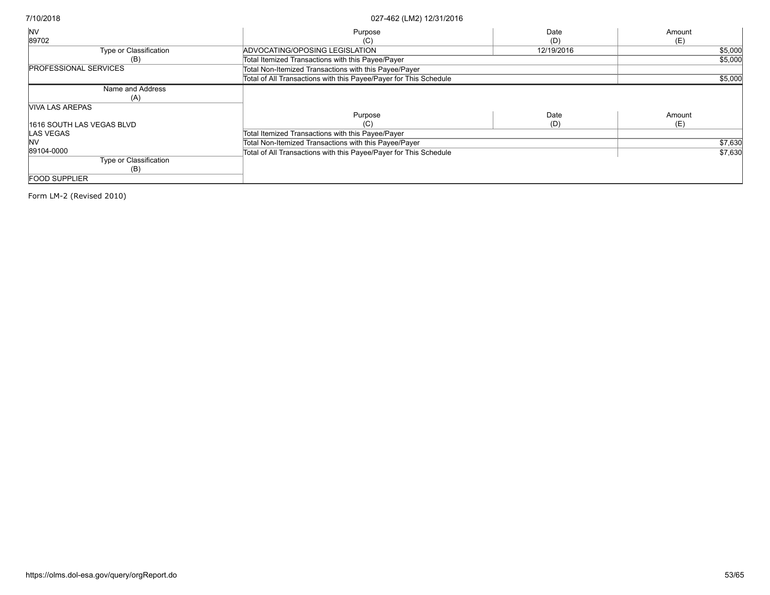| | Purpose (C) | Date (D) | Amount (E) |
|---|---|---|---|
| NV | | | |
| 89702 | | | |
| Type or Classification (B) | ADVOCATING/OPOSING LEGISLATION | 12/19/2016 | $5,000 |
| PROFESSIONAL SERVICES | Total Itemized Transactions with this Payee/Payer | | $5,000 |
| | Total Non-Itemized Transactions with this Payee/Payer | | |
| | Total of All Transactions with this Payee/Payer for This Schedule | | $5,000 |

| Name and Address (A) | Purpose (C) | Date (D) | Amount (E) |
|---|---|---|---|
| VIVA LAS AREPAS | | | |
| 1616 SOUTH LAS VEGAS BLVD | | | |
| LAS VEGAS | Total Itemized Transactions with this Payee/Payer | | |
| NV | Total Non-Itemized Transactions with this Payee/Payer | | $7,630 |
| 89104-0000 | Total of All Transactions with this Payee/Payer for This Schedule | | $7,630 |
| Type or Classification (B) | | | |
| FOOD SUPPLIER | | | |

Form LM-2 (Revised 2010)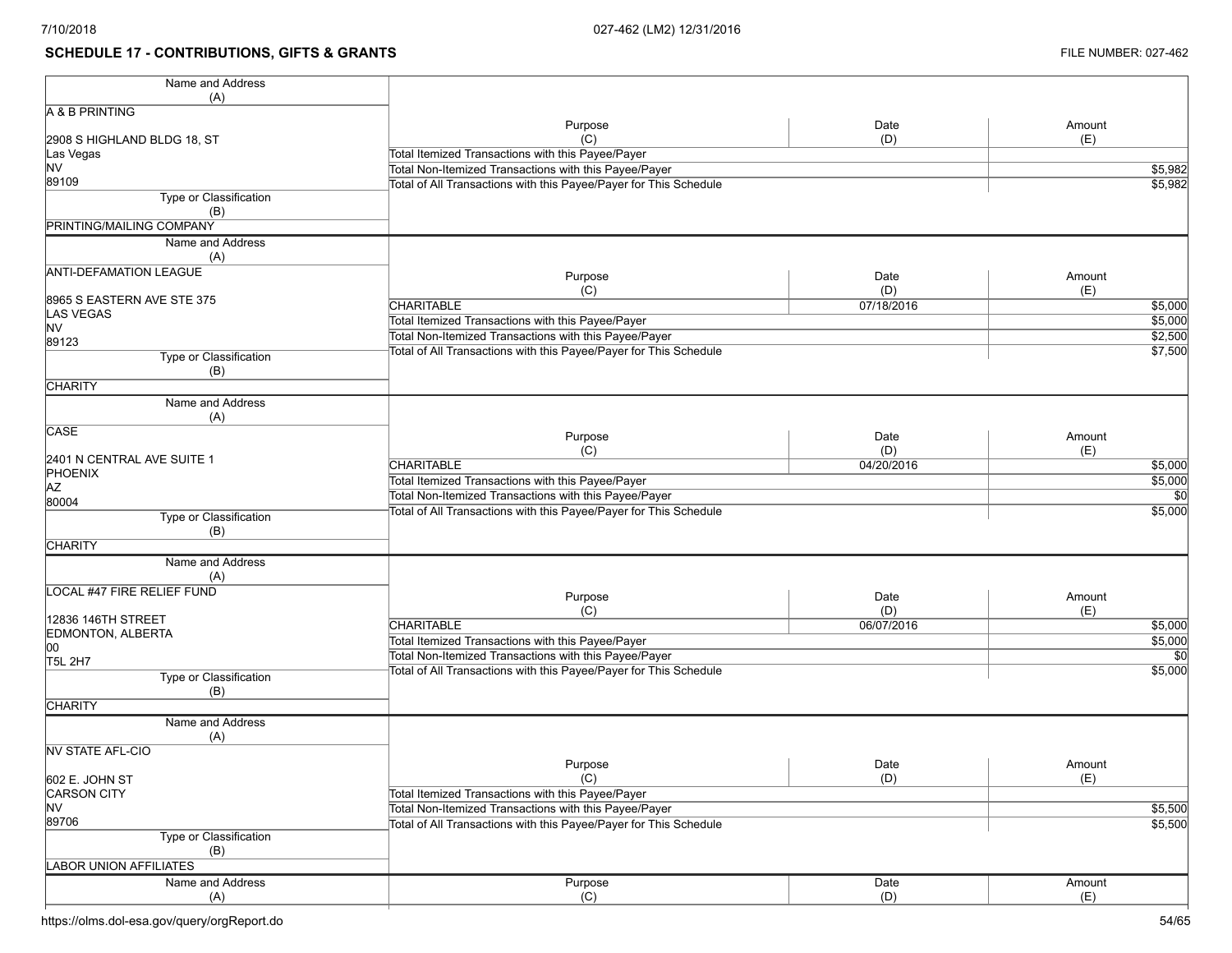## SCHEDULE 17 - CONTRIBUTIONS, GIFTS & GRANTS

FILE NUMBER: 027-462

| Name and Address (A) | Purpose (C) | Date (D) | Amount (E) |
|---|---|---|---|
| A & B PRINTING<br><br>2908 S HIGHLAND BLDG 18, ST<br>Las Vegas<br>NV<br>89109 | | | |
| | Total Itemized Transactions with this Payee/Payer | | |
| | Total Non-Itemized Transactions with this Payee/Payer | | $5,982 |
| | Total of All Transactions with this Payee/Payer for This Schedule | | $5,982 |
| Type or Classification (B): PRINTING/MAILING COMPANY | | | |

| Name and Address (A) | Purpose (C) | Date (D) | Amount (E) |
|---|---|---|---|
| ANTI-DEFAMATION LEAGUE<br><br>8965 S EASTERN AVE STE 375<br>LAS VEGAS<br>NV<br>89123 | CHARITABLE | 07/18/2016 | $5,000 |
| | Total Itemized Transactions with this Payee/Payer | | $5,000 |
| | Total Non-Itemized Transactions with this Payee/Payer | | $2,500 |
| | Total of All Transactions with this Payee/Payer for This Schedule | | $7,500 |
| Type or Classification (B): CHARITY | | | |

| Name and Address (A) | Purpose (C) | Date (D) | Amount (E) |
|---|---|---|---|
| CASE<br><br>2401 N CENTRAL AVE SUITE 1<br>PHOENIX<br>AZ<br>80004 | CHARITABLE | 04/20/2016 | $5,000 |
| | Total Itemized Transactions with this Payee/Payer | | $5,000 |
| | Total Non-Itemized Transactions with this Payee/Payer | | $0 |
| | Total of All Transactions with this Payee/Payer for This Schedule | | $5,000 |
| Type or Classification (B): CHARITY | | | |

| Name and Address (A) | Purpose (C) | Date (D) | Amount (E) |
|---|---|---|---|
| LOCAL #47 FIRE RELIEF FUND<br><br>12836 146TH STREET<br>EDMONTON, ALBERTA<br>00<br>T5L 2H7 | CHARITABLE | 06/07/2016 | $5,000 |
| | Total Itemized Transactions with this Payee/Payer | | $5,000 |
| | Total Non-Itemized Transactions with this Payee/Payer | | $0 |
| | Total of All Transactions with this Payee/Payer for This Schedule | | $5,000 |
| Type or Classification (B): CHARITY | | | |

| Name and Address (A) | Purpose (C) | Date (D) | Amount (E) |
|---|---|---|---|
| NV STATE AFL-CIO<br><br>602 E. JOHN ST<br>CARSON CITY<br>NV<br>89706 | | | |
| | Total Itemized Transactions with this Payee/Payer | | |
| | Total Non-Itemized Transactions with this Payee/Payer | | $5,500 |
| | Total of All Transactions with this Payee/Payer for This Schedule | | $5,500 |
| Type or Classification (B): LABOR UNION AFFILIATES | | | |

| Name and Address (A) | Purpose (C) | Date (D) | Amount (E) |
|---|---|---|---|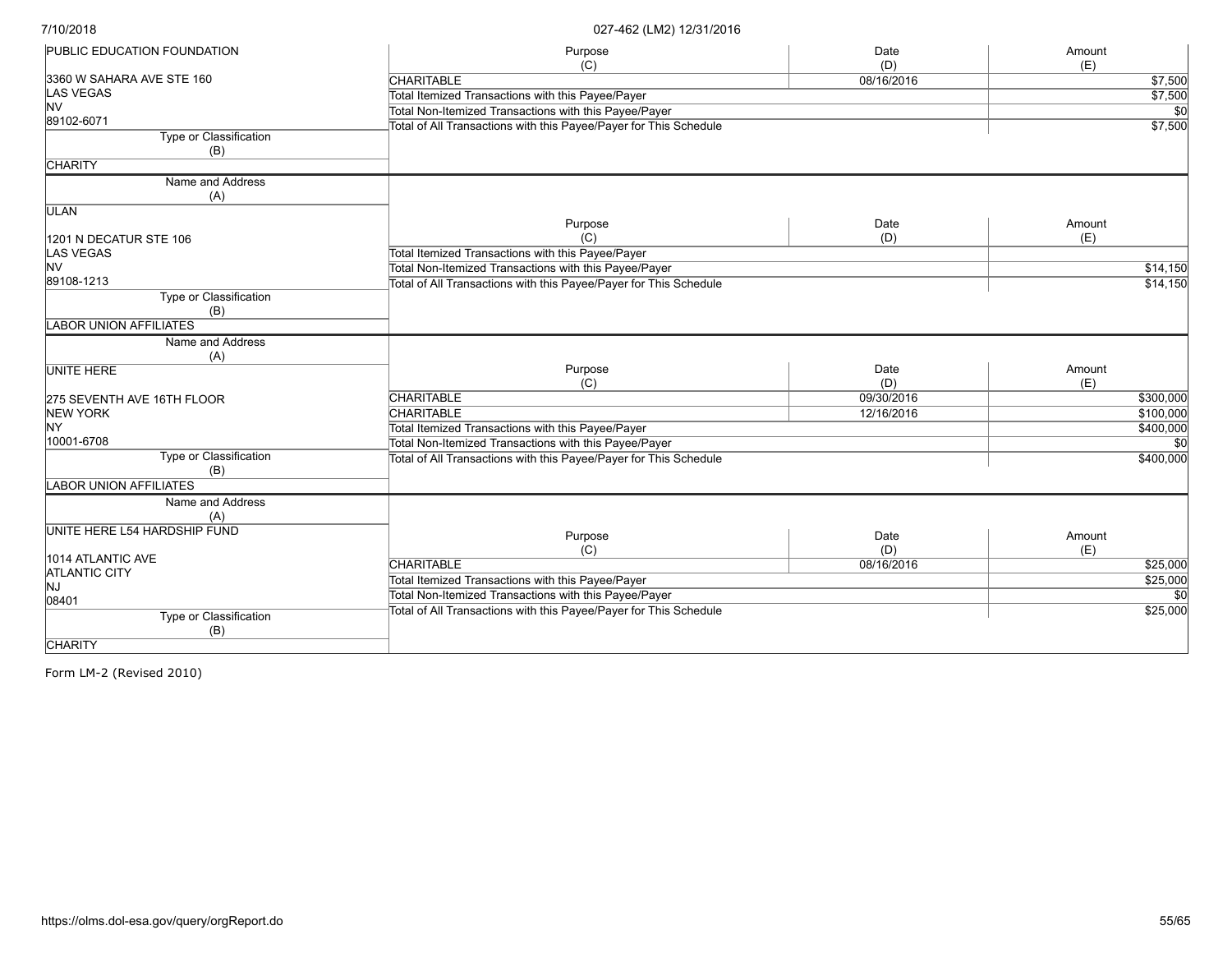| Name and Address (A) | Purpose (C) | Date (D) | Amount (E) |
|---|---|---|---|
| PUBLIC EDUCATION FOUNDATION<br><br>3360 W SAHARA AVE STE 160<br>LAS VEGAS<br>NV<br>89102-6071 | CHARITABLE | 08/16/2016 | $7,500 |
| | Total Itemized Transactions with this Payee/Payer | | $7,500 |
| | Total Non-Itemized Transactions with this Payee/Payer | | $0 |
| | Total of All Transactions with this Payee/Payer for This Schedule | | $7,500 |
| **Type or Classification (B)**: CHARITY | | | |

| Name and Address (A) | Purpose (C) | Date (D) | Amount (E) |
|---|---|---|---|
| ULAN<br><br>1201 N DECATUR STE 106<br>LAS VEGAS<br>NV<br>89108-1213 | Total Itemized Transactions with this Payee/Payer | | |
| | Total Non-Itemized Transactions with this Payee/Payer | | $14,150 |
| | Total of All Transactions with this Payee/Payer for This Schedule | | $14,150 |
| **Type or Classification (B)**: LABOR UNION AFFILIATES | | | |

| Name and Address (A) | Purpose (C) | Date (D) | Amount (E) |
|---|---|---|---|
| UNITE HERE<br><br>275 SEVENTH AVE 16TH FLOOR<br>NEW YORK<br>NY<br>10001-6708 | CHARITABLE | 09/30/2016 | $300,000 |
| | CHARITABLE | 12/16/2016 | $100,000 |
| | Total Itemized Transactions with this Payee/Payer | | $400,000 |
| | Total Non-Itemized Transactions with this Payee/Payer | | $0 |
| | Total of All Transactions with this Payee/Payer for This Schedule | | $400,000 |
| **Type or Classification (B)**: LABOR UNION AFFILIATES | | | |

| Name and Address (A) | Purpose (C) | Date (D) | Amount (E) |
|---|---|---|---|
| UNITE HERE L54 HARDSHIP FUND<br><br>1014 ATLANTIC AVE<br>ATLANTIC CITY<br>NJ<br>08401 | CHARITABLE | 08/16/2016 | $25,000 |
| | Total Itemized Transactions with this Payee/Payer | | $25,000 |
| | Total Non-Itemized Transactions with this Payee/Payer | | $0 |
| | Total of All Transactions with this Payee/Payer for This Schedule | | $25,000 |
| **Type or Classification (B)**: CHARITY | | | |

Form LM-2 (Revised 2010)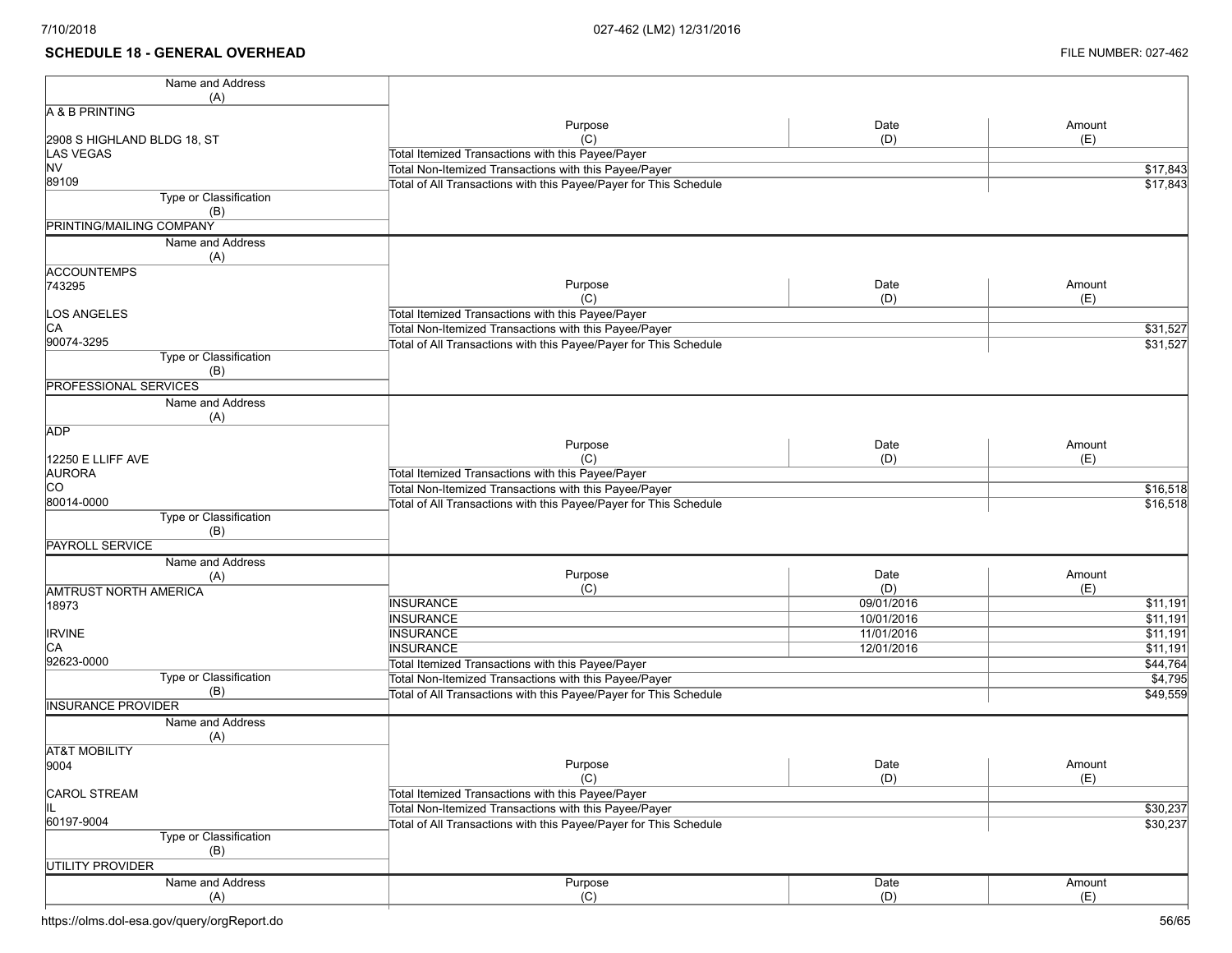## SCHEDULE 18 - GENERAL OVERHEAD

FILE NUMBER: 027-462

| Name and Address (A) | Purpose (C) | Date (D) | Amount (E) |
|---|---|---|---|
| A & B PRINTING<br><br>2908 S HIGHLAND BLDG 18, ST<br>LAS VEGAS<br>NV<br>89109 | Total Itemized Transactions with this Payee/Payer | | |
| | Total Non-Itemized Transactions with this Payee/Payer | | $17,843 |
| | Total of All Transactions with this Payee/Payer for This Schedule | | $17,843 |
| Type or Classification (B): PRINTING/MAILING COMPANY | | | |

| Name and Address (A) | Purpose (C) | Date (D) | Amount (E) |
|---|---|---|---|
| ACCOUNTEMPS<br>743295<br><br>LOS ANGELES<br>CA<br>90074-3295 | Total Itemized Transactions with this Payee/Payer | | |
| | Total Non-Itemized Transactions with this Payee/Payer | | $31,527 |
| | Total of All Transactions with this Payee/Payer for This Schedule | | $31,527 |
| Type or Classification (B): PROFESSIONAL SERVICES | | | |

| Name and Address (A) | Purpose (C) | Date (D) | Amount (E) |
|---|---|---|---|
| ADP<br><br>12250 E LLIFF AVE<br>AURORA<br>CO<br>80014-0000 | Total Itemized Transactions with this Payee/Payer | | |
| | Total Non-Itemized Transactions with this Payee/Payer | | $16,518 |
| | Total of All Transactions with this Payee/Payer for This Schedule | | $16,518 |
| Type or Classification (B): PAYROLL SERVICE | | | |

| Name and Address (A) | Purpose (C) | Date (D) | Amount (E) |
|---|---|---|---|
| AMTRUST NORTH AMERICA<br>18973<br><br>IRVINE<br>CA<br>92623-0000 | INSURANCE | 09/01/2016 | $11,191 |
| | INSURANCE | 10/01/2016 | $11,191 |
| | INSURANCE | 11/01/2016 | $11,191 |
| | INSURANCE | 12/01/2016 | $11,191 |
| | Total Itemized Transactions with this Payee/Payer | | $44,764 |
| | Total Non-Itemized Transactions with this Payee/Payer | | $4,795 |
| | Total of All Transactions with this Payee/Payer for This Schedule | | $49,559 |
| Type or Classification (B): INSURANCE PROVIDER | | | |

| Name and Address (A) | Purpose (C) | Date (D) | Amount (E) |
|---|---|---|---|
| AT&T MOBILITY<br>9004<br><br>CAROL STREAM<br>IL<br>60197-9004 | Total Itemized Transactions with this Payee/Payer | | |
| | Total Non-Itemized Transactions with this Payee/Payer | | $30,237 |
| | Total of All Transactions with this Payee/Payer for This Schedule | | $30,237 |
| Type or Classification (B): UTILITY PROVIDER | | | |

| Name and Address (A) | Purpose (C) | Date (D) | Amount (E) |
|---|---|---|---|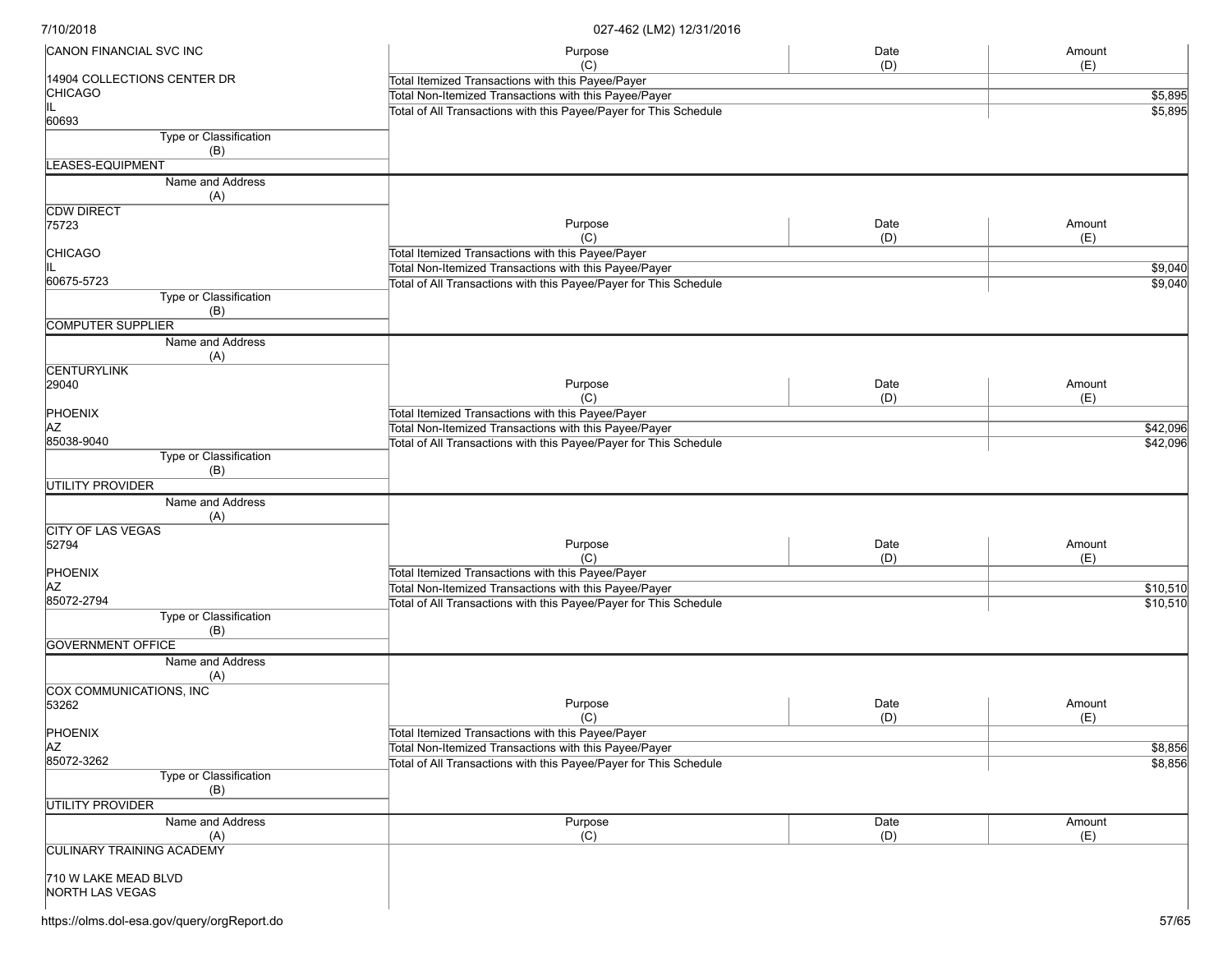| Name and Address (A) | Purpose (C) | Date (D) | Amount (E) |
|---|---|---|---|
| CANON FINANCIAL SVC INC<br><br>14904 COLLECTIONS CENTER DR<br>CHICAGO<br>IL<br>60693 | Total Itemized Transactions with this Payee/Payer | | |
| | Total Non-Itemized Transactions with this Payee/Payer | | $5,895 |
| | Total of All Transactions with this Payee/Payer for This Schedule | | $5,895 |
| **Type or Classification (B)**<br>LEASES-EQUIPMENT | | | |

| Name and Address (A) | Purpose (C) | Date (D) | Amount (E) |
|---|---|---|---|
| CDW DIRECT<br>75723<br><br>CHICAGO<br>IL<br>60675-5723 | Total Itemized Transactions with this Payee/Payer | | |
| | Total Non-Itemized Transactions with this Payee/Payer | | $9,040 |
| | Total of All Transactions with this Payee/Payer for This Schedule | | $9,040 |
| **Type or Classification (B)**<br>COMPUTER SUPPLIER | | | |

| Name and Address (A) | Purpose (C) | Date (D) | Amount (E) |
|---|---|---|---|
| CENTURYLINK<br>29040<br><br>PHOENIX<br>AZ<br>85038-9040 | Total Itemized Transactions with this Payee/Payer | | |
| | Total Non-Itemized Transactions with this Payee/Payer | | $42,096 |
| | Total of All Transactions with this Payee/Payer for This Schedule | | $42,096 |
| **Type or Classification (B)**<br>UTILITY PROVIDER | | | |

| Name and Address (A) | Purpose (C) | Date (D) | Amount (E) |
|---|---|---|---|
| CITY OF LAS VEGAS<br>52794<br><br>PHOENIX<br>AZ<br>85072-2794 | Total Itemized Transactions with this Payee/Payer | | |
| | Total Non-Itemized Transactions with this Payee/Payer | | $10,510 |
| | Total of All Transactions with this Payee/Payer for This Schedule | | $10,510 |
| **Type or Classification (B)**<br>GOVERNMENT OFFICE | | | |

| Name and Address (A) | Purpose (C) | Date (D) | Amount (E) |
|---|---|---|---|
| COX COMMUNICATIONS, INC<br>53262<br><br>PHOENIX<br>AZ<br>85072-3262 | Total Itemized Transactions with this Payee/Payer | | |
| | Total Non-Itemized Transactions with this Payee/Payer | | $8,856 |
| | Total of All Transactions with this Payee/Payer for This Schedule | | $8,856 |
| **Type or Classification (B)**<br>UTILITY PROVIDER | | | |

| Name and Address (A) | Purpose (C) | Date (D) | Amount (E) |
|---|---|---|---|
| CULINARY TRAINING ACADEMY<br><br>710 W LAKE MEAD BLVD<br>NORTH LAS VEGAS | | | |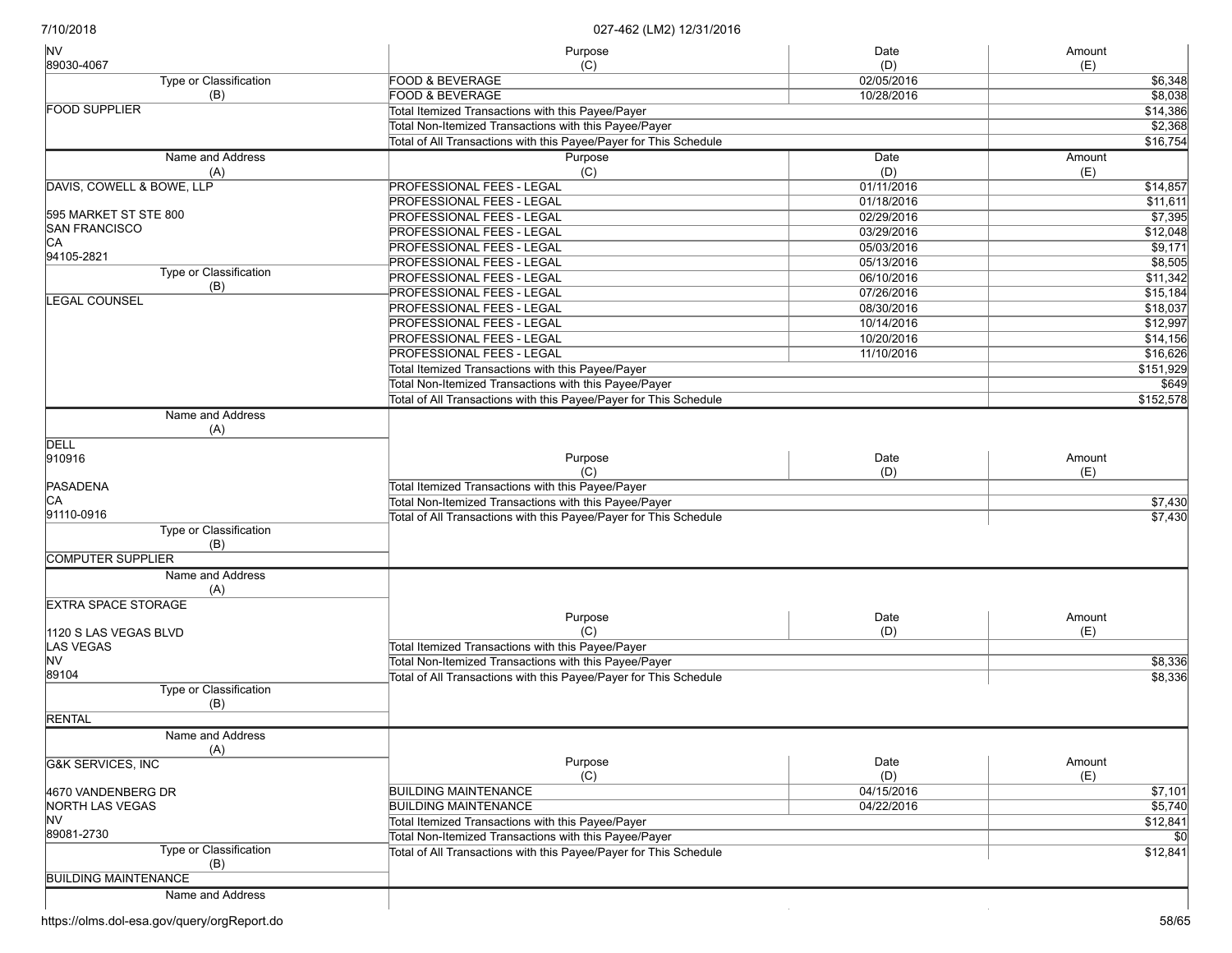| Name and Address (A) | Purpose (C) | Date (D) | Amount (E) |
|---|---|---|---|
| NV 89030-4067 | FOOD & BEVERAGE | 02/05/2016 | $6,348 |
| Type or Classification (B) | FOOD & BEVERAGE | 10/28/2016 | $8,038 |
| FOOD SUPPLIER | Total Itemized Transactions with this Payee/Payer | | $14,386 |
| | Total Non-Itemized Transactions with this Payee/Payer | | $2,368 |
| | Total of All Transactions with this Payee/Payer for This Schedule | | $16,754 |

| Name and Address (A) | Purpose (C) | Date (D) | Amount (E) |
|---|---|---|---|
| DAVIS, COWELL & BOWE, LLP | PROFESSIONAL FEES - LEGAL | 01/11/2016 | $14,857 |
| | PROFESSIONAL FEES - LEGAL | 01/18/2016 | $11,611 |
| 595 MARKET ST STE 800 | PROFESSIONAL FEES - LEGAL | 02/29/2016 | $7,395 |
| SAN FRANCISCO | PROFESSIONAL FEES - LEGAL | 03/29/2016 | $12,048 |
| CA | PROFESSIONAL FEES - LEGAL | 05/03/2016 | $9,171 |
| 94105-2821 | PROFESSIONAL FEES - LEGAL | 05/13/2016 | $8,505 |
| Type or Classification (B) | PROFESSIONAL FEES - LEGAL | 06/10/2016 | $11,342 |
| LEGAL COUNSEL | PROFESSIONAL FEES - LEGAL | 07/26/2016 | $15,184 |
| | PROFESSIONAL FEES - LEGAL | 08/30/2016 | $18,037 |
| | PROFESSIONAL FEES - LEGAL | 10/14/2016 | $12,997 |
| | PROFESSIONAL FEES - LEGAL | 10/20/2016 | $14,156 |
| | PROFESSIONAL FEES - LEGAL | 11/10/2016 | $16,626 |
| | Total Itemized Transactions with this Payee/Payer | | $151,929 |
| | Total Non-Itemized Transactions with this Payee/Payer | | $649 |
| | Total of All Transactions with this Payee/Payer for This Schedule | | $152,578 |

| Name and Address (A) | Purpose (C) | Date (D) | Amount (E) |
|---|---|---|---|
| DELL 910916 | | | |
| PASADENA | Total Itemized Transactions with this Payee/Payer | | |
| CA | Total Non-Itemized Transactions with this Payee/Payer | | $7,430 |
| 91110-0916 | Total of All Transactions with this Payee/Payer for This Schedule | | $7,430 |
| Type or Classification (B) | | | |
| COMPUTER SUPPLIER | | | |

| Name and Address (A) | Purpose (C) | Date (D) | Amount (E) |
|---|---|---|---|
| EXTRA SPACE STORAGE | | | |
| 1120 S LAS VEGAS BLVD | | | |
| LAS VEGAS | Total Itemized Transactions with this Payee/Payer | | |
| NV | Total Non-Itemized Transactions with this Payee/Payer | | $8,336 |
| 89104 | Total of All Transactions with this Payee/Payer for This Schedule | | $8,336 |
| Type or Classification (B) | | | |
| RENTAL | | | |

| Name and Address (A) | Purpose (C) | Date (D) | Amount (E) |
|---|---|---|---|
| G&K SERVICES, INC | | | |
| 4670 VANDENBERG DR | BUILDING MAINTENANCE | 04/15/2016 | $7,101 |
| NORTH LAS VEGAS | BUILDING MAINTENANCE | 04/22/2016 | $5,740 |
| NV | Total Itemized Transactions with this Payee/Payer | | $12,841 |
| 89081-2730 | Total Non-Itemized Transactions with this Payee/Payer | | $0 |
| Type or Classification (B) | Total of All Transactions with this Payee/Payer for This Schedule | | $12,841 |
| BUILDING MAINTENANCE | | | |

Name and Address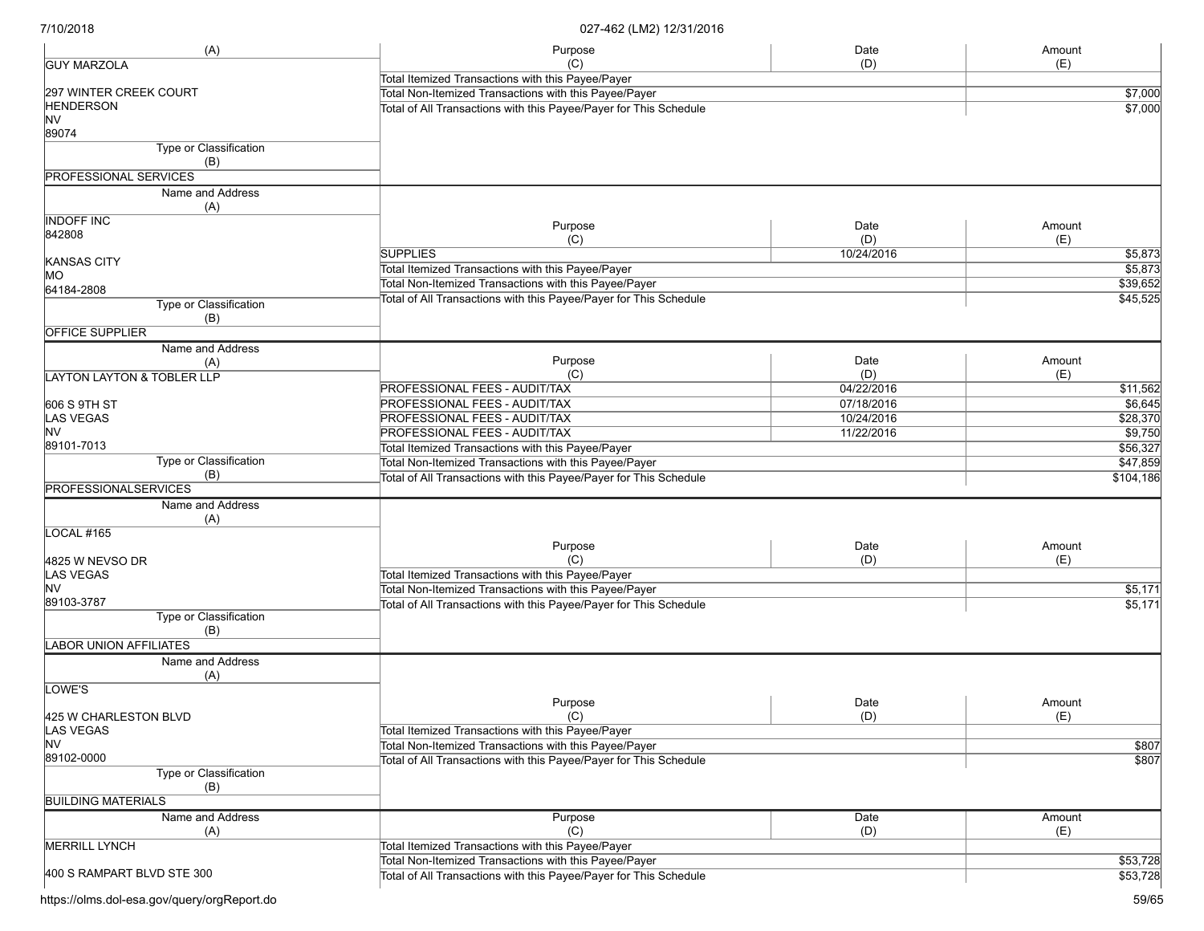| Name and Address (A) | Purpose (C) | Date (D) | Amount (E) |
|---|---|---|---|
| GUY MARZOLA<br>297 WINTER CREEK COURT<br>HENDERSON<br>NV<br>89074 | Total Itemized Transactions with this Payee/Payer | | |
| | Total Non-Itemized Transactions with this Payee/Payer | | $7,000 |
| | Total of All Transactions with this Payee/Payer for This Schedule | | $7,000 |
| Type or Classification (B): PROFESSIONAL SERVICES | | | |

| Name and Address (A) | Purpose (C) | Date (D) | Amount (E) |
|---|---|---|---|
| INDOFF INC<br>842808<br>KANSAS CITY<br>MO<br>64184-2808 | SUPPLIES | 10/24/2016 | $5,873 |
| | Total Itemized Transactions with this Payee/Payer | | $5,873 |
| | Total Non-Itemized Transactions with this Payee/Payer | | $39,652 |
| | Total of All Transactions with this Payee/Payer for This Schedule | | $45,525 |
| Type or Classification (B): OFFICE SUPPLIER | | | |

| Name and Address (A) | Purpose (C) | Date (D) | Amount (E) |
|---|---|---|---|
| LAYTON LAYTON & TOBLER LLP<br>606 S 9TH ST<br>LAS VEGAS<br>NV<br>89101-7013 | PROFESSIONAL FEES - AUDIT/TAX | 04/22/2016 | $11,562 |
| | PROFESSIONAL FEES - AUDIT/TAX | 07/18/2016 | $6,645 |
| | PROFESSIONAL FEES - AUDIT/TAX | 10/24/2016 | $28,370 |
| | PROFESSIONAL FEES - AUDIT/TAX | 11/22/2016 | $9,750 |
| | Total Itemized Transactions with this Payee/Payer | | $56,327 |
| | Total Non-Itemized Transactions with this Payee/Payer | | $47,859 |
| | Total of All Transactions with this Payee/Payer for This Schedule | | $104,186 |
| Type or Classification (B): PROFESSIONALSERVICES | | | |

| Name and Address (A) | Purpose (C) | Date (D) | Amount (E) |
|---|---|---|---|
| LOCAL #165<br>4825 W NEVSO DR<br>LAS VEGAS<br>NV<br>89103-3787 | Total Itemized Transactions with this Payee/Payer | | |
| | Total Non-Itemized Transactions with this Payee/Payer | | $5,171 |
| | Total of All Transactions with this Payee/Payer for This Schedule | | $5,171 |
| Type or Classification (B): LABOR UNION AFFILIATES | | | |

| Name and Address (A) | Purpose (C) | Date (D) | Amount (E) |
|---|---|---|---|
| LOWE'S<br>425 W CHARLESTON BLVD<br>LAS VEGAS<br>NV<br>89102-0000 | Total Itemized Transactions with this Payee/Payer | | |
| | Total Non-Itemized Transactions with this Payee/Payer | | $807 |
| | Total of All Transactions with this Payee/Payer for This Schedule | | $807 |
| Type or Classification (B): BUILDING MATERIALS | | | |

| Name and Address (A) | Purpose (C) | Date (D) | Amount (E) |
|---|---|---|---|
| MERRILL LYNCH<br>400 S RAMPART BLVD STE 300 | Total Itemized Transactions with this Payee/Payer | | |
| | Total Non-Itemized Transactions with this Payee/Payer | | $53,728 |
| | Total of All Transactions with this Payee/Payer for This Schedule | | $53,728 |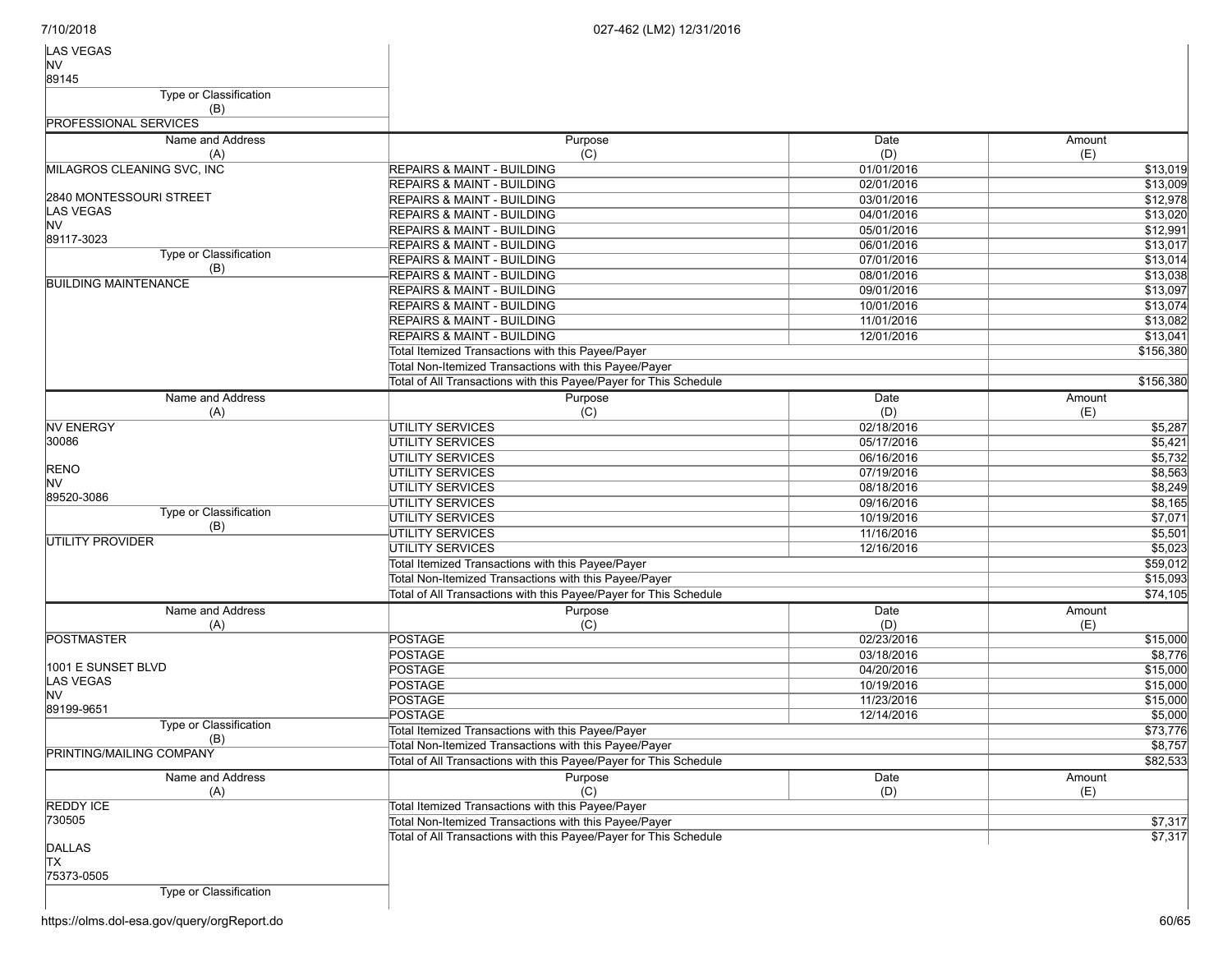LAS VEGAS
NV
89145

| Type or Classification (B) |
|---|
| PROFESSIONAL SERVICES |

| Name and Address (A) | Purpose (C) | Date (D) | Amount (E) |
|---|---|---|---|
| MILAGROS CLEANING SVC, INC | REPAIRS & MAINT - BUILDING | 01/01/2016 | $13,019 |
| | REPAIRS & MAINT - BUILDING | 02/01/2016 | $13,009 |
| 2840 MONTESSOURI STREET | REPAIRS & MAINT - BUILDING | 03/01/2016 | $12,978 |
| LAS VEGAS | REPAIRS & MAINT - BUILDING | 04/01/2016 | $13,020 |
| NV | REPAIRS & MAINT - BUILDING | 05/01/2016 | $12,991 |
| 89117-3023 | REPAIRS & MAINT - BUILDING | 06/01/2016 | $13,017 |
| Type or Classification (B) | REPAIRS & MAINT - BUILDING | 07/01/2016 | $13,014 |
| BUILDING MAINTENANCE | REPAIRS & MAINT - BUILDING | 08/01/2016 | $13,038 |
| | REPAIRS & MAINT - BUILDING | 09/01/2016 | $13,097 |
| | REPAIRS & MAINT - BUILDING | 10/01/2016 | $13,074 |
| | REPAIRS & MAINT - BUILDING | 11/01/2016 | $13,082 |
| | REPAIRS & MAINT - BUILDING | 12/01/2016 | $13,041 |
| | Total Itemized Transactions with this Payee/Payer | | $156,380 |
| | Total Non-Itemized Transactions with this Payee/Payer | | |
| | Total of All Transactions with this Payee/Payer for This Schedule | | $156,380 |

| Name and Address (A) | Purpose (C) | Date (D) | Amount (E) |
|---|---|---|---|
| NV ENERGY | UTILITY SERVICES | 02/18/2016 | $5,287 |
| 30086 | UTILITY SERVICES | 05/17/2016 | $5,421 |
| | UTILITY SERVICES | 06/16/2016 | $5,732 |
| RENO | UTILITY SERVICES | 07/19/2016 | $8,563 |
| NV | UTILITY SERVICES | 08/18/2016 | $8,249 |
| 89520-3086 | UTILITY SERVICES | 09/16/2016 | $8,165 |
| Type or Classification (B) | UTILITY SERVICES | 10/19/2016 | $7,071 |
| UTILITY PROVIDER | UTILITY SERVICES | 11/16/2016 | $5,501 |
| | UTILITY SERVICES | 12/16/2016 | $5,023 |
| | Total Itemized Transactions with this Payee/Payer | | $59,012 |
| | Total Non-Itemized Transactions with this Payee/Payer | | $15,093 |
| | Total of All Transactions with this Payee/Payer for This Schedule | | $74,105 |

| Name and Address (A) | Purpose (C) | Date (D) | Amount (E) |
|---|---|---|---|
| POSTMASTER | POSTAGE | 02/23/2016 | $15,000 |
| | POSTAGE | 03/18/2016 | $8,776 |
| 1001 E SUNSET BLVD | POSTAGE | 04/20/2016 | $15,000 |
| LAS VEGAS | POSTAGE | 10/19/2016 | $15,000 |
| NV | POSTAGE | 11/23/2016 | $15,000 |
| 89199-9651 | POSTAGE | 12/14/2016 | $5,000 |
| Type or Classification (B) | Total Itemized Transactions with this Payee/Payer | | $73,776 |
| PRINTING/MAILING COMPANY | Total Non-Itemized Transactions with this Payee/Payer | | $8,757 |
| | Total of All Transactions with this Payee/Payer for This Schedule | | $82,533 |

| Name and Address (A) | Purpose (C) | Date (D) | Amount (E) |
|---|---|---|---|
| REDDY ICE | Total Itemized Transactions with this Payee/Payer | | |
| 730505 | Total Non-Itemized Transactions with this Payee/Payer | | $7,317 |
| | Total of All Transactions with this Payee/Payer for This Schedule | | $7,317 |
| DALLAS | | | |
| TX | | | |
| 75373-0505 | | | |
| Type or Classification | | | |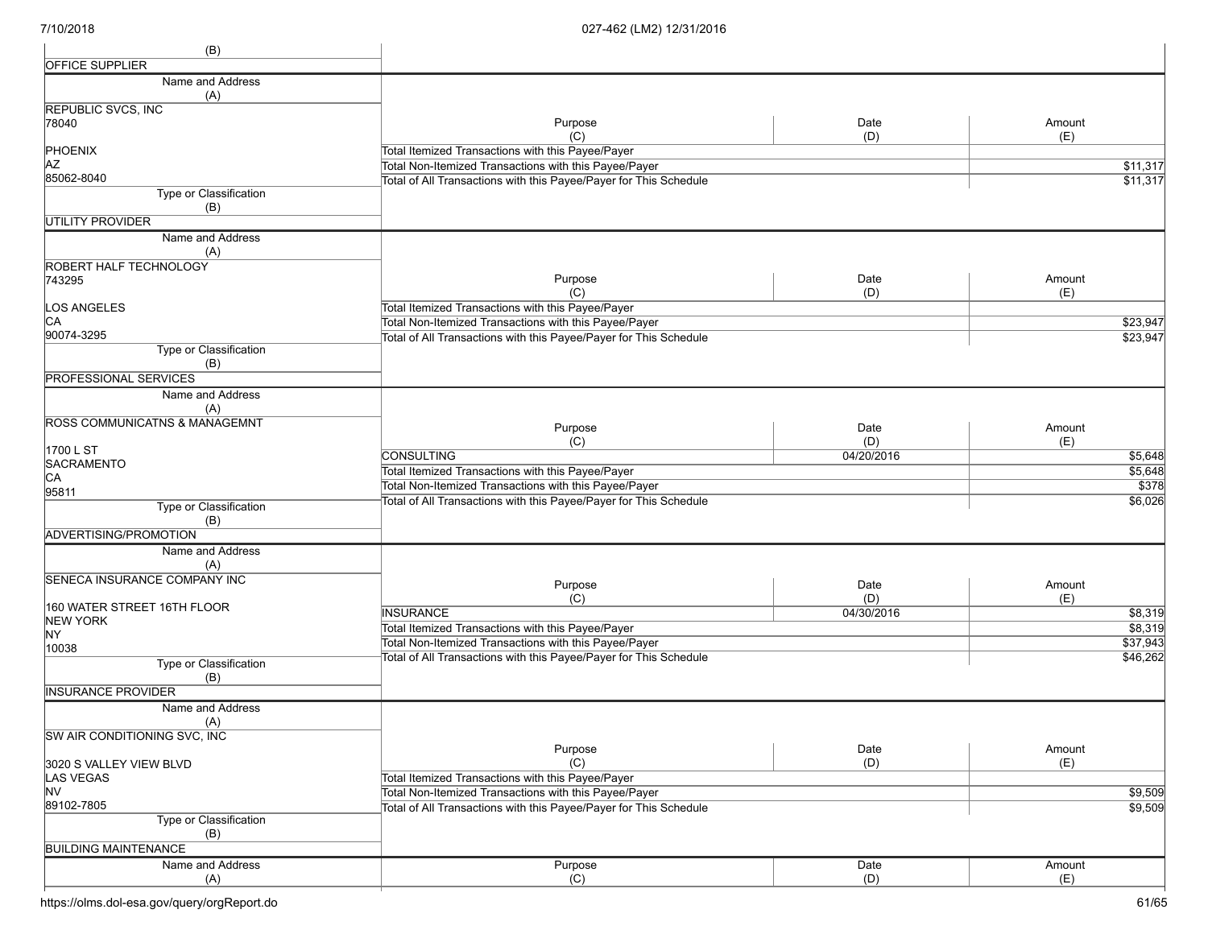| (B) | | | |
|---|---|---|---|
| OFFICE SUPPLIER | | | |

| Name and Address (A) | Purpose (C) | Date (D) | Amount (E) |
|---|---|---|---|
| REPUBLIC SVCS, INC<br>78040<br><br>PHOENIX<br>AZ<br>85062-8040 | Total Itemized Transactions with this Payee/Payer | | |
| | Total Non-Itemized Transactions with this Payee/Payer | | $11,317 |
| | Total of All Transactions with this Payee/Payer for This Schedule | | $11,317 |
| Type or Classification (B) | | | |
| UTILITY PROVIDER | | | |

| Name and Address (A) | Purpose (C) | Date (D) | Amount (E) |
|---|---|---|---|
| ROBERT HALF TECHNOLOGY<br>743295<br><br>LOS ANGELES<br>CA<br>90074-3295 | Total Itemized Transactions with this Payee/Payer | | |
| | Total Non-Itemized Transactions with this Payee/Payer | | $23,947 |
| | Total of All Transactions with this Payee/Payer for This Schedule | | $23,947 |
| Type or Classification (B) | | | |
| PROFESSIONAL SERVICES | | | |

| Name and Address (A) | Purpose (C) | Date (D) | Amount (E) |
|---|---|---|---|
| ROSS COMMUNICATNS & MANAGEMNT<br><br>1700 L ST<br>SACRAMENTO<br>CA<br>95811 | CONSULTING | 04/20/2016 | $5,648 |
| | Total Itemized Transactions with this Payee/Payer | | $5,648 |
| | Total Non-Itemized Transactions with this Payee/Payer | | $378 |
| | Total of All Transactions with this Payee/Payer for This Schedule | | $6,026 |
| Type or Classification (B) | | | |
| ADVERTISING/PROMOTION | | | |

| Name and Address (A) | Purpose (C) | Date (D) | Amount (E) |
|---|---|---|---|
| SENECA INSURANCE COMPANY INC<br><br>160 WATER STREET 16TH FLOOR<br>NEW YORK<br>NY<br>10038 | INSURANCE | 04/30/2016 | $8,319 |
| | Total Itemized Transactions with this Payee/Payer | | $8,319 |
| | Total Non-Itemized Transactions with this Payee/Payer | | $37,943 |
| | Total of All Transactions with this Payee/Payer for This Schedule | | $46,262 |
| Type or Classification (B) | | | |
| INSURANCE PROVIDER | | | |

| Name and Address (A) | Purpose (C) | Date (D) | Amount (E) |
|---|---|---|---|
| SW AIR CONDITIONING SVC, INC<br><br>3020 S VALLEY VIEW BLVD<br>LAS VEGAS<br>NV<br>89102-7805 | Total Itemized Transactions with this Payee/Payer | | |
| | Total Non-Itemized Transactions with this Payee/Payer | | $9,509 |
| | Total of All Transactions with this Payee/Payer for This Schedule | | $9,509 |
| Type or Classification (B) | | | |
| BUILDING MAINTENANCE | | | |

| Name and Address (A) | Purpose (C) | Date (D) | Amount (E) |
|---|---|---|---|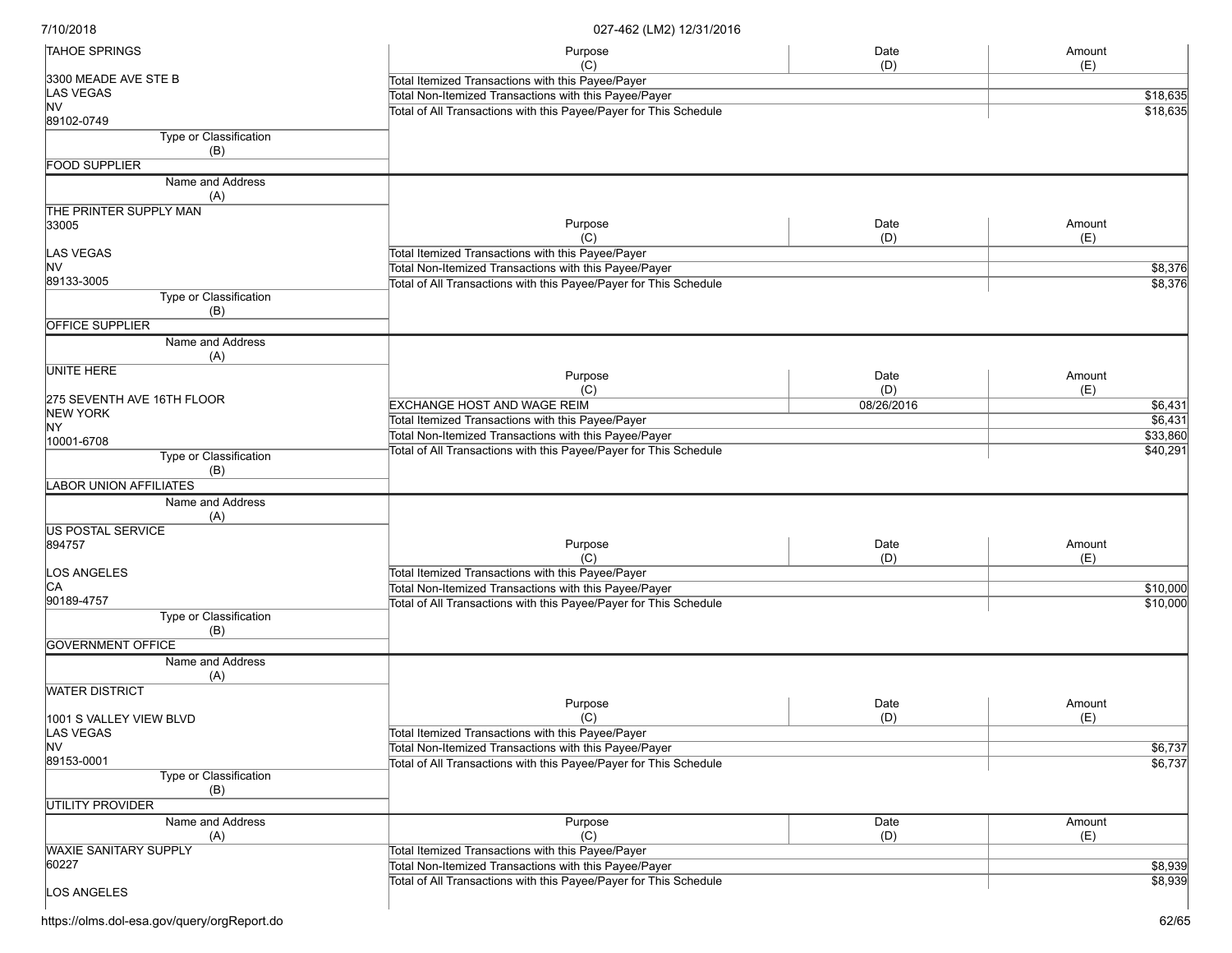| Name and Address (A) | Purpose (C) | Date (D) | Amount (E) |
|---|---|---|---|
| TAHOE SPRINGS<br><br>3300 MEADE AVE STE B<br>LAS VEGAS<br>NV<br>89102-0749 | Total Itemized Transactions with this Payee/Payer | | |
| | Total Non-Itemized Transactions with this Payee/Payer | | $18,635 |
| | Total of All Transactions with this Payee/Payer for This Schedule | | $18,635 |
| Type or Classification (B): FOOD SUPPLIER | | | |

| Name and Address (A) | Purpose (C) | Date (D) | Amount (E) |
|---|---|---|---|
| THE PRINTER SUPPLY MAN<br>33005<br><br>LAS VEGAS<br>NV<br>89133-3005 | Total Itemized Transactions with this Payee/Payer | | |
| | Total Non-Itemized Transactions with this Payee/Payer | | $8,376 |
| | Total of All Transactions with this Payee/Payer for This Schedule | | $8,376 |
| Type or Classification (B): OFFICE SUPPLIER | | | |

| Name and Address (A) | Purpose (C) | Date (D) | Amount (E) |
|---|---|---|---|
| UNITE HERE<br><br>275 SEVENTH AVE 16TH FLOOR<br>NEW YORK<br>NY<br>10001-6708 | EXCHANGE HOST AND WAGE REIM | 08/26/2016 | $6,431 |
| | Total Itemized Transactions with this Payee/Payer | | $6,431 |
| | Total Non-Itemized Transactions with this Payee/Payer | | $33,860 |
| | Total of All Transactions with this Payee/Payer for This Schedule | | $40,291 |
| Type or Classification (B): LABOR UNION AFFILIATES | | | |

| Name and Address (A) | Purpose (C) | Date (D) | Amount (E) |
|---|---|---|---|
| US POSTAL SERVICE<br>894757<br><br>LOS ANGELES<br>CA<br>90189-4757 | Total Itemized Transactions with this Payee/Payer | | |
| | Total Non-Itemized Transactions with this Payee/Payer | | $10,000 |
| | Total of All Transactions with this Payee/Payer for This Schedule | | $10,000 |
| Type or Classification (B): GOVERNMENT OFFICE | | | |

| Name and Address (A) | Purpose (C) | Date (D) | Amount (E) |
|---|---|---|---|
| WATER DISTRICT<br><br>1001 S VALLEY VIEW BLVD<br>LAS VEGAS<br>NV<br>89153-0001 | Total Itemized Transactions with this Payee/Payer | | |
| | Total Non-Itemized Transactions with this Payee/Payer | | $6,737 |
| | Total of All Transactions with this Payee/Payer for This Schedule | | $6,737 |
| Type or Classification (B): UTILITY PROVIDER | | | |

| Name and Address (A) | Purpose (C) | Date (D) | Amount (E) |
|---|---|---|---|
| WAXIE SANITARY SUPPLY<br>60227<br><br>LOS ANGELES | Total Itemized Transactions with this Payee/Payer | | |
| | Total Non-Itemized Transactions with this Payee/Payer | | $8,939 |
| | Total of All Transactions with this Payee/Payer for This Schedule | | $8,939 |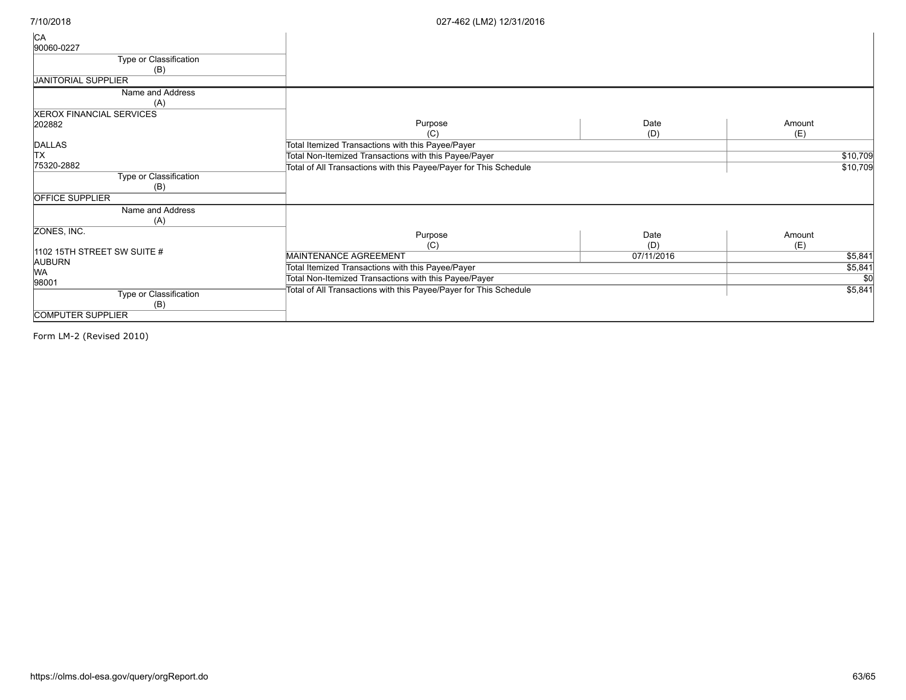| Name and Address (A) | Purpose (C) | Date (D) | Amount (E) |
|---|---|---|---|
| CA<br>90060-0227 | | | |
| **Type or Classification (B)**<br>JANITORIAL SUPPLIER | | | |

| Name and Address (A) | Purpose (C) | Date (D) | Amount (E) |
|---|---|---|---|
| XEROX FINANCIAL SERVICES<br>202882<br><br>DALLAS<br>TX<br>75320-2882 | Total Itemized Transactions with this Payee/Payer | | |
| | Total Non-Itemized Transactions with this Payee/Payer | | $10,709 |
| | Total of All Transactions with this Payee/Payer for This Schedule | | $10,709 |
| **Type or Classification (B)**<br>OFFICE SUPPLIER | | | |

| Name and Address (A) | Purpose (C) | Date (D) | Amount (E) |
|---|---|---|---|
| ZONES, INC.<br><br>1102 15TH STREET SW SUITE #<br>AUBURN<br>WA<br>98001 | MAINTENANCE AGREEMENT | 07/11/2016 | $5,841 |
| | Total Itemized Transactions with this Payee/Payer | | $5,841 |
| | Total Non-Itemized Transactions with this Payee/Payer | | $0 |
| | Total of All Transactions with this Payee/Payer for This Schedule | | $5,841 |
| **Type or Classification (B)**<br>COMPUTER SUPPLIER | | | |

Form LM-2 (Revised 2010)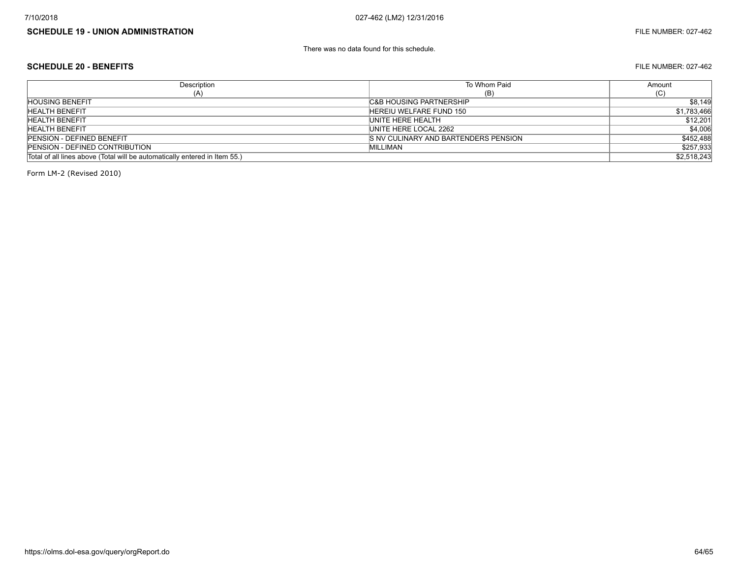## SCHEDULE 19 - UNION ADMINISTRATION

FILE NUMBER: 027-462

There was no data found for this schedule.

## SCHEDULE 20 - BENEFITS

FILE NUMBER: 027-462

| Description (A) | To Whom Paid (B) | Amount (C) |
|---|---|---|
| HOUSING BENEFIT | C&B HOUSING PARTNERSHIP | $8,149 |
| HEALTH BENEFIT | HEREIU WELFARE FUND 150 | $1,783,466 |
| HEALTH BENEFIT | UNITE HERE HEALTH | $12,201 |
| HEALTH BENEFIT | UNITE HERE LOCAL 2262 | $4,006 |
| PENSION - DEFINED BENEFIT | S NV CULINARY AND BARTENDERS PENSION | $452,488 |
| PENSION - DEFINED CONTRIBUTION | MILLIMAN | $257,933 |
| Total of all lines above (Total will be automatically entered in Item 55.) | | $2,518,243 |

Form LM-2 (Revised 2010)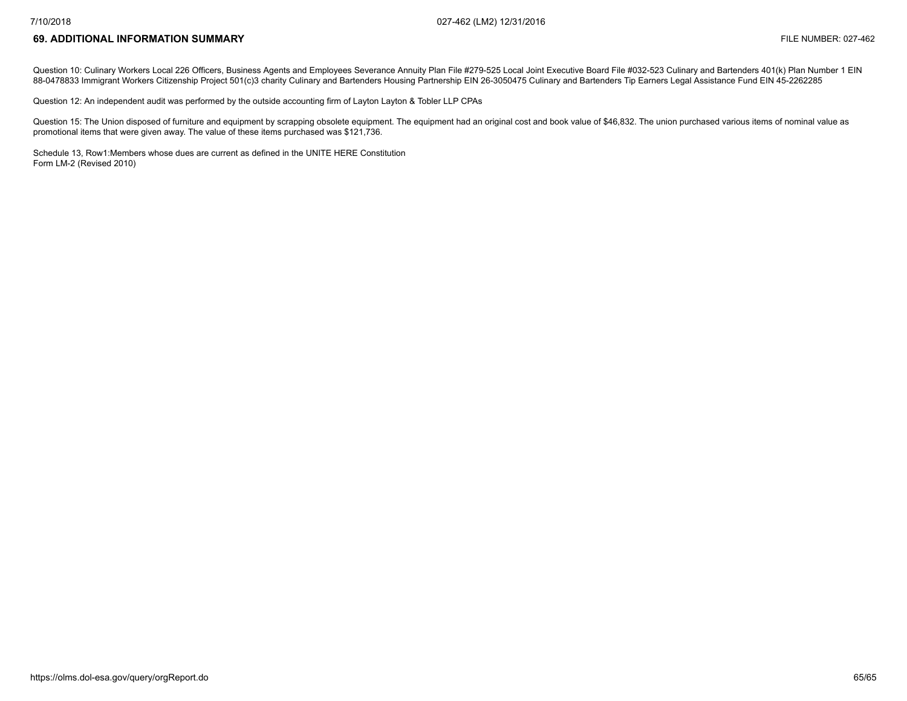## 69. ADDITIONAL INFORMATION SUMMARY

FILE NUMBER: 027-462

Question 10: Culinary Workers Local 226 Officers, Business Agents and Employees Severance Annuity Plan File #279-525 Local Joint Executive Board File #032-523 Culinary and Bartenders 401(k) Plan Number 1 EIN 88-0478833 Immigrant Workers Citizenship Project 501(c)3 charity Culinary and Bartenders Housing Partnership EIN 26-3050475 Culinary and Bartenders Tip Earners Legal Assistance Fund EIN 45-2262285

Question 12: An independent audit was performed by the outside accounting firm of Layton Layton & Tobler LLP CPAs

Question 15: The Union disposed of furniture and equipment by scrapping obsolete equipment. The equipment had an original cost and book value of $46,832. The union purchased various items of nominal value as promotional items that were given away. The value of these items purchased was $121,736.

Schedule 13, Row1:Members whose dues are current as defined in the UNITE HERE Constitution
Form LM-2 (Revised 2010)